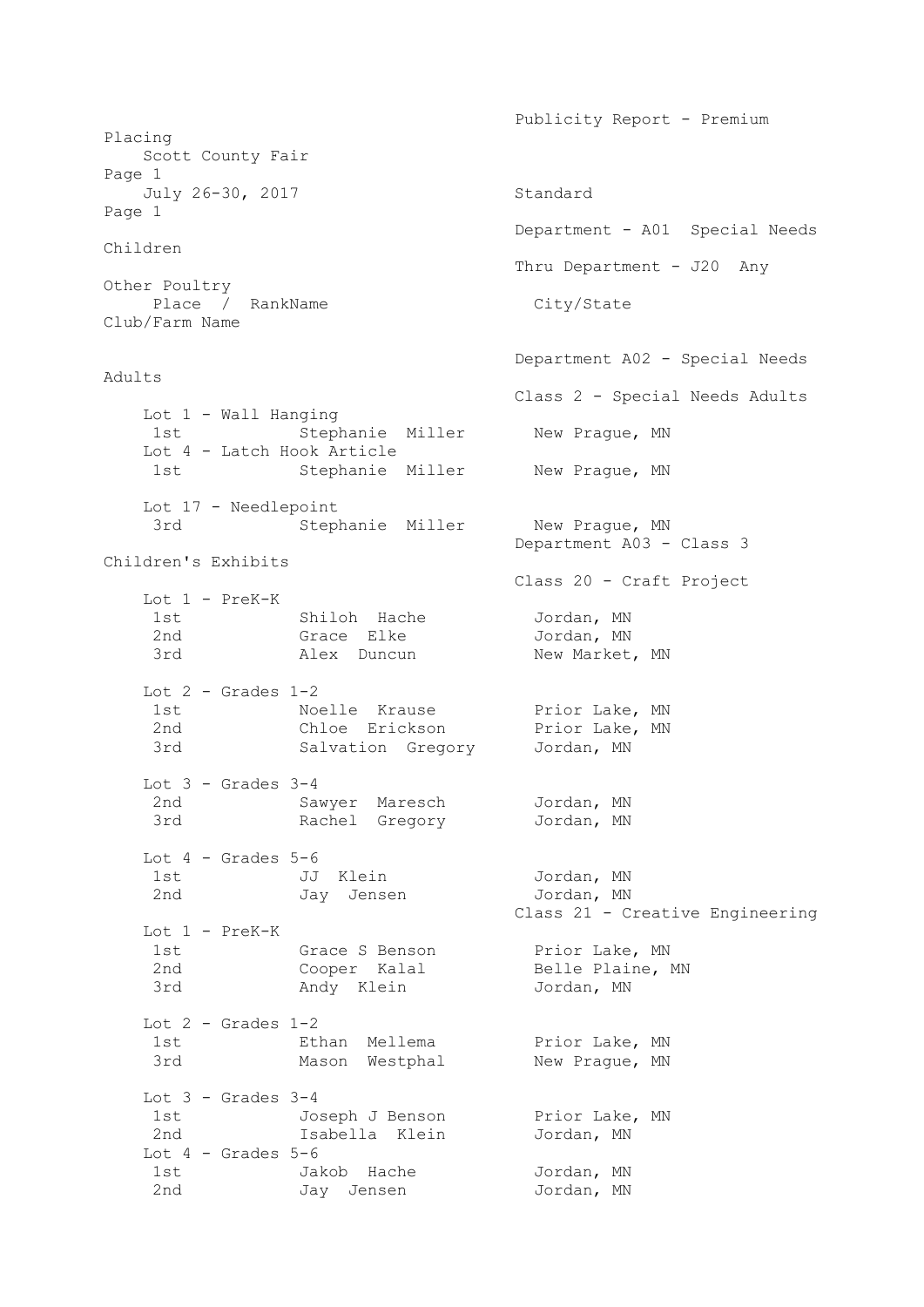Publicity Report - Premium Placing

Scott County Fair

July 26-30, 2017

Standard

Department - A01 Special Needs Children

Thru Department - J20 Any Other Poultry

| Place / Rank | Name | City/State | Club/Farm Name |
|---|---|---|---|

## Department A02 - Special Needs Adults

### Class 2 - Special Needs Adults

**Lot 1 - Wall Hanging**

| Place / Rank | Name | City/State | Club/Farm Name |
|---|---|---|---|
| 1st | Stephanie Miller | New Prague, MN | |

**Lot 4 - Latch Hook Article**

| Place / Rank | Name | City/State | Club/Farm Name |
|---|---|---|---|
| 1st | Stephanie Miller | New Prague, MN | |

**Lot 17 - Needlepoint**

| Place / Rank | Name | City/State | Club/Farm Name |
|---|---|---|---|
| 3rd | Stephanie Miller | New Prague, MN | |

## Department A03 - Class 3 Children's Exhibits

### Class 20 - Craft Project

**Lot 1 - PreK-K**

| Place / Rank | Name | City/State | Club/Farm Name |
|---|---|---|---|
| 1st | Shiloh Hache | Jordan, MN | |
| 2nd | Grace Elke | Jordan, MN | |
| 3rd | Alex Duncun | New Market, MN | |

**Lot 2 - Grades 1-2**

| Place / Rank | Name | City/State | Club/Farm Name |
|---|---|---|---|
| 1st | Noelle Krause | Prior Lake, MN | |
| 2nd | Chloe Erickson | Prior Lake, MN | |
| 3rd | Salvation Gregory | Jordan, MN | |

**Lot 3 - Grades 3-4**

| Place / Rank | Name | City/State | Club/Farm Name |
|---|---|---|---|
| 2nd | Sawyer Maresch | Jordan, MN | |
| 3rd | Rachel Gregory | Jordan, MN | |

**Lot 4 - Grades 5-6**

| Place / Rank | Name | City/State | Club/Farm Name |
|---|---|---|---|
| 1st | JJ Klein | Jordan, MN | |
| 2nd | Jay Jensen | Jordan, MN | |

### Class 21 - Creative Engineering

**Lot 1 - PreK-K**

| Place / Rank | Name | City/State | Club/Farm Name |
|---|---|---|---|
| 1st | Grace S Benson | Prior Lake, MN | |
| 2nd | Cooper Kalal | Belle Plaine, MN | |
| 3rd | Andy Klein | Jordan, MN | |

**Lot 2 - Grades 1-2**

| Place / Rank | Name | City/State | Club/Farm Name |
|---|---|---|---|
| 1st | Ethan Mellema | Prior Lake, MN | |
| 3rd | Mason Westphal | New Prague, MN | |

**Lot 3 - Grades 3-4**

| Place / Rank | Name | City/State | Club/Farm Name |
|---|---|---|---|
| 1st | Joseph J Benson | Prior Lake, MN | |
| 2nd | Isabella Klein | Jordan, MN | |

**Lot 4 - Grades 5-6**

| Place / Rank | Name | City/State | Club/Farm Name |
|---|---|---|---|
| 1st | Jakob Hache | Jordan, MN | |
| 2nd | Jay Jensen | Jordan, MN | |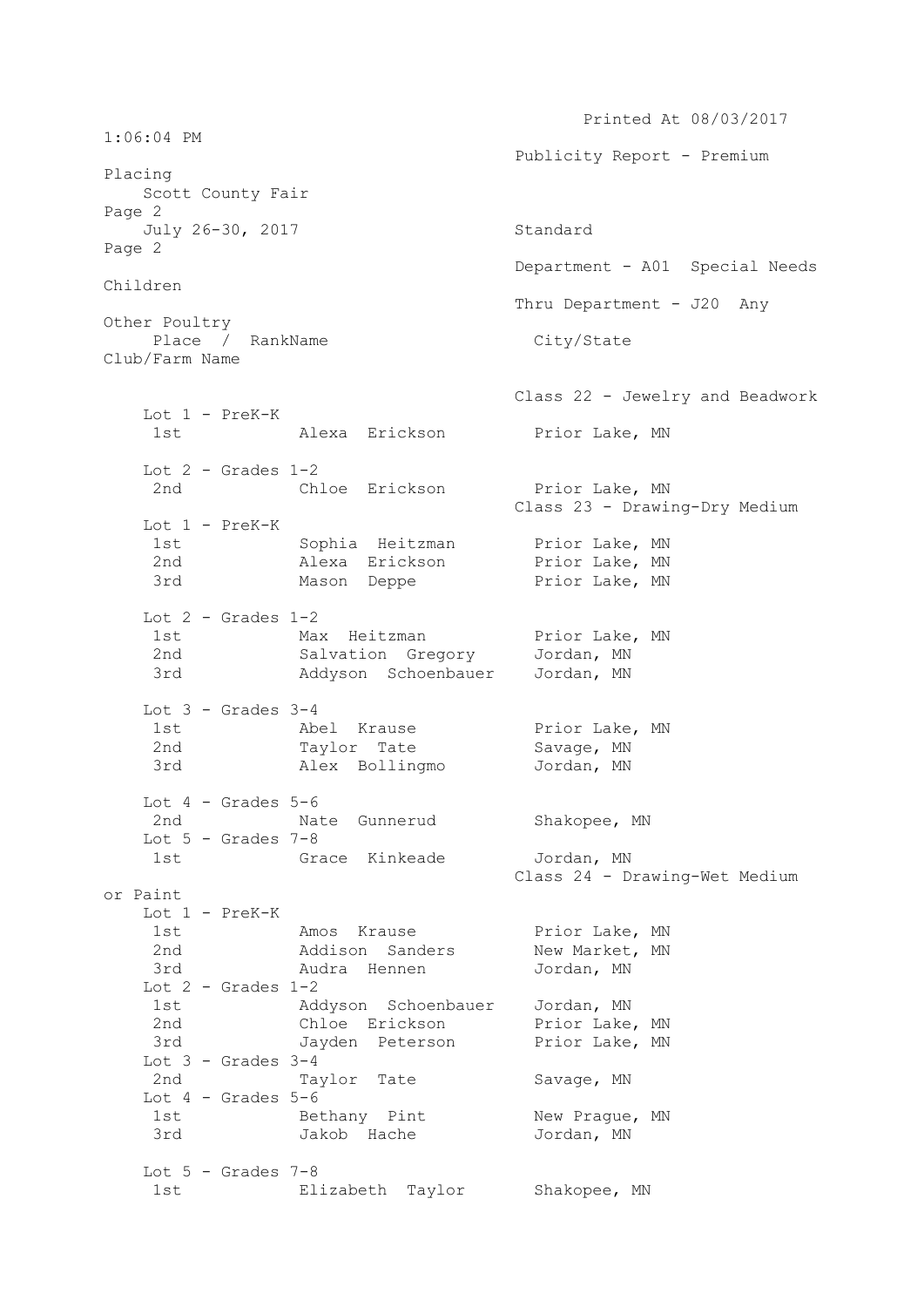Publicity Report - Premium Placing

Scott County Fair

July 26-30, 2017

Standard

Department - A01 Special Needs Children

Thru Department - J20 Any Other Poultry

| Place / Rank | Name | City/State | Club/Farm Name |
|---|---|---|---|

### Class 22 - Jewelry and Beadwork

**Lot 1 - PreK-K**

| Place / Rank | Name | City/State |
|---|---|---|
| 1st | Alexa Erickson | Prior Lake, MN |

**Lot 2 - Grades 1-2**

| Place / Rank | Name | City/State |
|---|---|---|
| 2nd | Chloe Erickson | Prior Lake, MN |

### Class 23 - Drawing-Dry Medium

**Lot 1 - PreK-K**

| Place / Rank | Name | City/State |
|---|---|---|
| 1st | Sophia Heitzman | Prior Lake, MN |
| 2nd | Alexa Erickson | Prior Lake, MN |
| 3rd | Mason Deppe | Prior Lake, MN |

**Lot 2 - Grades 1-2**

| Place / Rank | Name | City/State |
|---|---|---|
| 1st | Max Heitzman | Prior Lake, MN |
| 2nd | Salvation Gregory | Jordan, MN |
| 3rd | Addyson Schoenbauer | Jordan, MN |

**Lot 3 - Grades 3-4**

| Place / Rank | Name | City/State |
|---|---|---|
| 1st | Abel Krause | Prior Lake, MN |
| 2nd | Taylor Tate | Savage, MN |
| 3rd | Alex Bollingmo | Jordan, MN |

**Lot 4 - Grades 5-6**

| Place / Rank | Name | City/State |
|---|---|---|
| 2nd | Nate Gunnerud | Shakopee, MN |

**Lot 5 - Grades 7-8**

| Place / Rank | Name | City/State |
|---|---|---|
| 1st | Grace Kinkeade | Jordan, MN |

### Class 24 - Drawing-Wet Medium or Paint

**Lot 1 - PreK-K**

| Place / Rank | Name | City/State |
|---|---|---|
| 1st | Amos Krause | Prior Lake, MN |
| 2nd | Addison Sanders | New Market, MN |
| 3rd | Audra Hennen | Jordan, MN |

**Lot 2 - Grades 1-2**

| Place / Rank | Name | City/State |
|---|---|---|
| 1st | Addyson Schoenbauer | Jordan, MN |
| 2nd | Chloe Erickson | Prior Lake, MN |
| 3rd | Jayden Peterson | Prior Lake, MN |

**Lot 3 - Grades 3-4**

| Place / Rank | Name | City/State |
|---|---|---|
| 2nd | Taylor Tate | Savage, MN |

**Lot 4 - Grades 5-6**

| Place / Rank | Name | City/State |
|---|---|---|
| 1st | Bethany Pint | New Prague, MN |
| 3rd | Jakob Hache | Jordan, MN |

**Lot 5 - Grades 7-8**

| Place / Rank | Name | City/State |
|---|---|---|
| 1st | Elizabeth Taylor | Shakopee, MN |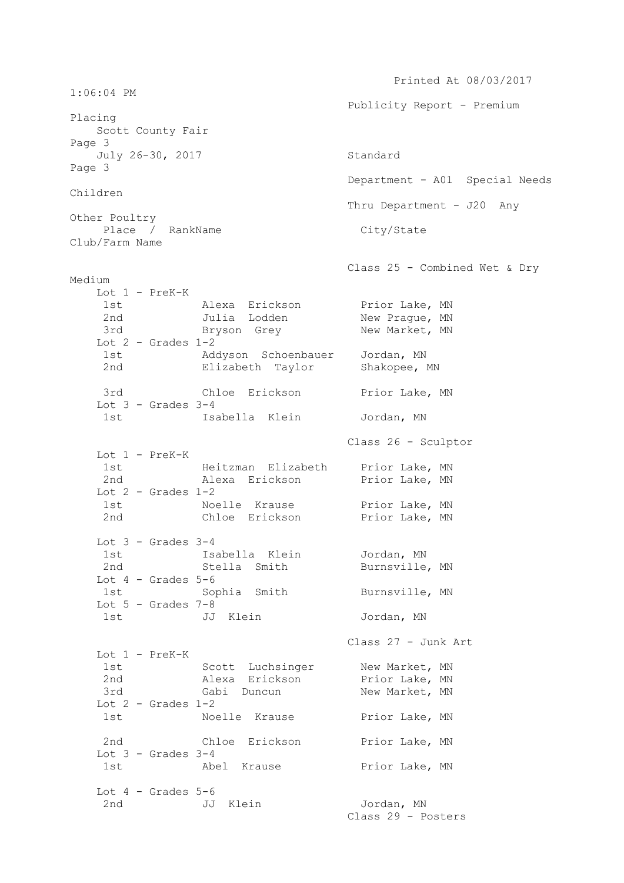Printed At 08/03/2017 1:06:04 PM

Publicity Report - Premium Placing

Scott County Fair

July 26-30, 2017

Standard

Department - A01 Special Needs Children

Thru Department - J20 Any Other Poultry

| Place / Rank | Name | City/State | Club/Farm Name |
|---|---|---|---|

### Class 25 - Combined Wet & Dry Medium

**Lot 1 - PreK-K**

| Place | Name | City/State |
|---|---|---|
| 1st | Alexa Erickson | Prior Lake, MN |
| 2nd | Julia Lodden | New Prague, MN |
| 3rd | Bryson Grey | New Market, MN |

**Lot 2 - Grades 1-2**

| Place | Name | City/State |
|---|---|---|
| 1st | Addyson Schoenbauer | Jordan, MN |
| 2nd | Elizabeth Taylor | Shakopee, MN |
| 3rd | Chloe Erickson | Prior Lake, MN |

**Lot 3 - Grades 3-4**

| Place | Name | City/State |
|---|---|---|
| 1st | Isabella Klein | Jordan, MN |

### Class 26 - Sculptor

**Lot 1 - PreK-K**

| Place | Name | City/State |
|---|---|---|
| 1st | Heitzman Elizabeth | Prior Lake, MN |
| 2nd | Alexa Erickson | Prior Lake, MN |

**Lot 2 - Grades 1-2**

| Place | Name | City/State |
|---|---|---|
| 1st | Noelle Krause | Prior Lake, MN |
| 2nd | Chloe Erickson | Prior Lake, MN |

**Lot 3 - Grades 3-4**

| Place | Name | City/State |
|---|---|---|
| 1st | Isabella Klein | Jordan, MN |
| 2nd | Stella Smith | Burnsville, MN |

**Lot 4 - Grades 5-6**

| Place | Name | City/State |
|---|---|---|
| 1st | Sophia Smith | Burnsville, MN |

**Lot 5 - Grades 7-8**

| Place | Name | City/State |
|---|---|---|
| 1st | JJ Klein | Jordan, MN |

### Class 27 - Junk Art

**Lot 1 - PreK-K**

| Place | Name | City/State |
|---|---|---|
| 1st | Scott Luchsinger | New Market, MN |
| 2nd | Alexa Erickson | Prior Lake, MN |
| 3rd | Gabi Duncun | New Market, MN |

**Lot 2 - Grades 1-2**

| Place | Name | City/State |
|---|---|---|
| 1st | Noelle Krause | Prior Lake, MN |
| 2nd | Chloe Erickson | Prior Lake, MN |

**Lot 3 - Grades 3-4**

| Place | Name | City/State |
|---|---|---|
| 1st | Abel Krause | Prior Lake, MN |

**Lot 4 - Grades 5-6**

| Place | Name | City/State |
|---|---|---|
| 2nd | JJ Klein | Jordan, MN |

### Class 29 - Posters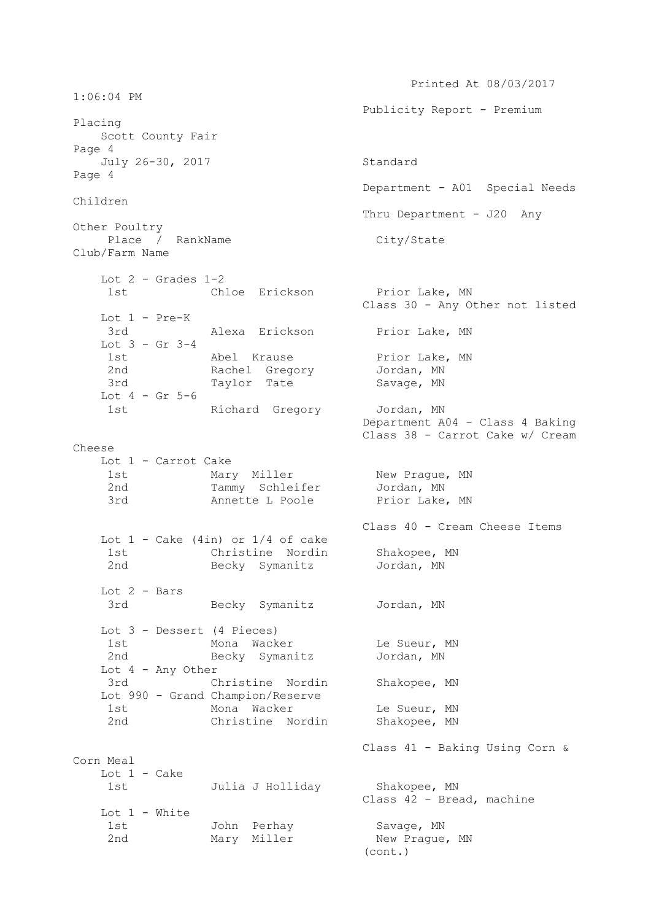Printed At 08/03/2017 1:06:04 PM

Publicity Report - Premium Placing

Scott County Fair

July 26-30, 2017

Standard

Department - A01 Special Needs Children

Thru Department - J20 Any Other Poultry

| Place / Rank | Name | City/State | Club/Farm Name |
|---|---|---|---|
| **Lot 2 - Grades 1-2** | | | |
| 1st | Chloe Erickson | Prior Lake, MN | |

**Class 30 - Any Other not listed**

| Place / Rank | Name | City/State | Club/Farm Name |
|---|---|---|---|
| **Lot 1 - Pre-K** | | | |
| 3rd | Alexa Erickson | Prior Lake, MN | |
| **Lot 3 - Gr 3-4** | | | |
| 1st | Abel Krause | Prior Lake, MN | |
| 2nd | Rachel Gregory | Jordan, MN | |
| 3rd | Taylor Tate | Savage, MN | |
| **Lot 4 - Gr 5-6** | | | |
| 1st | Richard Gregory | Jordan, MN | |

**Department A04 - Class 4 Baking**

**Class 38 - Carrot Cake w/ Cream Cheese**

| Place / Rank | Name | City/State | Club/Farm Name |
|---|---|---|---|
| **Lot 1 - Carrot Cake** | | | |
| 1st | Mary Miller | New Prague, MN | |
| 2nd | Tammy Schleifer | Jordan, MN | |
| 3rd | Annette L Poole | Prior Lake, MN | |

**Class 40 - Cream Cheese Items**

| Place / Rank | Name | City/State | Club/Farm Name |
|---|---|---|---|
| **Lot 1 - Cake (4in) or 1/4 of cake** | | | |
| 1st | Christine Nordin | Shakopee, MN | |
| 2nd | Becky Symanitz | Jordan, MN | |
| **Lot 2 - Bars** | | | |
| 3rd | Becky Symanitz | Jordan, MN | |
| **Lot 3 - Dessert (4 Pieces)** | | | |
| 1st | Mona Wacker | Le Sueur, MN | |
| 2nd | Becky Symanitz | Jordan, MN | |
| **Lot 4 - Any Other** | | | |
| 3rd | Christine Nordin | Shakopee, MN | |
| **Lot 990 - Grand Champion/Reserve** | | | |
| 1st | Mona Wacker | Le Sueur, MN | |
| 2nd | Christine Nordin | Shakopee, MN | |

**Class 41 - Baking Using Corn & Corn Meal**

| Place / Rank | Name | City/State | Club/Farm Name |
|---|---|---|---|
| **Lot 1 - Cake** | | | |
| 1st | Julia J Holliday | Shakopee, MN | |

**Class 42 - Bread, machine**

| Place / Rank | Name | City/State | Club/Farm Name |
|---|---|---|---|
| **Lot 1 - White** | | | |
| 1st | John Perhay | Savage, MN | |
| 2nd | Mary Miller | New Prague, MN | |

(cont.)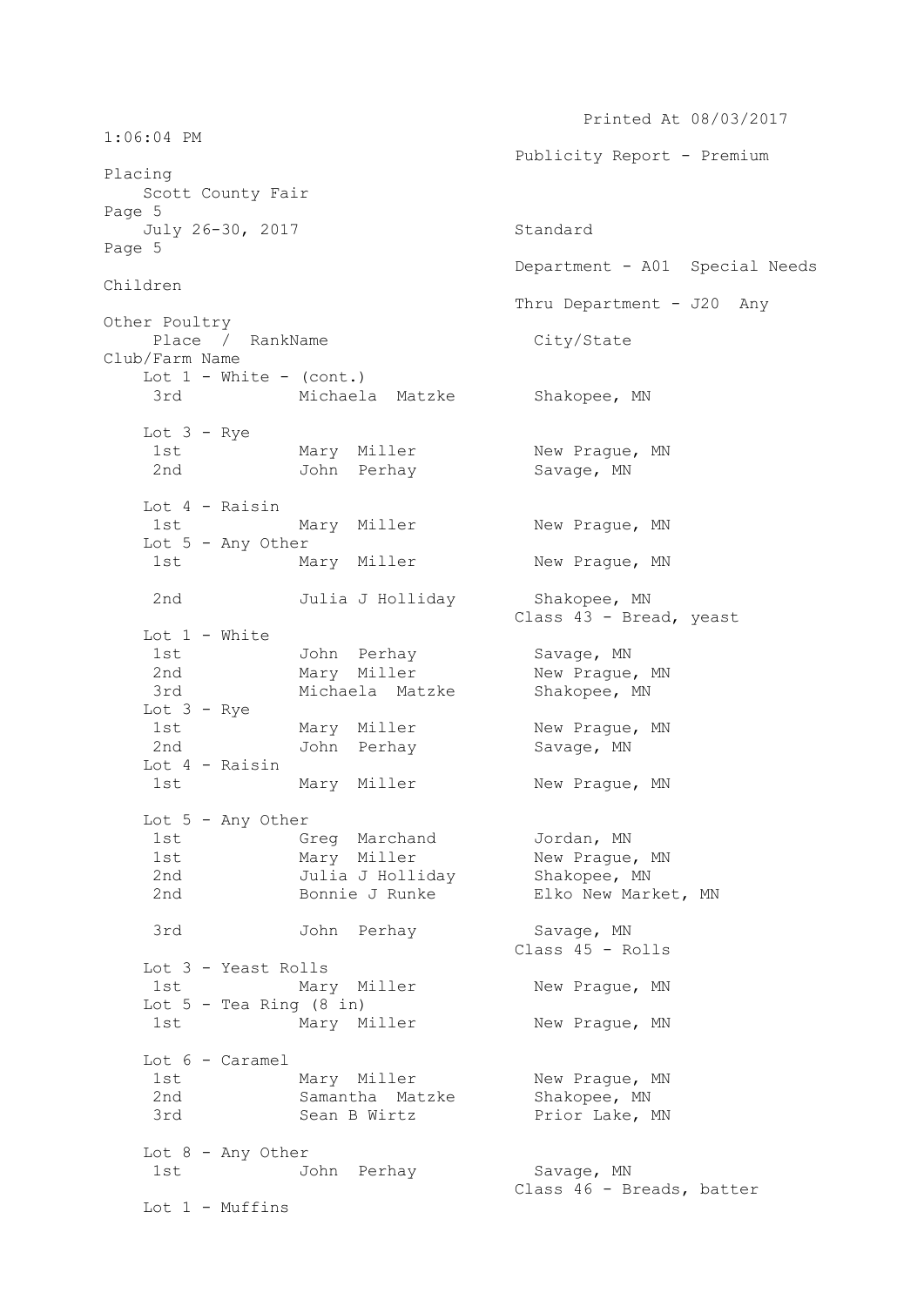Printed At 08/03/2017 1:06:04 PM

Publicity Report - Premium Placing

Scott County Fair

July 26-30, 2017

Standard

Department - A01 Special Needs Children

Thru Department - J20 Any Other Poultry

| Place / Rank | Name | City/State | Club/Farm Name |
|---|---|---|---|
| **Lot 1 - White - (cont.)** | | | |
| 3rd | Michaela Matzke | Shakopee, MN | |
| **Lot 3 - Rye** | | | |
| 1st | Mary Miller | New Prague, MN | |
| 2nd | John Perhay | Savage, MN | |
| **Lot 4 - Raisin** | | | |
| 1st | Mary Miller | New Prague, MN | |
| **Lot 5 - Any Other** | | | |
| 1st | Mary Miller | New Prague, MN | |
| 2nd | Julia J Holliday | Shakopee, MN | |

**Class 43 - Bread, yeast**

| Place / Rank | Name | City/State | Club/Farm Name |
|---|---|---|---|
| **Lot 1 - White** | | | |
| 1st | John Perhay | Savage, MN | |
| 2nd | Mary Miller | New Prague, MN | |
| 3rd | Michaela Matzke | Shakopee, MN | |
| **Lot 3 - Rye** | | | |
| 1st | Mary Miller | New Prague, MN | |
| 2nd | John Perhay | Savage, MN | |
| **Lot 4 - Raisin** | | | |
| 1st | Mary Miller | New Prague, MN | |
| **Lot 5 - Any Other** | | | |
| 1st | Greg Marchand | Jordan, MN | |
| 1st | Mary Miller | New Prague, MN | |
| 2nd | Julia J Holliday | Shakopee, MN | |
| 2nd | Bonnie J Runke | Elko New Market, MN | |
| 3rd | John Perhay | Savage, MN | |

**Class 45 - Rolls**

| Place / Rank | Name | City/State | Club/Farm Name |
|---|---|---|---|
| **Lot 3 - Yeast Rolls** | | | |
| 1st | Mary Miller | New Prague, MN | |
| **Lot 5 - Tea Ring (8 in)** | | | |
| 1st | Mary Miller | New Prague, MN | |
| **Lot 6 - Caramel** | | | |
| 1st | Mary Miller | New Prague, MN | |
| 2nd | Samantha Matzke | Shakopee, MN | |
| 3rd | Sean B Wirtz | Prior Lake, MN | |
| **Lot 8 - Any Other** | | | |
| 1st | John Perhay | Savage, MN | |

**Class 46 - Breads, batter**

Lot 1 - Muffins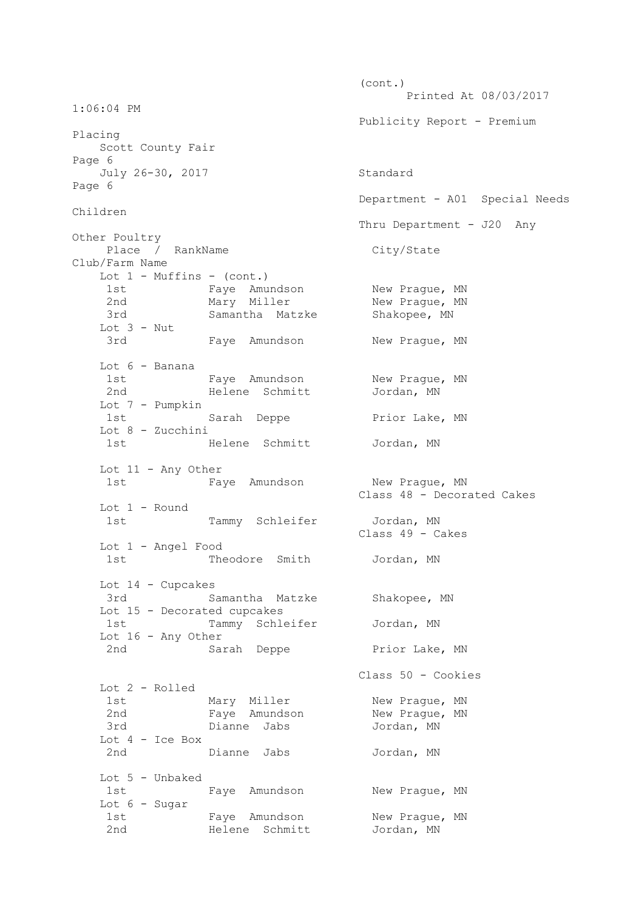(cont.)

Publicity Report - Premium Placing

Scott County Fair

July 26-30, 2017

Standard

Department - A01 Special Needs Children

Thru Department - J20 Any Other Poultry

| Place / Rank | Name | City/State | Club/Farm Name |
|---|---|---|---|
| **Lot 1 - Muffins - (cont.)** | | | |
| 1st | Faye Amundson | New Prague, MN | |
| 2nd | Mary Miller | New Prague, MN | |
| 3rd | Samantha Matzke | Shakopee, MN | |
| **Lot 3 - Nut** | | | |
| 3rd | Faye Amundson | New Prague, MN | |
| **Lot 6 - Banana** | | | |
| 1st | Faye Amundson | New Prague, MN | |
| 2nd | Helene Schmitt | Jordan, MN | |
| **Lot 7 - Pumpkin** | | | |
| 1st | Sarah Deppe | Prior Lake, MN | |
| **Lot 8 - Zucchini** | | | |
| 1st | Helene Schmitt | Jordan, MN | |
| **Lot 11 - Any Other** | | | |
| 1st | Faye Amundson | New Prague, MN | |
| **Class 48 - Decorated Cakes** | | | |
| **Lot 1 - Round** | | | |
| 1st | Tammy Schleifer | Jordan, MN | |
| **Class 49 - Cakes** | | | |
| **Lot 1 - Angel Food** | | | |
| 1st | Theodore Smith | Jordan, MN | |
| **Lot 14 - Cupcakes** | | | |
| 3rd | Samantha Matzke | Shakopee, MN | |
| **Lot 15 - Decorated cupcakes** | | | |
| 1st | Tammy Schleifer | Jordan, MN | |
| **Lot 16 - Any Other** | | | |
| 2nd | Sarah Deppe | Prior Lake, MN | |
| **Class 50 - Cookies** | | | |
| **Lot 2 - Rolled** | | | |
| 1st | Mary Miller | New Prague, MN | |
| 2nd | Faye Amundson | New Prague, MN | |
| 3rd | Dianne Jabs | Jordan, MN | |
| **Lot 4 - Ice Box** | | | |
| 2nd | Dianne Jabs | Jordan, MN | |
| **Lot 5 - Unbaked** | | | |
| 1st | Faye Amundson | New Prague, MN | |
| **Lot 6 - Sugar** | | | |
| 1st | Faye Amundson | New Prague, MN | |
| 2nd | Helene Schmitt | Jordan, MN | |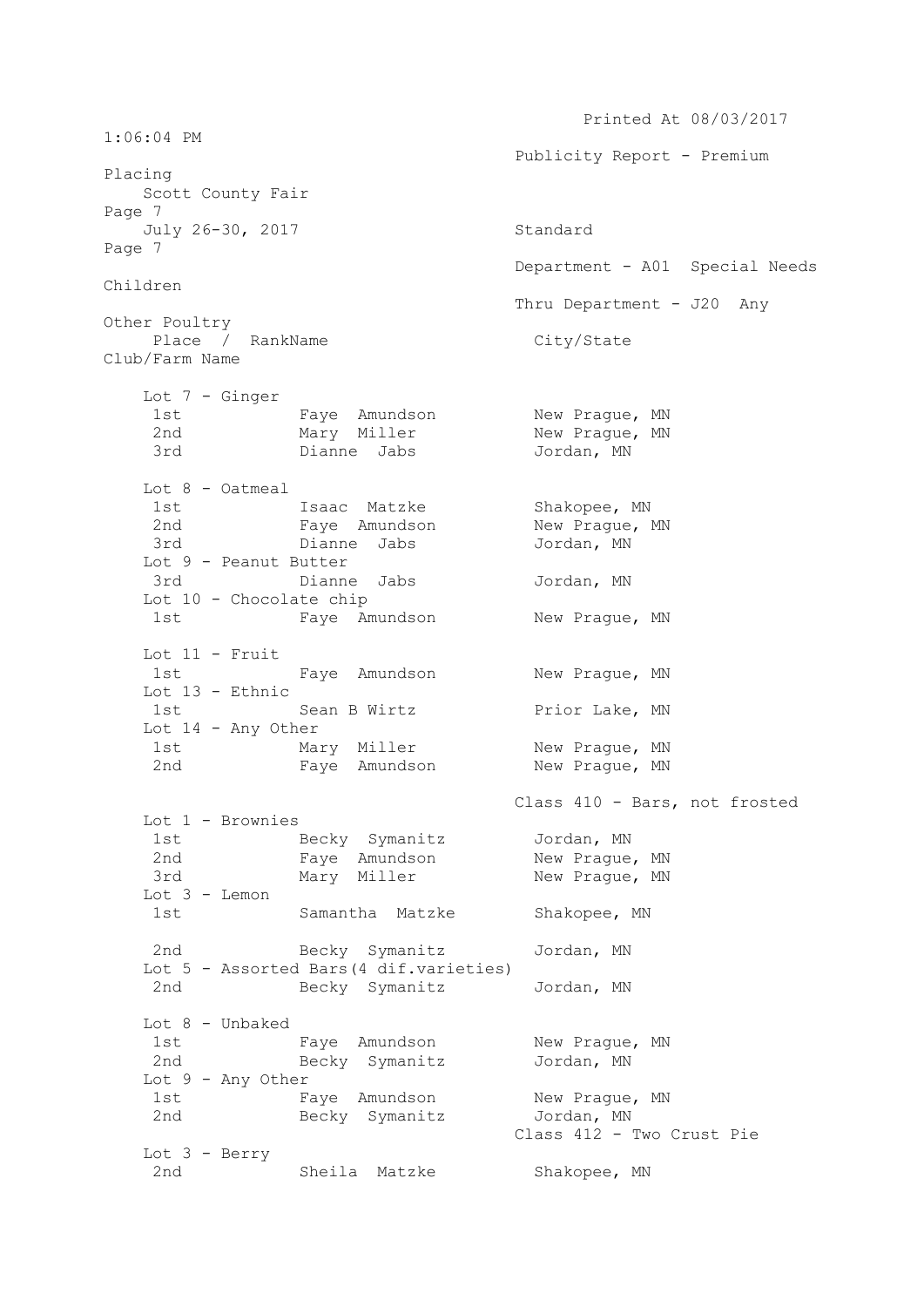Publicity Report - Premium Placing

Scott County Fair

July 26-30, 2017

Standard

Department - A01 Special Needs Children

Thru Department - J20 Any Other Poultry

| Place / Rank | Name | City/State | Club/Farm Name |
|---|---|---|---|
| **Lot 7 - Ginger** | | | |
| 1st | Faye Amundson | New Prague, MN | |
| 2nd | Mary Miller | New Prague, MN | |
| 3rd | Dianne Jabs | Jordan, MN | |
| **Lot 8 - Oatmeal** | | | |
| 1st | Isaac Matzke | Shakopee, MN | |
| 2nd | Faye Amundson | New Prague, MN | |
| 3rd | Dianne Jabs | Jordan, MN | |
| **Lot 9 - Peanut Butter** | | | |
| 3rd | Dianne Jabs | Jordan, MN | |
| **Lot 10 - Chocolate chip** | | | |
| 1st | Faye Amundson | New Prague, MN | |
| **Lot 11 - Fruit** | | | |
| 1st | Faye Amundson | New Prague, MN | |
| **Lot 13 - Ethnic** | | | |
| 1st | Sean B Wirtz | Prior Lake, MN | |
| **Lot 14 - Any Other** | | | |
| 1st | Mary Miller | New Prague, MN | |
| 2nd | Faye Amundson | New Prague, MN | |

Class 410 - Bars, not frosted

| Place / Rank | Name | City/State | Club/Farm Name |
|---|---|---|---|
| **Lot 1 - Brownies** | | | |
| 1st | Becky Symanitz | Jordan, MN | |
| 2nd | Faye Amundson | New Prague, MN | |
| 3rd | Mary Miller | New Prague, MN | |
| **Lot 3 - Lemon** | | | |
| 1st | Samantha Matzke | Shakopee, MN | |
| 2nd | Becky Symanitz | Jordan, MN | |
| **Lot 5 - Assorted Bars(4 dif.varieties)** | | | |
| 2nd | Becky Symanitz | Jordan, MN | |
| **Lot 8 - Unbaked** | | | |
| 1st | Faye Amundson | New Prague, MN | |
| 2nd | Becky Symanitz | Jordan, MN | |
| **Lot 9 - Any Other** | | | |
| 1st | Faye Amundson | New Prague, MN | |
| 2nd | Becky Symanitz | Jordan, MN | |

Class 412 - Two Crust Pie

| Place / Rank | Name | City/State | Club/Farm Name |
|---|---|---|---|
| **Lot 3 - Berry** | | | |
| 2nd | Sheila Matzke | Shakopee, MN | |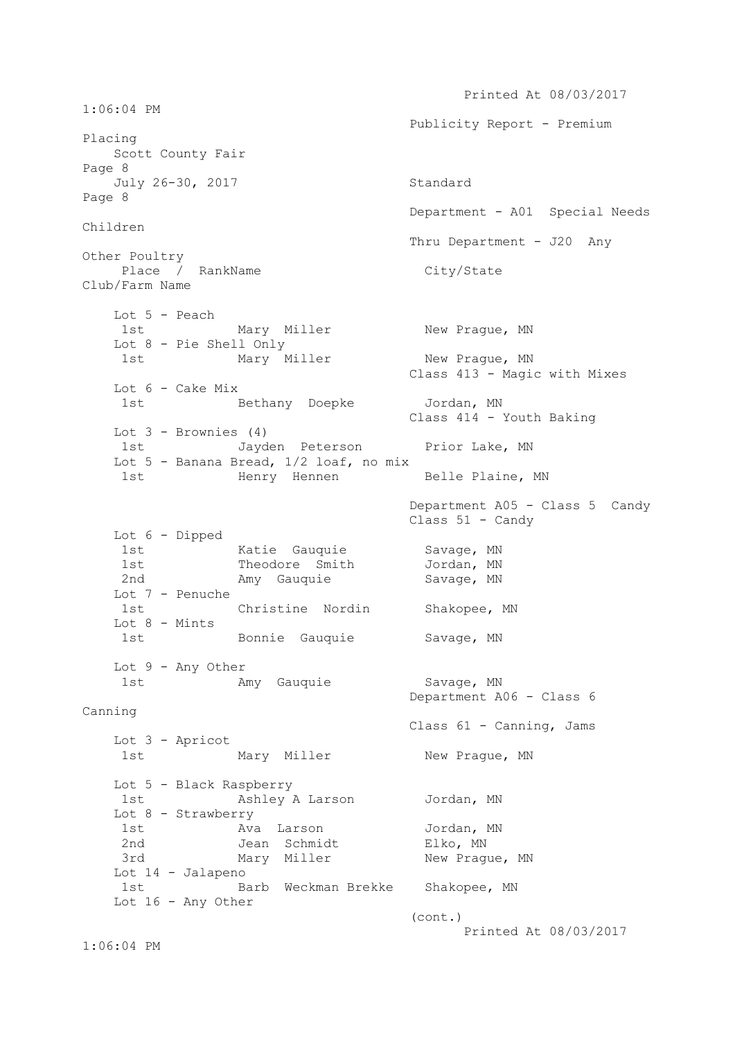Publicity Report - Premium Placing

Scott County Fair

July 26-30, 2017

Standard

Department - A01 Special Needs Children

Thru Department - J20 Any Other Poultry

| Place / Rank | Name | City/State | Club/Farm Name |
|---|---|---|---|

**Lot 5 - Peach**

| | | |
|---|---|---|
| 1st | Mary Miller | New Prague, MN |

**Lot 8 - Pie Shell Only**

| | | |
|---|---|---|
| 1st | Mary Miller | New Prague, MN |

### Class 413 - Magic with Mixes

**Lot 6 - Cake Mix**

| | | |
|---|---|---|
| 1st | Bethany Doepke | Jordan, MN |

### Class 414 - Youth Baking

**Lot 3 - Brownies (4)**

| | | |
|---|---|---|
| 1st | Jayden Peterson | Prior Lake, MN |

**Lot 5 - Banana Bread, 1/2 loaf, no mix**

| | | |
|---|---|---|
| 1st | Henry Hennen | Belle Plaine, MN |

## Department A05 - Class 5 Candy

### Class 51 - Candy

**Lot 6 - Dipped**

| | | |
|---|---|---|
| 1st | Katie Gauquie | Savage, MN |
| 1st | Theodore Smith | Jordan, MN |
| 2nd | Amy Gauquie | Savage, MN |

**Lot 7 - Penuche**

| | | |
|---|---|---|
| 1st | Christine Nordin | Shakopee, MN |

**Lot 8 - Mints**

| | | |
|---|---|---|
| 1st | Bonnie Gauquie | Savage, MN |

**Lot 9 - Any Other**

| | | |
|---|---|---|
| 1st | Amy Gauquie | Savage, MN |

## Department A06 - Class 6 Canning

### Class 61 - Canning, Jams

**Lot 3 - Apricot**

| | | |
|---|---|---|
| 1st | Mary Miller | New Prague, MN |

**Lot 5 - Black Raspberry**

| | | |
|---|---|---|
| 1st | Ashley A Larson | Jordan, MN |

**Lot 8 - Strawberry**

| | | |
|---|---|---|
| 1st | Ava Larson | Jordan, MN |
| 2nd | Jean Schmidt | Elko, MN |
| 3rd | Mary Miller | New Prague, MN |

**Lot 14 - Jalapeno**

| | | |
|---|---|---|
| 1st | Barb Weckman Brekke | Shakopee, MN |

**Lot 16 - Any Other**

(cont.)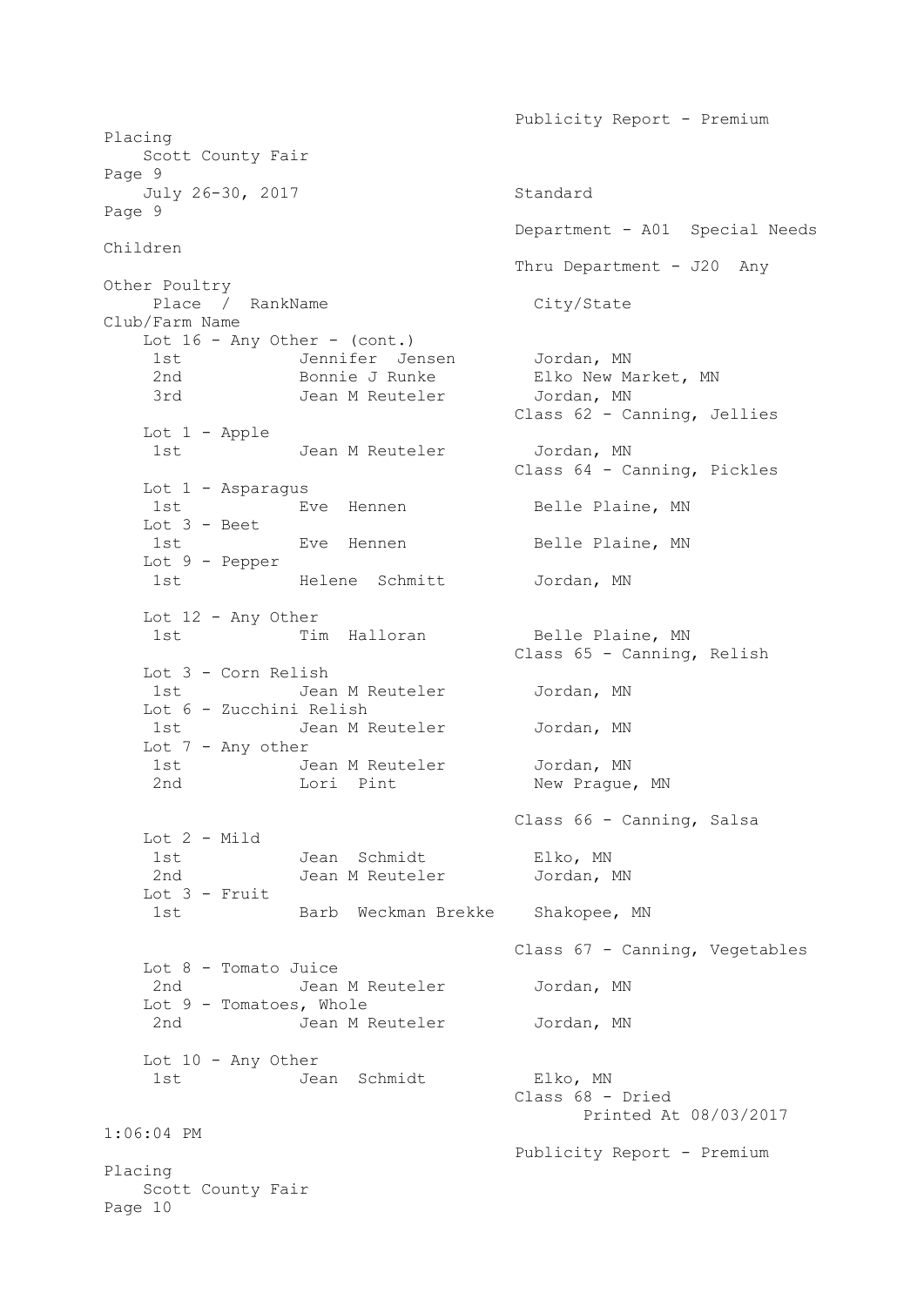Department - A01 Special Needs Children

Thru Department - J20 Any Other Poultry

| Place / Rank | Name | City/State | Club/Farm Name |
|---|---|---|---|
| **Lot 16 - Any Other - (cont.)** | | | |
| 1st | Jennifer Jensen | Jordan, MN | |
| 2nd | Bonnie J Runke | Elko New Market, MN | |
| 3rd | Jean M Reuteler | Jordan, MN | |
| **Class 62 - Canning, Jellies** | | | |
| **Lot 1 - Apple** | | | |
| 1st | Jean M Reuteler | Jordan, MN | |
| **Class 64 - Canning, Pickles** | | | |
| **Lot 1 - Asparagus** | | | |
| 1st | Eve Hennen | Belle Plaine, MN | |
| **Lot 3 - Beet** | | | |
| 1st | Eve Hennen | Belle Plaine, MN | |
| **Lot 9 - Pepper** | | | |
| 1st | Helene Schmitt | Jordan, MN | |
| **Lot 12 - Any Other** | | | |
| 1st | Tim Halloran | Belle Plaine, MN | |
| **Class 65 - Canning, Relish** | | | |
| **Lot 3 - Corn Relish** | | | |
| 1st | Jean M Reuteler | Jordan, MN | |
| **Lot 6 - Zucchini Relish** | | | |
| 1st | Jean M Reuteler | Jordan, MN | |
| **Lot 7 - Any other** | | | |
| 1st | Jean M Reuteler | Jordan, MN | |
| 2nd | Lori Pint | New Prague, MN | |
| **Class 66 - Canning, Salsa** | | | |
| **Lot 2 - Mild** | | | |
| 1st | Jean Schmidt | Elko, MN | |
| 2nd | Jean M Reuteler | Jordan, MN | |
| **Lot 3 - Fruit** | | | |
| 1st | Barb Weckman Brekke | Shakopee, MN | |
| **Class 67 - Canning, Vegetables** | | | |
| **Lot 8 - Tomato Juice** | | | |
| 2nd | Jean M Reuteler | Jordan, MN | |
| **Lot 9 - Tomatoes, Whole** | | | |
| 2nd | Jean M Reuteler | Jordan, MN | |
| **Lot 10 - Any Other** | | | |
| 1st | Jean Schmidt | Elko, MN | |
| **Class 68 - Dried** | | | |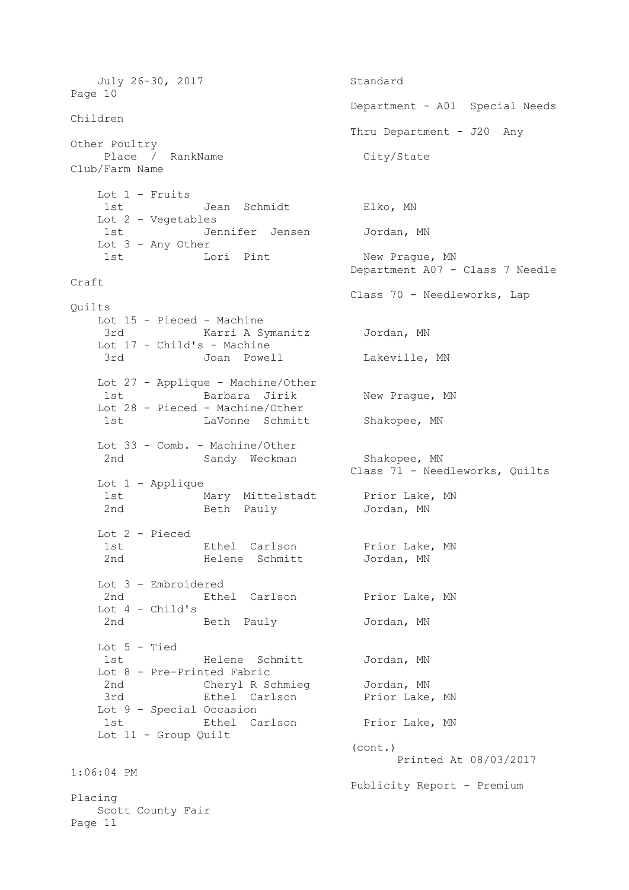Department - A01 Special Needs Children

Thru Department - J20 Any Other Poultry

| Place / Rank | Name | City/State | Club/Farm Name |
|---|---|---|---|
| **Lot 1 - Fruits** | | | |
| 1st | Jean Schmidt | Elko, MN | |
| **Lot 2 - Vegetables** | | | |
| 1st | Jennifer Jensen | Jordan, MN | |
| **Lot 3 - Any Other** | | | |
| 1st | Lori Pint | New Prague, MN | |

## Department A07 - Class 7 Needle Craft

### Class 70 - Needleworks, Lap Quilts

| Place / Rank | Name | City/State | Club/Farm Name |
|---|---|---|---|
| **Lot 15 - Pieced - Machine** | | | |
| 3rd | Karri A Symanitz | Jordan, MN | |
| **Lot 17 - Child's - Machine** | | | |
| 3rd | Joan Powell | Lakeville, MN | |
| **Lot 27 - Applique - Machine/Other** | | | |
| 1st | Barbara Jirik | New Prague, MN | |
| **Lot 28 - Pieced - Machine/Other** | | | |
| 1st | LaVonne Schmitt | Shakopee, MN | |
| **Lot 33 - Comb. - Machine/Other** | | | |
| 2nd | Sandy Weckman | Shakopee, MN | |

### Class 71 - Needleworks, Quilts

| Place / Rank | Name | City/State | Club/Farm Name |
|---|---|---|---|
| **Lot 1 - Applique** | | | |
| 1st | Mary Mittelstadt | Prior Lake, MN | |
| 2nd | Beth Pauly | Jordan, MN | |
| **Lot 2 - Pieced** | | | |
| 1st | Ethel Carlson | Prior Lake, MN | |
| 2nd | Helene Schmitt | Jordan, MN | |
| **Lot 3 - Embroidered** | | | |
| 2nd | Ethel Carlson | Prior Lake, MN | |
| **Lot 4 - Child's** | | | |
| 2nd | Beth Pauly | Jordan, MN | |
| **Lot 5 - Tied** | | | |
| 1st | Helene Schmitt | Jordan, MN | |
| **Lot 8 - Pre-Printed Fabric** | | | |
| 2nd | Cheryl R Schmieg | Jordan, MN | |
| 3rd | Ethel Carlson | Prior Lake, MN | |
| **Lot 9 - Special Occasion** | | | |
| 1st | Ethel Carlson | Prior Lake, MN | |
| **Lot 11 - Group Quilt** | | | |

(cont.)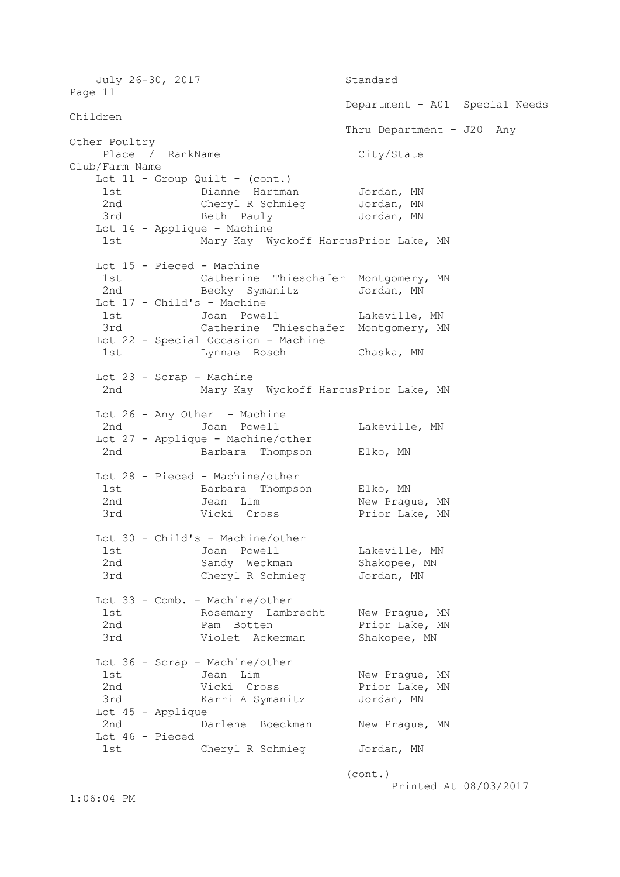Standard

Department - A01 Special Needs Children

Thru Department - J20 Any Other Poultry

| Place / Rank | Name | City/State | Club/Farm Name |
|---|---|---|---|
| **Lot 11 - Group Quilt - (cont.)** | | | |
| 1st | Dianne Hartman | Jordan, MN | |
| 2nd | Cheryl R Schmieg | Jordan, MN | |
| 3rd | Beth Pauly | Jordan, MN | |
| **Lot 14 - Applique - Machine** | | | |
| 1st | Mary Kay Wyckoff Harcus | Prior Lake, MN | |
| **Lot 15 - Pieced - Machine** | | | |
| 1st | Catherine Thieschafer | Montgomery, MN | |
| 2nd | Becky Symanitz | Jordan, MN | |
| **Lot 17 - Child's - Machine** | | | |
| 1st | Joan Powell | Lakeville, MN | |
| 3rd | Catherine Thieschafer | Montgomery, MN | |
| **Lot 22 - Special Occasion - Machine** | | | |
| 1st | Lynnae Bosch | Chaska, MN | |
| **Lot 23 - Scrap - Machine** | | | |
| 2nd | Mary Kay Wyckoff Harcus | Prior Lake, MN | |
| **Lot 26 - Any Other - Machine** | | | |
| 2nd | Joan Powell | Lakeville, MN | |
| **Lot 27 - Applique - Machine/other** | | | |
| 2nd | Barbara Thompson | Elko, MN | |
| **Lot 28 - Pieced - Machine/other** | | | |
| 1st | Barbara Thompson | Elko, MN | |
| 2nd | Jean Lim | New Prague, MN | |
| 3rd | Vicki Cross | Prior Lake, MN | |
| **Lot 30 - Child's - Machine/other** | | | |
| 1st | Joan Powell | Lakeville, MN | |
| 2nd | Sandy Weckman | Shakopee, MN | |
| 3rd | Cheryl R Schmieg | Jordan, MN | |
| **Lot 33 - Comb. - Machine/other** | | | |
| 1st | Rosemary Lambrecht | New Prague, MN | |
| 2nd | Pam Botten | Prior Lake, MN | |
| 3rd | Violet Ackerman | Shakopee, MN | |
| **Lot 36 - Scrap - Machine/other** | | | |
| 1st | Jean Lim | New Prague, MN | |
| 2nd | Vicki Cross | Prior Lake, MN | |
| 3rd | Karri A Symanitz | Jordan, MN | |
| **Lot 45 - Applique** | | | |
| 2nd | Darlene Boeckman | New Prague, MN | |
| **Lot 46 - Pieced** | | | |
| 1st | Cheryl R Schmieg | Jordan, MN | |

(cont.)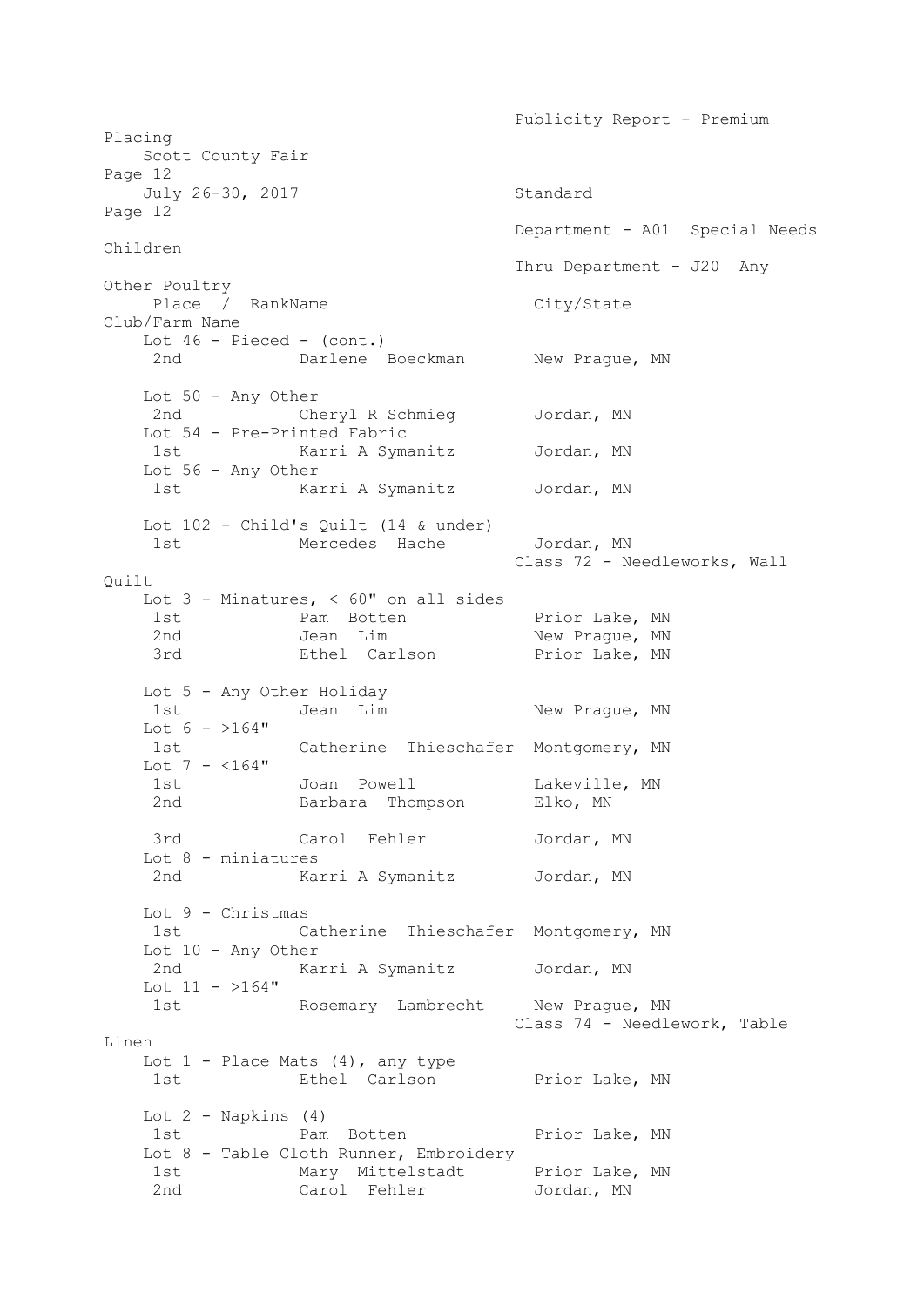Place / RankName City/State Club/Farm Name

Lot 46 - Pieced - (cont.)

| Place | Name | City/State |
|---|---|---|
| 2nd | Darlene Boeckman | New Prague, MN |

Lot 50 - Any Other

| Place | Name | City/State |
|---|---|---|
| 2nd | Cheryl R Schmieg | Jordan, MN |

Lot 54 - Pre-Printed Fabric

| Place | Name | City/State |
|---|---|---|
| 1st | Karri A Symanitz | Jordan, MN |

Lot 56 - Any Other

| Place | Name | City/State |
|---|---|---|
| 1st | Karri A Symanitz | Jordan, MN |

Lot 102 - Child's Quilt (14 & under)

| Place | Name | City/State |
|---|---|---|
| 1st | Mercedes Hache | Jordan, MN |

## Class 72 - Needleworks, Wall Quilt

Lot 3 - Minatures, < 60" on all sides

| Place | Name | City/State |
|---|---|---|
| 1st | Pam Botten | Prior Lake, MN |
| 2nd | Jean Lim | New Prague, MN |
| 3rd | Ethel Carlson | Prior Lake, MN |

Lot 5 - Any Other Holiday

| Place | Name | City/State |
|---|---|---|
| 1st | Jean Lim | New Prague, MN |

Lot 6 - >164"

| Place | Name | City/State |
|---|---|---|
| 1st | Catherine Thieschafer | Montgomery, MN |

Lot 7 - <164"

| Place | Name | City/State |
|---|---|---|
| 1st | Joan Powell | Lakeville, MN |
| 2nd | Barbara Thompson | Elko, MN |
| 3rd | Carol Fehler | Jordan, MN |

Lot 8 - miniatures

| Place | Name | City/State |
|---|---|---|
| 2nd | Karri A Symanitz | Jordan, MN |

Lot 9 - Christmas

| Place | Name | City/State |
|---|---|---|
| 1st | Catherine Thieschafer | Montgomery, MN |

Lot 10 - Any Other

| Place | Name | City/State |
|---|---|---|
| 2nd | Karri A Symanitz | Jordan, MN |

Lot 11 - >164"

| Place | Name | City/State |
|---|---|---|
| 1st | Rosemary Lambrecht | New Prague, MN |

## Class 74 - Needlework, Table Linen

Lot 1 - Place Mats (4), any type

| Place | Name | City/State |
|---|---|---|
| 1st | Ethel Carlson | Prior Lake, MN |

Lot 2 - Napkins (4)

| Place | Name | City/State |
|---|---|---|
| 1st | Pam Botten | Prior Lake, MN |

Lot 8 - Table Cloth Runner, Embroidery

| Place | Name | City/State |
|---|---|---|
| 1st | Mary Mittelstadt | Prior Lake, MN |
| 2nd | Carol Fehler | Jordan, MN |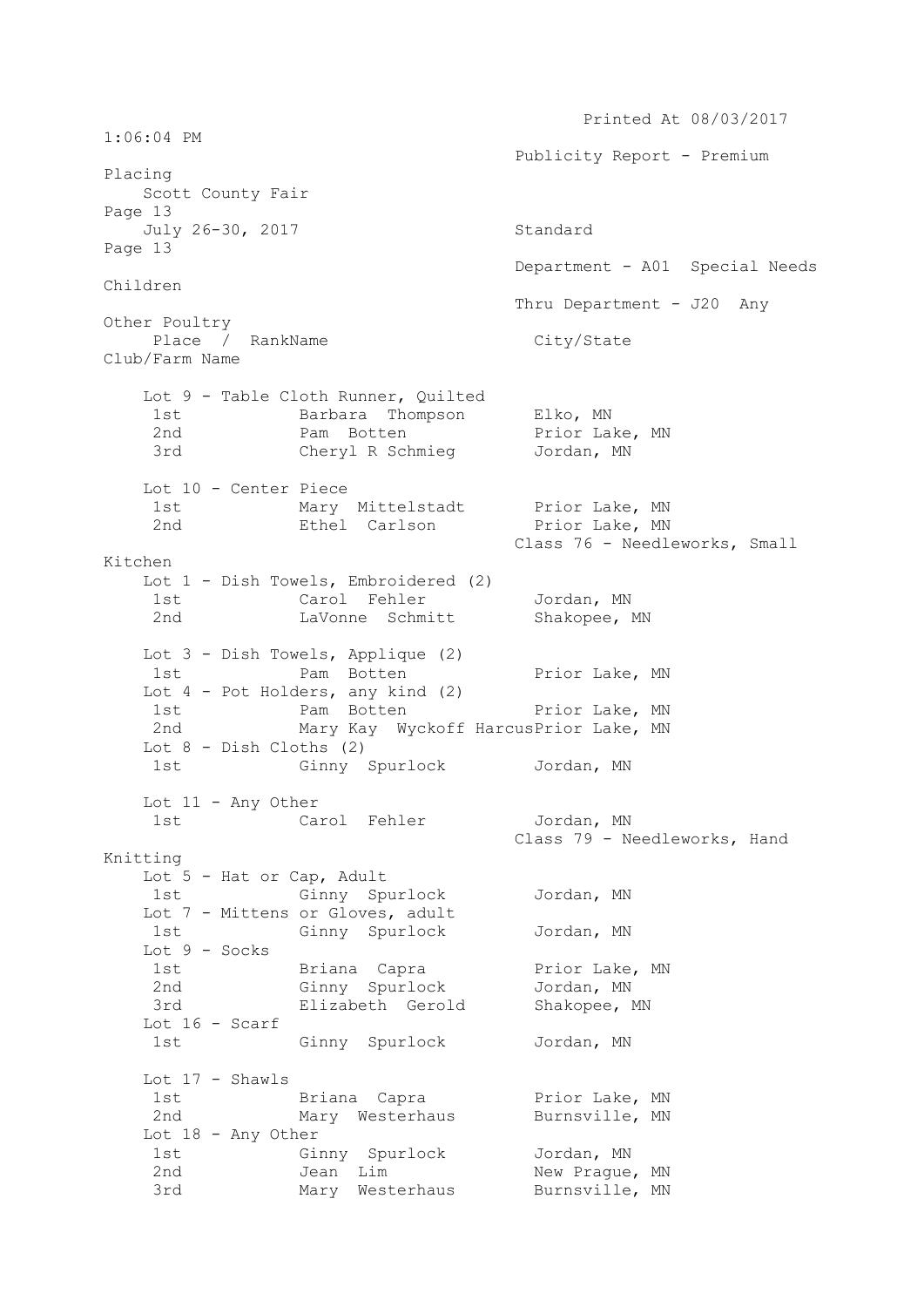Department - A01 Special Needs Children
Thru Department - J20 Any Other Poultry

| Place / Rank | Name | City/State | Club/Farm Name |
|---|---|---|---|

**Lot 9 - Table Cloth Runner, Quilted**

| Place | Name | City/State |
|---|---|---|
| 1st | Barbara Thompson | Elko, MN |
| 2nd | Pam Botten | Prior Lake, MN |
| 3rd | Cheryl R Schmieg | Jordan, MN |

**Lot 10 - Center Piece**

| Place | Name | City/State |
|---|---|---|
| 1st | Mary Mittelstadt | Prior Lake, MN |
| 2nd | Ethel Carlson | Prior Lake, MN |

## Class 76 - Needleworks, Small Kitchen

**Lot 1 - Dish Towels, Embroidered (2)**

| Place | Name | City/State |
|---|---|---|
| 1st | Carol Fehler | Jordan, MN |
| 2nd | LaVonne Schmitt | Shakopee, MN |

**Lot 3 - Dish Towels, Applique (2)**

| Place | Name | City/State |
|---|---|---|
| 1st | Pam Botten | Prior Lake, MN |

**Lot 4 - Pot Holders, any kind (2)**

| Place | Name | City/State |
|---|---|---|
| 1st | Pam Botten | Prior Lake, MN |
| 2nd | Mary Kay Wyckoff Harcus | Prior Lake, MN |

**Lot 8 - Dish Cloths (2)**

| Place | Name | City/State |
|---|---|---|
| 1st | Ginny Spurlock | Jordan, MN |

**Lot 11 - Any Other**

| Place | Name | City/State |
|---|---|---|
| 1st | Carol Fehler | Jordan, MN |

## Class 79 - Needleworks, Hand Knitting

**Lot 5 - Hat or Cap, Adult**

| Place | Name | City/State |
|---|---|---|
| 1st | Ginny Spurlock | Jordan, MN |

**Lot 7 - Mittens or Gloves, adult**

| Place | Name | City/State |
|---|---|---|
| 1st | Ginny Spurlock | Jordan, MN |

**Lot 9 - Socks**

| Place | Name | City/State |
|---|---|---|
| 1st | Briana Capra | Prior Lake, MN |
| 2nd | Ginny Spurlock | Jordan, MN |
| 3rd | Elizabeth Gerold | Shakopee, MN |

**Lot 16 - Scarf**

| Place | Name | City/State |
|---|---|---|
| 1st | Ginny Spurlock | Jordan, MN |

**Lot 17 - Shawls**

| Place | Name | City/State |
|---|---|---|
| 1st | Briana Capra | Prior Lake, MN |
| 2nd | Mary Westerhaus | Burnsville, MN |

**Lot 18 - Any Other**

| Place | Name | City/State |
|---|---|---|
| 1st | Ginny Spurlock | Jordan, MN |
| 2nd | Jean Lim | New Prague, MN |
| 3rd | Mary Westerhaus | Burnsville, MN |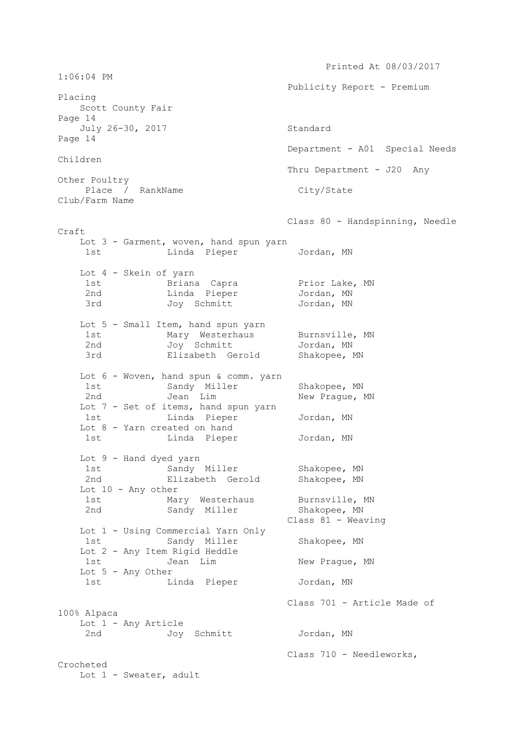Class 80 - Handspinning, Needle Craft

Lot 3 - Garment, woven, hand spun yarn

| Place / Rank | Name | City/State | Club/Farm Name |
|---|---|---|---|
| 1st | Linda Pieper | Jordan, MN | |

Lot 4 - Skein of yarn

| Place / Rank | Name | City/State | Club/Farm Name |
|---|---|---|---|
| 1st | Briana Capra | Prior Lake, MN | |
| 2nd | Linda Pieper | Jordan, MN | |
| 3rd | Joy Schmitt | Jordan, MN | |

Lot 5 - Small Item, hand spun yarn

| Place / Rank | Name | City/State | Club/Farm Name |
|---|---|---|---|
| 1st | Mary Westerhaus | Burnsville, MN | |
| 2nd | Joy Schmitt | Jordan, MN | |
| 3rd | Elizabeth Gerold | Shakopee, MN | |

Lot 6 - Woven, hand spun & comm. yarn

| Place / Rank | Name | City/State | Club/Farm Name |
|---|---|---|---|
| 1st | Sandy Miller | Shakopee, MN | |
| 2nd | Jean Lim | New Prague, MN | |

Lot 7 - Set of items, hand spun yarn

| Place / Rank | Name | City/State | Club/Farm Name |
|---|---|---|---|
| 1st | Linda Pieper | Jordan, MN | |

Lot 8 - Yarn created on hand

| Place / Rank | Name | City/State | Club/Farm Name |
|---|---|---|---|
| 1st | Linda Pieper | Jordan, MN | |

Lot 9 - Hand dyed yarn

| Place / Rank | Name | City/State | Club/Farm Name |
|---|---|---|---|
| 1st | Sandy Miller | Shakopee, MN | |
| 2nd | Elizabeth Gerold | Shakopee, MN | |

Lot 10 - Any other

| Place / Rank | Name | City/State | Club/Farm Name |
|---|---|---|---|
| 1st | Mary Westerhaus | Burnsville, MN | |
| 2nd | Sandy Miller | Shakopee, MN | |

Class 81 - Weaving

Lot 1 - Using Commercial Yarn Only

| Place / Rank | Name | City/State | Club/Farm Name |
|---|---|---|---|
| 1st | Sandy Miller | Shakopee, MN | |

Lot 2 - Any Item Rigid Heddle

| Place / Rank | Name | City/State | Club/Farm Name |
|---|---|---|---|
| 1st | Jean Lim | New Prague, MN | |

Lot 5 - Any Other

| Place / Rank | Name | City/State | Club/Farm Name |
|---|---|---|---|
| 1st | Linda Pieper | Jordan, MN | |

Class 701 - Article Made of 100% Alpaca

Lot 1 - Any Article

| Place / Rank | Name | City/State | Club/Farm Name |
|---|---|---|---|
| 2nd | Joy Schmitt | Jordan, MN | |

Class 710 - Needleworks, Crocheted

Lot 1 - Sweater, adult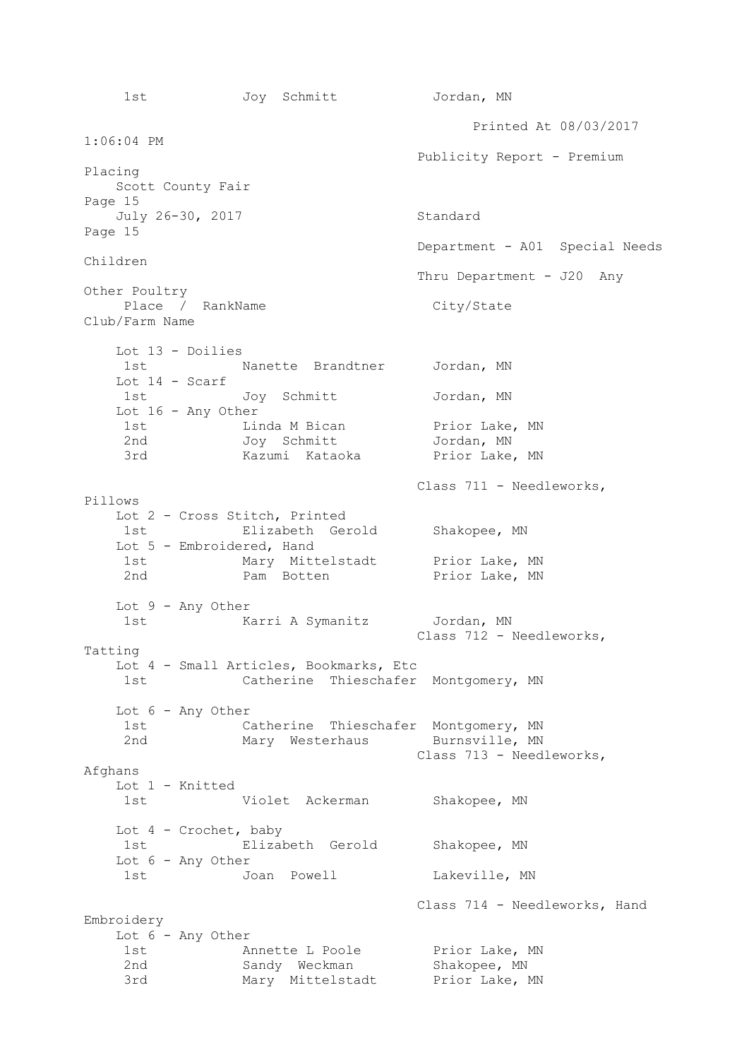| Place / Rank | Name | City/State | Club/Farm Name |
|---|---|---|---|
| 1st | Joy Schmitt | Jordan, MN | |

**Lot 13 - Doilies**

| Place / Rank | Name | City/State | Club/Farm Name |
|---|---|---|---|
| 1st | Nanette Brandtner | Jordan, MN | |

**Lot 14 - Scarf**

| Place / Rank | Name | City/State | Club/Farm Name |
|---|---|---|---|
| 1st | Joy Schmitt | Jordan, MN | |

**Lot 16 - Any Other**

| Place / Rank | Name | City/State | Club/Farm Name |
|---|---|---|---|
| 1st | Linda M Bican | Prior Lake, MN | |
| 2nd | Joy Schmitt | Jordan, MN | |
| 3rd | Kazumi Kataoka | Prior Lake, MN | |

## Class 711 - Needleworks, Pillows

**Lot 2 - Cross Stitch, Printed**

| Place / Rank | Name | City/State | Club/Farm Name |
|---|---|---|---|
| 1st | Elizabeth Gerold | Shakopee, MN | |

**Lot 5 - Embroidered, Hand**

| Place / Rank | Name | City/State | Club/Farm Name |
|---|---|---|---|
| 1st | Mary Mittelstadt | Prior Lake, MN | |
| 2nd | Pam Botten | Prior Lake, MN | |

**Lot 9 - Any Other**

| Place / Rank | Name | City/State | Club/Farm Name |
|---|---|---|---|
| 1st | Karri A Symanitz | Jordan, MN | |

## Class 712 - Needleworks, Tatting

**Lot 4 - Small Articles, Bookmarks, Etc**

| Place / Rank | Name | City/State | Club/Farm Name |
|---|---|---|---|
| 1st | Catherine Thieschafer | Montgomery, MN | |

**Lot 6 - Any Other**

| Place / Rank | Name | City/State | Club/Farm Name |
|---|---|---|---|
| 1st | Catherine Thieschafer | Montgomery, MN | |
| 2nd | Mary Westerhaus | Burnsville, MN | |

## Class 713 - Needleworks, Afghans

**Lot 1 - Knitted**

| Place / Rank | Name | City/State | Club/Farm Name |
|---|---|---|---|
| 1st | Violet Ackerman | Shakopee, MN | |

**Lot 4 - Crochet, baby**

| Place / Rank | Name | City/State | Club/Farm Name |
|---|---|---|---|
| 1st | Elizabeth Gerold | Shakopee, MN | |

**Lot 6 - Any Other**

| Place / Rank | Name | City/State | Club/Farm Name |
|---|---|---|---|
| 1st | Joan Powell | Lakeville, MN | |

## Class 714 - Needleworks, Hand Embroidery

**Lot 6 - Any Other**

| Place / Rank | Name | City/State | Club/Farm Name |
|---|---|---|---|
| 1st | Annette L Poole | Prior Lake, MN | |
| 2nd | Sandy Weckman | Shakopee, MN | |
| 3rd | Mary Mittelstadt | Prior Lake, MN | |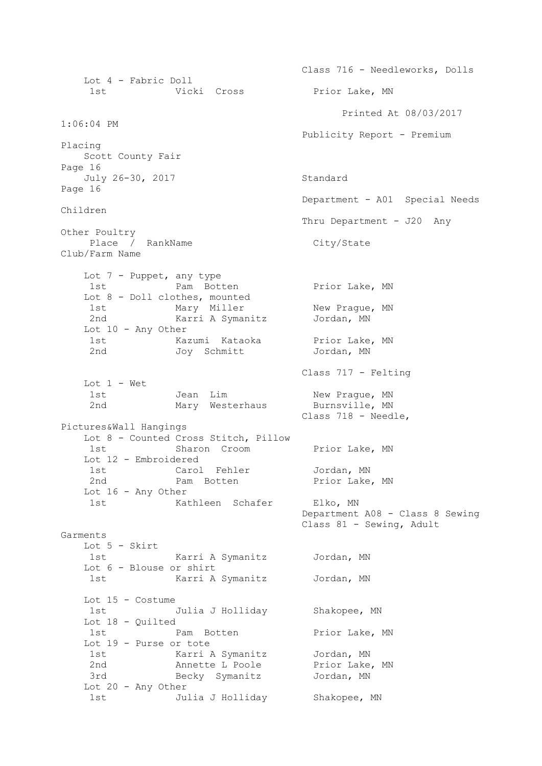### Class 716 - Needleworks, Dolls

**Lot 4 - Fabric Doll**

| Place / Rank | Name | City/State | Club/Farm Name |
|---|---|---|---|
| 1st | Vicki Cross | Prior Lake, MN | |

**Lot 7 - Puppet, any type**

| Place / Rank | Name | City/State | Club/Farm Name |
|---|---|---|---|
| 1st | Pam Botten | Prior Lake, MN | |

**Lot 8 - Doll clothes, mounted**

| Place / Rank | Name | City/State | Club/Farm Name |
|---|---|---|---|
| 1st | Mary Miller | New Prague, MN | |
| 2nd | Karri A Symanitz | Jordan, MN | |

**Lot 10 - Any Other**

| Place / Rank | Name | City/State | Club/Farm Name |
|---|---|---|---|
| 1st | Kazumi Kataoka | Prior Lake, MN | |
| 2nd | Joy Schmitt | Jordan, MN | |

### Class 717 - Felting

**Lot 1 - Wet**

| Place / Rank | Name | City/State | Club/Farm Name |
|---|---|---|---|
| 1st | Jean Lim | New Prague, MN | |
| 2nd | Mary Westerhaus | Burnsville, MN | |

### Class 718 - Needle, Pictures&Wall Hangings

**Lot 8 - Counted Cross Stitch, Pillow**

| Place / Rank | Name | City/State | Club/Farm Name |
|---|---|---|---|
| 1st | Sharon Croom | Prior Lake, MN | |

**Lot 12 - Embroidered**

| Place / Rank | Name | City/State | Club/Farm Name |
|---|---|---|---|
| 1st | Carol Fehler | Jordan, MN | |
| 2nd | Pam Botten | Prior Lake, MN | |

**Lot 16 - Any Other**

| Place / Rank | Name | City/State | Club/Farm Name |
|---|---|---|---|
| 1st | Kathleen Schafer | Elko, MN | |

## Department A08 - Class 8 Sewing

### Class 81 - Sewing, Adult Garments

**Lot 5 - Skirt**

| Place / Rank | Name | City/State | Club/Farm Name |
|---|---|---|---|
| 1st | Karri A Symanitz | Jordan, MN | |

**Lot 6 - Blouse or shirt**

| Place / Rank | Name | City/State | Club/Farm Name |
|---|---|---|---|
| 1st | Karri A Symanitz | Jordan, MN | |

**Lot 15 - Costume**

| Place / Rank | Name | City/State | Club/Farm Name |
|---|---|---|---|
| 1st | Julia J Holliday | Shakopee, MN | |

**Lot 18 - Quilted**

| Place / Rank | Name | City/State | Club/Farm Name |
|---|---|---|---|
| 1st | Pam Botten | Prior Lake, MN | |

**Lot 19 - Purse or tote**

| Place / Rank | Name | City/State | Club/Farm Name |
|---|---|---|---|
| 1st | Karri A Symanitz | Jordan, MN | |
| 2nd | Annette L Poole | Prior Lake, MN | |
| 3rd | Becky Symanitz | Jordan, MN | |

**Lot 20 - Any Other**

| Place / Rank | Name | City/State | Club/Farm Name |
|---|---|---|---|
| 1st | Julia J Holliday | Shakopee, MN | |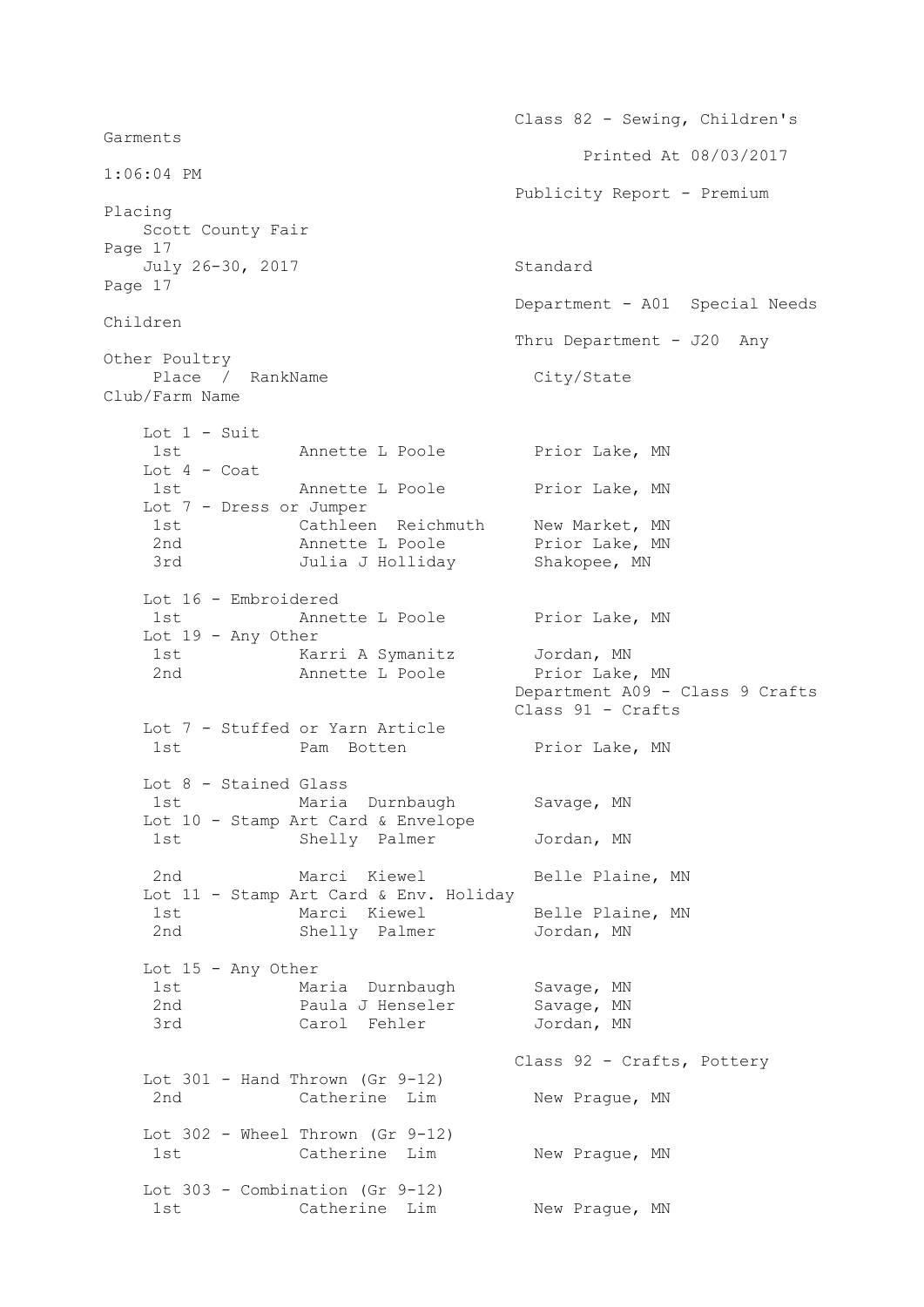Class 82 - Sewing, Children's Garments

Publicity Report - Premium Placing

Scott County Fair

July 26-30, 2017

Standard

Department - A01 Special Needs Children

Thru Department - J20 Any Other Poultry

| Place / Rank | Name | City/State | Club/Farm Name |
|---|---|---|---|
| **Lot 1 - Suit** | | | |
| 1st | Annette L Poole | Prior Lake, MN | |
| **Lot 4 - Coat** | | | |
| 1st | Annette L Poole | Prior Lake, MN | |
| **Lot 7 - Dress or Jumper** | | | |
| 1st | Cathleen Reichmuth | New Market, MN | |
| 2nd | Annette L Poole | Prior Lake, MN | |
| 3rd | Julia J Holliday | Shakopee, MN | |
| **Lot 16 - Embroidered** | | | |
| 1st | Annette L Poole | Prior Lake, MN | |
| **Lot 19 - Any Other** | | | |
| 1st | Karri A Symanitz | Jordan, MN | |
| 2nd | Annette L Poole | Prior Lake, MN | |

Department A09 - Class 9 Crafts

Class 91 - Crafts

| Place / Rank | Name | City/State | Club/Farm Name |
|---|---|---|---|
| **Lot 7 - Stuffed or Yarn Article** | | | |
| 1st | Pam Botten | Prior Lake, MN | |
| **Lot 8 - Stained Glass** | | | |
| 1st | Maria Durnbaugh | Savage, MN | |
| **Lot 10 - Stamp Art Card & Envelope** | | | |
| 1st | Shelly Palmer | Jordan, MN | |
| 2nd | Marci Kiewel | Belle Plaine, MN | |
| **Lot 11 - Stamp Art Card & Env. Holiday** | | | |
| 1st | Marci Kiewel | Belle Plaine, MN | |
| 2nd | Shelly Palmer | Jordan, MN | |
| **Lot 15 - Any Other** | | | |
| 1st | Maria Durnbaugh | Savage, MN | |
| 2nd | Paula J Henseler | Savage, MN | |
| 3rd | Carol Fehler | Jordan, MN | |

Class 92 - Crafts, Pottery

| Place / Rank | Name | City/State | Club/Farm Name |
|---|---|---|---|
| **Lot 301 - Hand Thrown (Gr 9-12)** | | | |
| 2nd | Catherine Lim | New Prague, MN | |
| **Lot 302 - Wheel Thrown (Gr 9-12)** | | | |
| 1st | Catherine Lim | New Prague, MN | |
| **Lot 303 - Combination (Gr 9-12)** | | | |
| 1st | Catherine Lim | New Prague, MN | |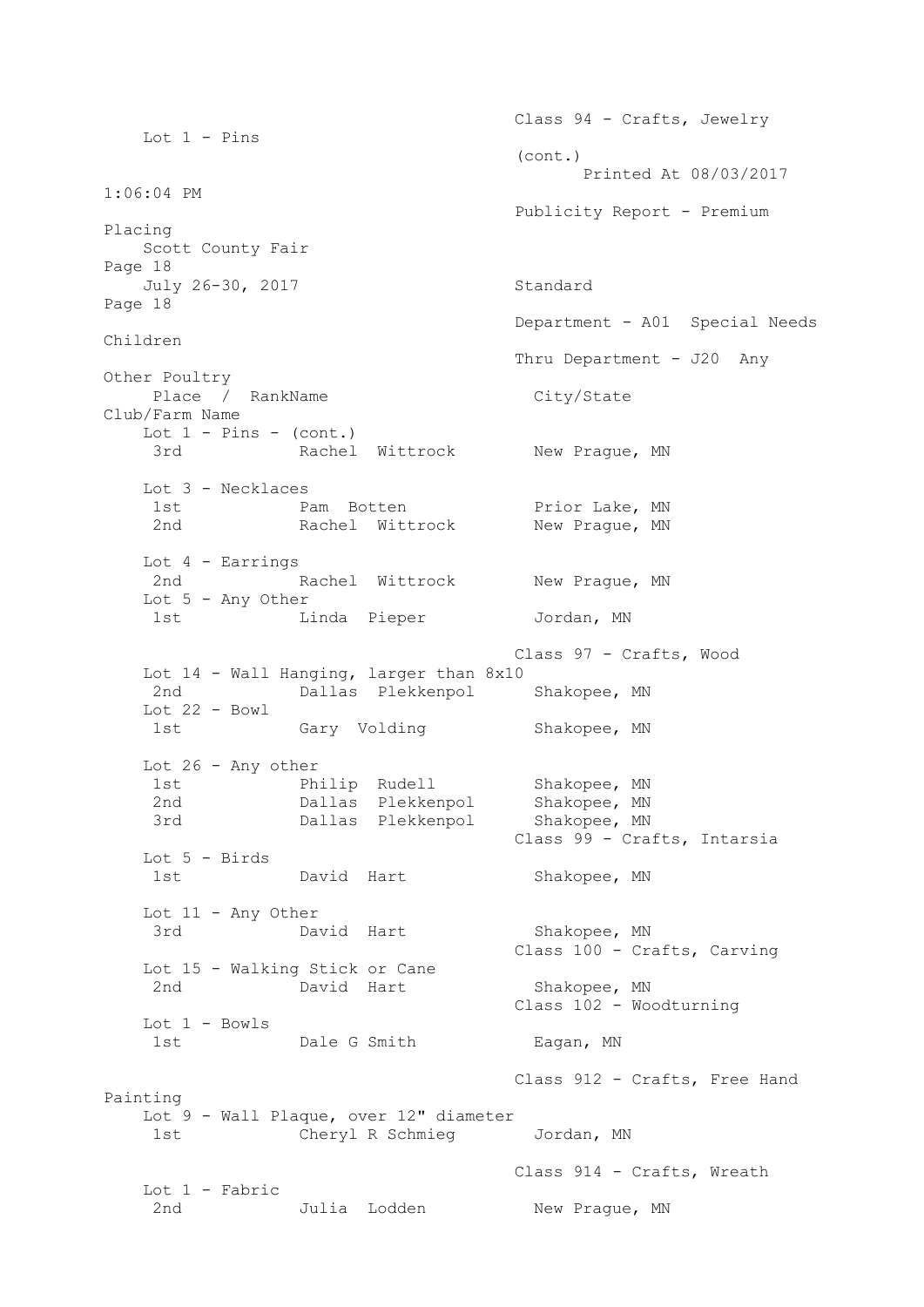Class 94 - Crafts, Jewelry

Lot 1 - Pins

(cont.)

Publicity Report - Premium Placing

Scott County Fair

July 26-30, 2017

Standard

Department - A01 Special Needs Children

Thru Department - J20 Any Other Poultry

| Place / Rank | Name | City/State | Club/Farm Name |
|---|---|---|---|

**Lot 1 - Pins - (cont.)**

| Place | Name | City/State |
|---|---|---|
| 3rd | Rachel Wittrock | New Prague, MN |

**Lot 3 - Necklaces**

| Place | Name | City/State |
|---|---|---|
| 1st | Pam Botten | Prior Lake, MN |
| 2nd | Rachel Wittrock | New Prague, MN |

**Lot 4 - Earrings**

| Place | Name | City/State |
|---|---|---|
| 2nd | Rachel Wittrock | New Prague, MN |

**Lot 5 - Any Other**

| Place | Name | City/State |
|---|---|---|
| 1st | Linda Pieper | Jordan, MN |

## Class 97 - Crafts, Wood

**Lot 14 - Wall Hanging, larger than 8x10**

| Place | Name | City/State |
|---|---|---|
| 2nd | Dallas Plekkenpol | Shakopee, MN |

**Lot 22 - Bowl**

| Place | Name | City/State |
|---|---|---|
| 1st | Gary Volding | Shakopee, MN |

**Lot 26 - Any other**

| Place | Name | City/State |
|---|---|---|
| 1st | Philip Rudell | Shakopee, MN |
| 2nd | Dallas Plekkenpol | Shakopee, MN |
| 3rd | Dallas Plekkenpol | Shakopee, MN |

## Class 99 - Crafts, Intarsia

**Lot 5 - Birds**

| Place | Name | City/State |
|---|---|---|
| 1st | David Hart | Shakopee, MN |

**Lot 11 - Any Other**

| Place | Name | City/State |
|---|---|---|
| 3rd | David Hart | Shakopee, MN |

## Class 100 - Crafts, Carving

**Lot 15 - Walking Stick or Cane**

| Place | Name | City/State |
|---|---|---|
| 2nd | David Hart | Shakopee, MN |

## Class 102 - Woodturning

**Lot 1 - Bowls**

| Place | Name | City/State |
|---|---|---|
| 1st | Dale G Smith | Eagan, MN |

## Class 912 - Crafts, Free Hand Painting

**Lot 9 - Wall Plaque, over 12" diameter**

| Place | Name | City/State |
|---|---|---|
| 1st | Cheryl R Schmieg | Jordan, MN |

## Class 914 - Crafts, Wreath

**Lot 1 - Fabric**

| Place | Name | City/State |
|---|---|---|
| 2nd | Julia Lodden | New Prague, MN |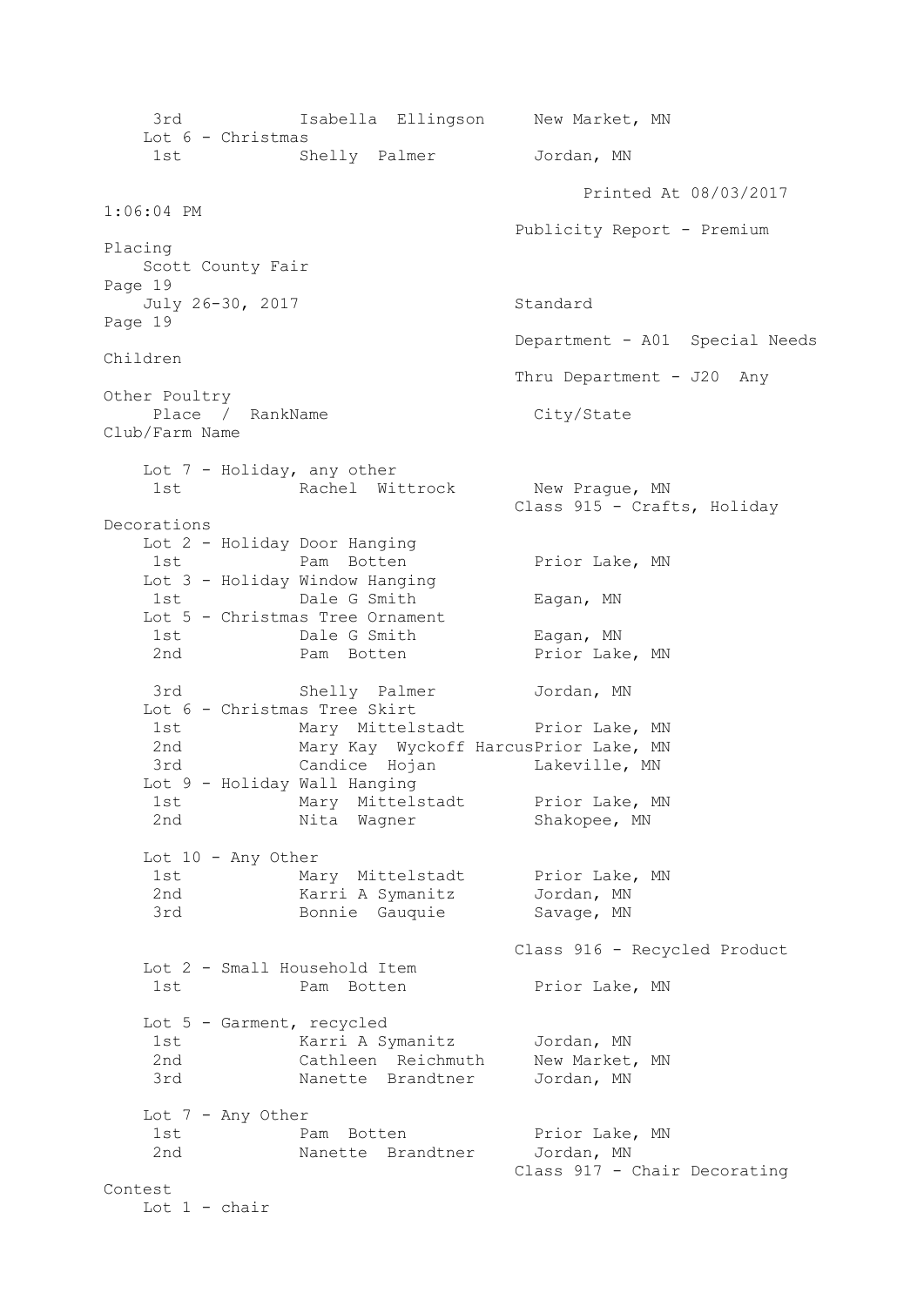| Place / Rank | Name | City/State | Club/Farm Name |
|---|---|---|---|
| 3rd | Isabella Ellingson | New Market, MN | |

**Lot 6 - Christmas**

| Place / Rank | Name | City/State | Club/Farm Name |
|---|---|---|---|
| 1st | Shelly Palmer | Jordan, MN | |

**Lot 7 - Holiday, any other**

| Place / Rank | Name | City/State | Club/Farm Name |
|---|---|---|---|
| 1st | Rachel Wittrock | New Prague, MN | |

## Class 915 - Crafts, Holiday Decorations

**Lot 2 - Holiday Door Hanging**

| Place / Rank | Name | City/State | Club/Farm Name |
|---|---|---|---|
| 1st | Pam Botten | Prior Lake, MN | |

**Lot 3 - Holiday Window Hanging**

| Place / Rank | Name | City/State | Club/Farm Name |
|---|---|---|---|
| 1st | Dale G Smith | Eagan, MN | |

**Lot 5 - Christmas Tree Ornament**

| Place / Rank | Name | City/State | Club/Farm Name |
|---|---|---|---|
| 1st | Dale G Smith | Eagan, MN | |
| 2nd | Pam Botten | Prior Lake, MN | |
| 3rd | Shelly Palmer | Jordan, MN | |

**Lot 6 - Christmas Tree Skirt**

| Place / Rank | Name | City/State | Club/Farm Name |
|---|---|---|---|
| 1st | Mary Mittelstadt | Prior Lake, MN | |
| 2nd | Mary Kay Wyckoff Harcus | Prior Lake, MN | |
| 3rd | Candice Hojan | Lakeville, MN | |

**Lot 9 - Holiday Wall Hanging**

| Place / Rank | Name | City/State | Club/Farm Name |
|---|---|---|---|
| 1st | Mary Mittelstadt | Prior Lake, MN | |
| 2nd | Nita Wagner | Shakopee, MN | |

**Lot 10 - Any Other**

| Place / Rank | Name | City/State | Club/Farm Name |
|---|---|---|---|
| 1st | Mary Mittelstadt | Prior Lake, MN | |
| 2nd | Karri A Symanitz | Jordan, MN | |
| 3rd | Bonnie Gauquie | Savage, MN | |

## Class 916 - Recycled Product

**Lot 2 - Small Household Item**

| Place / Rank | Name | City/State | Club/Farm Name |
|---|---|---|---|
| 1st | Pam Botten | Prior Lake, MN | |

**Lot 5 - Garment, recycled**

| Place / Rank | Name | City/State | Club/Farm Name |
|---|---|---|---|
| 1st | Karri A Symanitz | Jordan, MN | |
| 2nd | Cathleen Reichmuth | New Market, MN | |
| 3rd | Nanette Brandtner | Jordan, MN | |

**Lot 7 - Any Other**

| Place / Rank | Name | City/State | Club/Farm Name |
|---|---|---|---|
| 1st | Pam Botten | Prior Lake, MN | |
| 2nd | Nanette Brandtner | Jordan, MN | |

## Class 917 - Chair Decorating Contest

**Lot 1 - chair**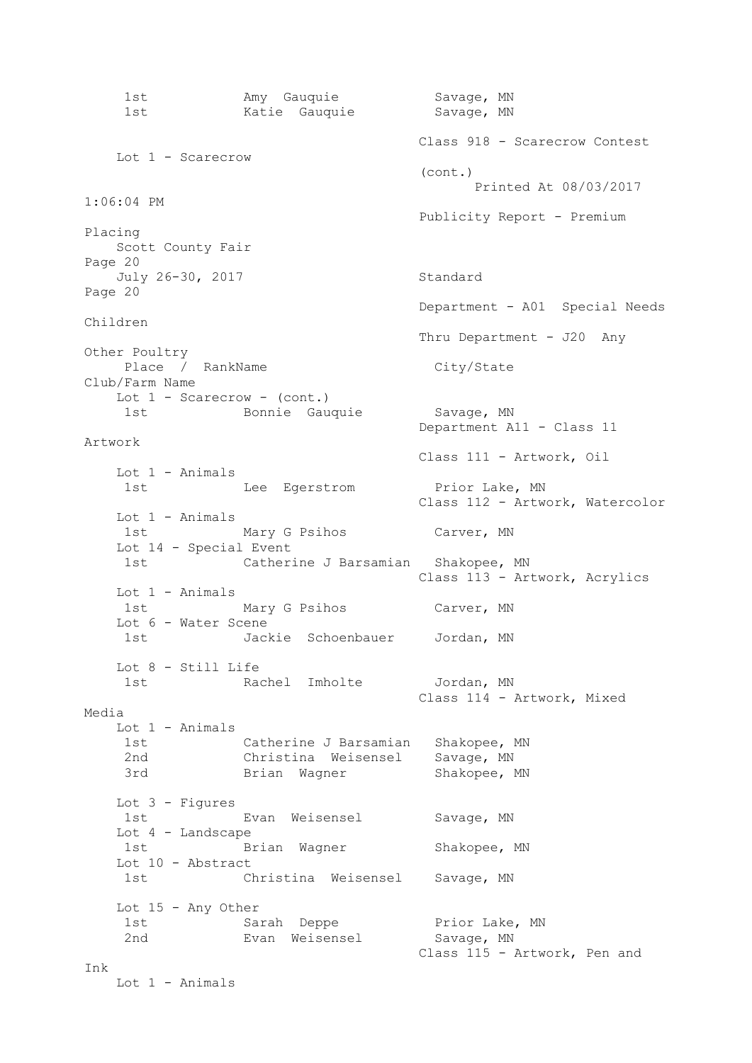| Place / Rank | Name | City/State | Club/Farm Name |
|---|---|---|---|
| 1st | Amy Gauquie | Savage, MN | |
| 1st | Katie Gauquie | Savage, MN | |

Class 918 - Scarecrow Contest (cont.)

Lot 1 - Scarecrow

Department - A01 Special Needs Children

Thru Department - J20 Any Other Poultry

Lot 1 - Scarecrow - (cont.)

| Place / Rank | Name | City/State | Club/Farm Name |
|---|---|---|---|
| 1st | Bonnie Gauquie | Savage, MN | |

## Department A11 - Class 11 Artwork

### Class 111 - Artwork, Oil

Lot 1 - Animals

| Place / Rank | Name | City/State | Club/Farm Name |
|---|---|---|---|
| 1st | Lee Egerstrom | Prior Lake, MN | |

### Class 112 - Artwork, Watercolor

Lot 1 - Animals

| Place / Rank | Name | City/State | Club/Farm Name |
|---|---|---|---|
| 1st | Mary G Psihos | Carver, MN | |

Lot 14 - Special Event

| Place / Rank | Name | City/State | Club/Farm Name |
|---|---|---|---|
| 1st | Catherine J Barsamian | Shakopee, MN | |

### Class 113 - Artwork, Acrylics

Lot 1 - Animals

| Place / Rank | Name | City/State | Club/Farm Name |
|---|---|---|---|
| 1st | Mary G Psihos | Carver, MN | |

Lot 6 - Water Scene

| Place / Rank | Name | City/State | Club/Farm Name |
|---|---|---|---|
| 1st | Jackie Schoenbauer | Jordan, MN | |

Lot 8 - Still Life

| Place / Rank | Name | City/State | Club/Farm Name |
|---|---|---|---|
| 1st | Rachel Imholte | Jordan, MN | |

### Class 114 - Artwork, Mixed Media

Lot 1 - Animals

| Place / Rank | Name | City/State | Club/Farm Name |
|---|---|---|---|
| 1st | Catherine J Barsamian | Shakopee, MN | |
| 2nd | Christina Weisensel | Savage, MN | |
| 3rd | Brian Wagner | Shakopee, MN | |

Lot 3 - Figures

| Place / Rank | Name | City/State | Club/Farm Name |
|---|---|---|---|
| 1st | Evan Weisensel | Savage, MN | |

Lot 4 - Landscape

| Place / Rank | Name | City/State | Club/Farm Name |
|---|---|---|---|
| 1st | Brian Wagner | Shakopee, MN | |

Lot 10 - Abstract

| Place / Rank | Name | City/State | Club/Farm Name |
|---|---|---|---|
| 1st | Christina Weisensel | Savage, MN | |

Lot 15 - Any Other

| Place / Rank | Name | City/State | Club/Farm Name |
|---|---|---|---|
| 1st | Sarah Deppe | Prior Lake, MN | |
| 2nd | Evan Weisensel | Savage, MN | |

### Class 115 - Artwork, Pen and Ink

Lot 1 - Animals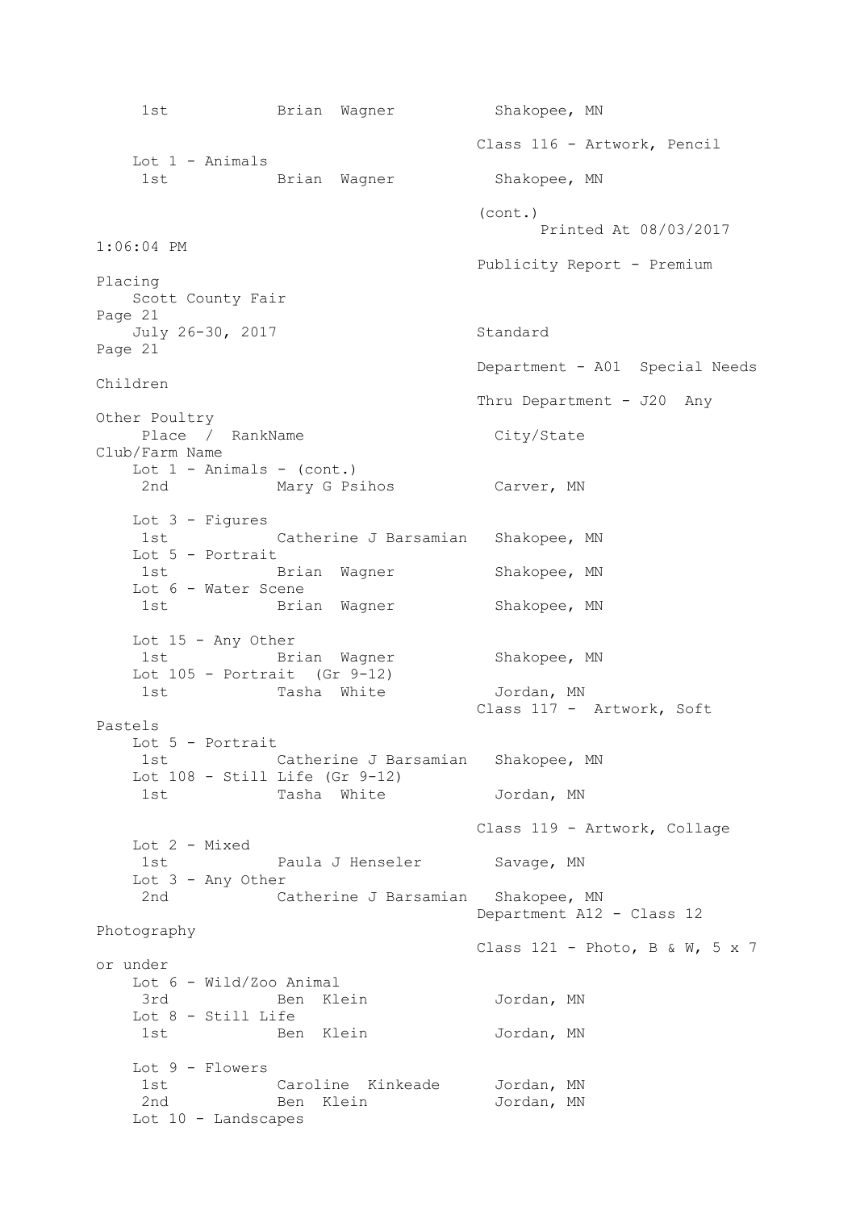| Place / Rank | Name | City/State |
|---|---|---|
| 1st | Brian Wagner | Shakopee, MN |

### Class 116 - Artwork, Pencil

Lot 1 - Animals

| Place / Rank | Name | City/State |
|---|---|---|
| 1st | Brian Wagner | Shakopee, MN |

(cont.)

Publicity Report - Premium Placing

Scott County Fair

July 26-30, 2017

Standard

Department - A01 Special Needs Children

Thru Department - J20 Any Other Poultry

| Place / Rank | Name | City/State | Club/Farm Name |
|---|---|---|---|
| **Lot 1 - Animals - (cont.)** | | | |
| 2nd | Mary G Psihos | Carver, MN | |
| **Lot 3 - Figures** | | | |
| 1st | Catherine J Barsamian | Shakopee, MN | |
| **Lot 5 - Portrait** | | | |
| 1st | Brian Wagner | Shakopee, MN | |
| **Lot 6 - Water Scene** | | | |
| 1st | Brian Wagner | Shakopee, MN | |
| **Lot 15 - Any Other** | | | |
| 1st | Brian Wagner | Shakopee, MN | |
| **Lot 105 - Portrait (Gr 9-12)** | | | |
| 1st | Tasha White | Jordan, MN | |

### Class 117 - Artwork, Soft Pastels

| Place / Rank | Name | City/State |
|---|---|---|
| **Lot 5 - Portrait** | | |
| 1st | Catherine J Barsamian | Shakopee, MN |
| **Lot 108 - Still Life (Gr 9-12)** | | |
| 1st | Tasha White | Jordan, MN |

### Class 119 - Artwork, Collage

| Place / Rank | Name | City/State |
|---|---|---|
| **Lot 2 - Mixed** | | |
| 1st | Paula J Henseler | Savage, MN |
| **Lot 3 - Any Other** | | |
| 2nd | Catherine J Barsamian | Shakopee, MN |

## Department A12 - Class 12 Photography

### Class 121 - Photo, B & W, 5 x 7 or under

| Place / Rank | Name | City/State |
|---|---|---|
| **Lot 6 - Wild/Zoo Animal** | | |
| 3rd | Ben Klein | Jordan, MN |
| **Lot 8 - Still Life** | | |
| 1st | Ben Klein | Jordan, MN |
| **Lot 9 - Flowers** | | |
| 1st | Caroline Kinkeade | Jordan, MN |
| 2nd | Ben Klein | Jordan, MN |

Lot 10 - Landscapes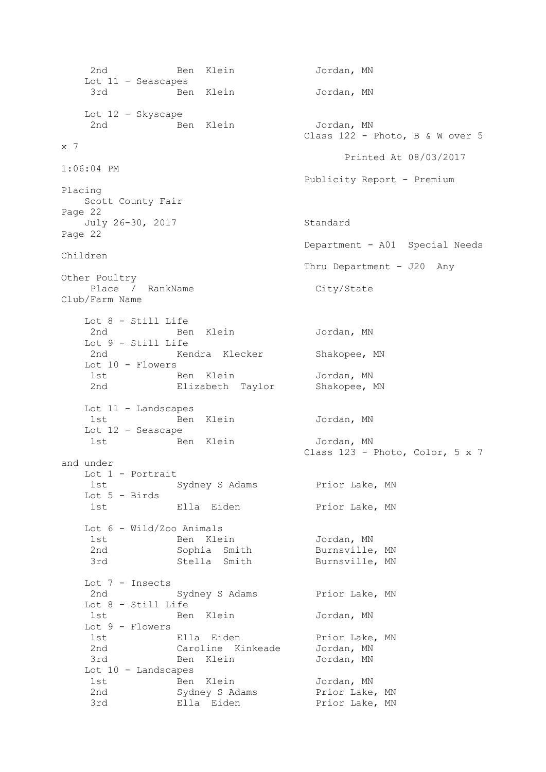| Place / Rank | Name | City/State | Club/Farm Name |
|---|---|---|---|
| 2nd | Ben Klein | Jordan, MN | |

Lot 11 - Seascapes

| Place / Rank | Name | City/State | Club/Farm Name |
|---|---|---|---|
| 3rd | Ben Klein | Jordan, MN | |

Lot 12 - Skyscape

| Place / Rank | Name | City/State | Club/Farm Name |
|---|---|---|---|
| 2nd | Ben Klein | Jordan, MN | |

## Class 122 - Photo, B & W over 5 x 7

Lot 8 - Still Life

| Place / Rank | Name | City/State | Club/Farm Name |
|---|---|---|---|
| 2nd | Ben Klein | Jordan, MN | |

Lot 9 - Still Life

| Place / Rank | Name | City/State | Club/Farm Name |
|---|---|---|---|
| 2nd | Kendra Klecker | Shakopee, MN | |

Lot 10 - Flowers

| Place / Rank | Name | City/State | Club/Farm Name |
|---|---|---|---|
| 1st | Ben Klein | Jordan, MN | |
| 2nd | Elizabeth Taylor | Shakopee, MN | |

Lot 11 - Landscapes

| Place / Rank | Name | City/State | Club/Farm Name |
|---|---|---|---|
| 1st | Ben Klein | Jordan, MN | |

Lot 12 - Seascape

| Place / Rank | Name | City/State | Club/Farm Name |
|---|---|---|---|
| 1st | Ben Klein | Jordan, MN | |

## Class 123 - Photo, Color, 5 x 7 and under

Lot 1 - Portrait

| Place / Rank | Name | City/State | Club/Farm Name |
|---|---|---|---|
| 1st | Sydney S Adams | Prior Lake, MN | |

Lot 5 - Birds

| Place / Rank | Name | City/State | Club/Farm Name |
|---|---|---|---|
| 1st | Ella Eiden | Prior Lake, MN | |

Lot 6 - Wild/Zoo Animals

| Place / Rank | Name | City/State | Club/Farm Name |
|---|---|---|---|
| 1st | Ben Klein | Jordan, MN | |
| 2nd | Sophia Smith | Burnsville, MN | |
| 3rd | Stella Smith | Burnsville, MN | |

Lot 7 - Insects

| Place / Rank | Name | City/State | Club/Farm Name |
|---|---|---|---|
| 2nd | Sydney S Adams | Prior Lake, MN | |

Lot 8 - Still Life

| Place / Rank | Name | City/State | Club/Farm Name |
|---|---|---|---|
| 1st | Ben Klein | Jordan, MN | |

Lot 9 - Flowers

| Place / Rank | Name | City/State | Club/Farm Name |
|---|---|---|---|
| 1st | Ella Eiden | Prior Lake, MN | |
| 2nd | Caroline Kinkeade | Jordan, MN | |
| 3rd | Ben Klein | Jordan, MN | |

Lot 10 - Landscapes

| Place / Rank | Name | City/State | Club/Farm Name |
|---|---|---|---|
| 1st | Ben Klein | Jordan, MN | |
| 2nd | Sydney S Adams | Prior Lake, MN | |
| 3rd | Ella Eiden | Prior Lake, MN | |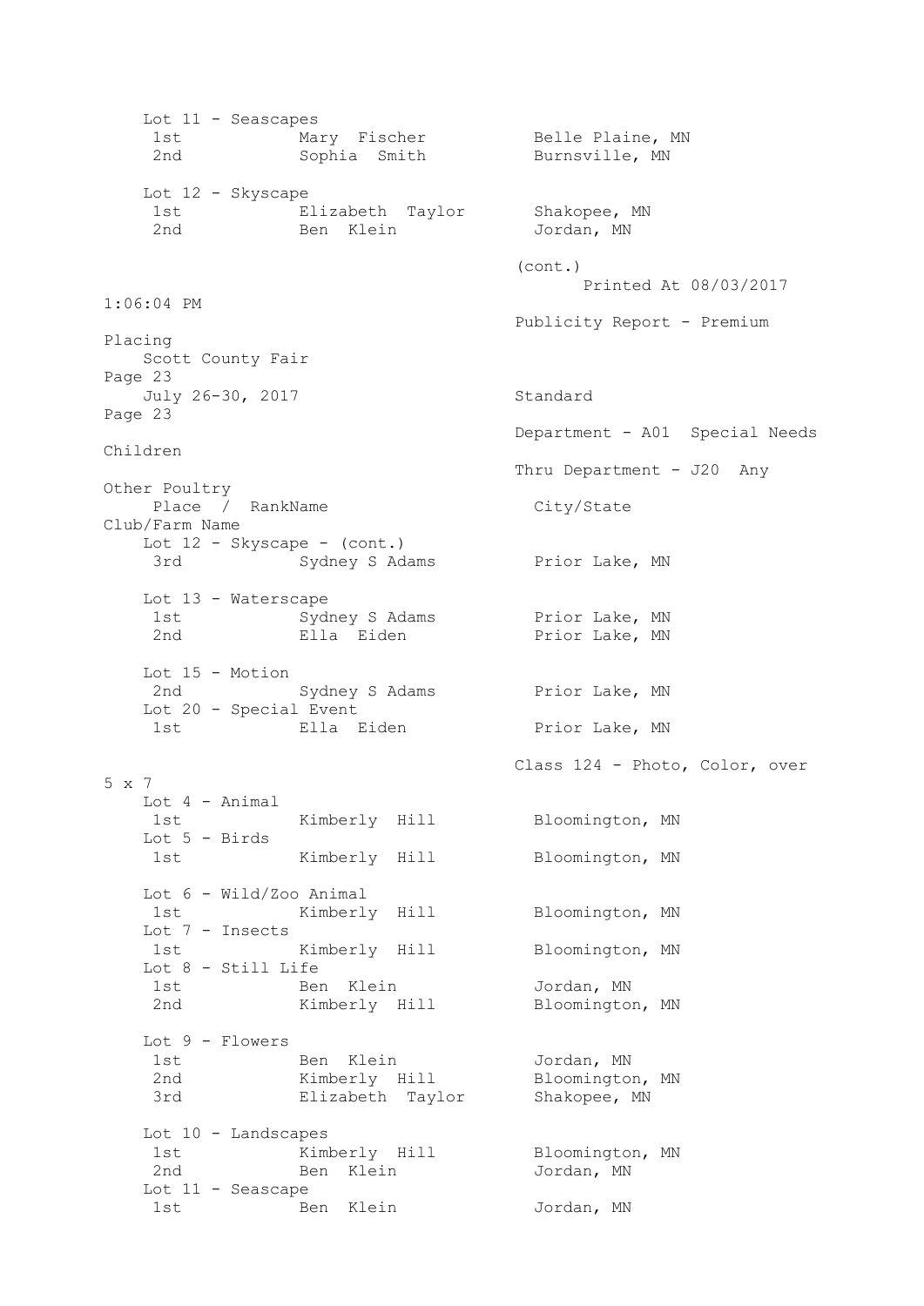Lot 11 - Seascapes

| Place | Name | City/State |
|---|---|---|
| 1st | Mary Fischer | Belle Plaine, MN |
| 2nd | Sophia Smith | Burnsville, MN |

Lot 12 - Skyscape

| Place | Name | City/State |
|---|---|---|
| 1st | Elizabeth Taylor | Shakopee, MN |
| 2nd | Ben Klein | Jordan, MN |

(cont.)

Lot 12 - Skyscape - (cont.)

| Place / Rank | Name | City/State | Club/Farm Name |
|---|---|---|---|
| 3rd | Sydney S Adams | Prior Lake, MN | |

Lot 13 - Waterscape

| Place / Rank | Name | City/State | Club/Farm Name |
|---|---|---|---|
| 1st | Sydney S Adams | Prior Lake, MN | |
| 2nd | Ella Eiden | Prior Lake, MN | |

Lot 15 - Motion

| Place / Rank | Name | City/State | Club/Farm Name |
|---|---|---|---|
| 2nd | Sydney S Adams | Prior Lake, MN | |

Lot 20 - Special Event

| Place / Rank | Name | City/State | Club/Farm Name |
|---|---|---|---|
| 1st | Ella Eiden | Prior Lake, MN | |

## Class 124 - Photo, Color, over 5 x 7

Lot 4 - Animal

| Place / Rank | Name | City/State | Club/Farm Name |
|---|---|---|---|
| 1st | Kimberly Hill | Bloomington, MN | |

Lot 5 - Birds

| Place / Rank | Name | City/State | Club/Farm Name |
|---|---|---|---|
| 1st | Kimberly Hill | Bloomington, MN | |

Lot 6 - Wild/Zoo Animal

| Place / Rank | Name | City/State | Club/Farm Name |
|---|---|---|---|
| 1st | Kimberly Hill | Bloomington, MN | |

Lot 7 - Insects

| Place / Rank | Name | City/State | Club/Farm Name |
|---|---|---|---|
| 1st | Kimberly Hill | Bloomington, MN | |

Lot 8 - Still Life

| Place / Rank | Name | City/State | Club/Farm Name |
|---|---|---|---|
| 1st | Ben Klein | Jordan, MN | |
| 2nd | Kimberly Hill | Bloomington, MN | |

Lot 9 - Flowers

| Place / Rank | Name | City/State | Club/Farm Name |
|---|---|---|---|
| 1st | Ben Klein | Jordan, MN | |
| 2nd | Kimberly Hill | Bloomington, MN | |
| 3rd | Elizabeth Taylor | Shakopee, MN | |

Lot 10 - Landscapes

| Place / Rank | Name | City/State | Club/Farm Name |
|---|---|---|---|
| 1st | Kimberly Hill | Bloomington, MN | |
| 2nd | Ben Klein | Jordan, MN | |

Lot 11 - Seascape

| Place / Rank | Name | City/State | Club/Farm Name |
|---|---|---|---|
| 1st | Ben Klein | Jordan, MN | |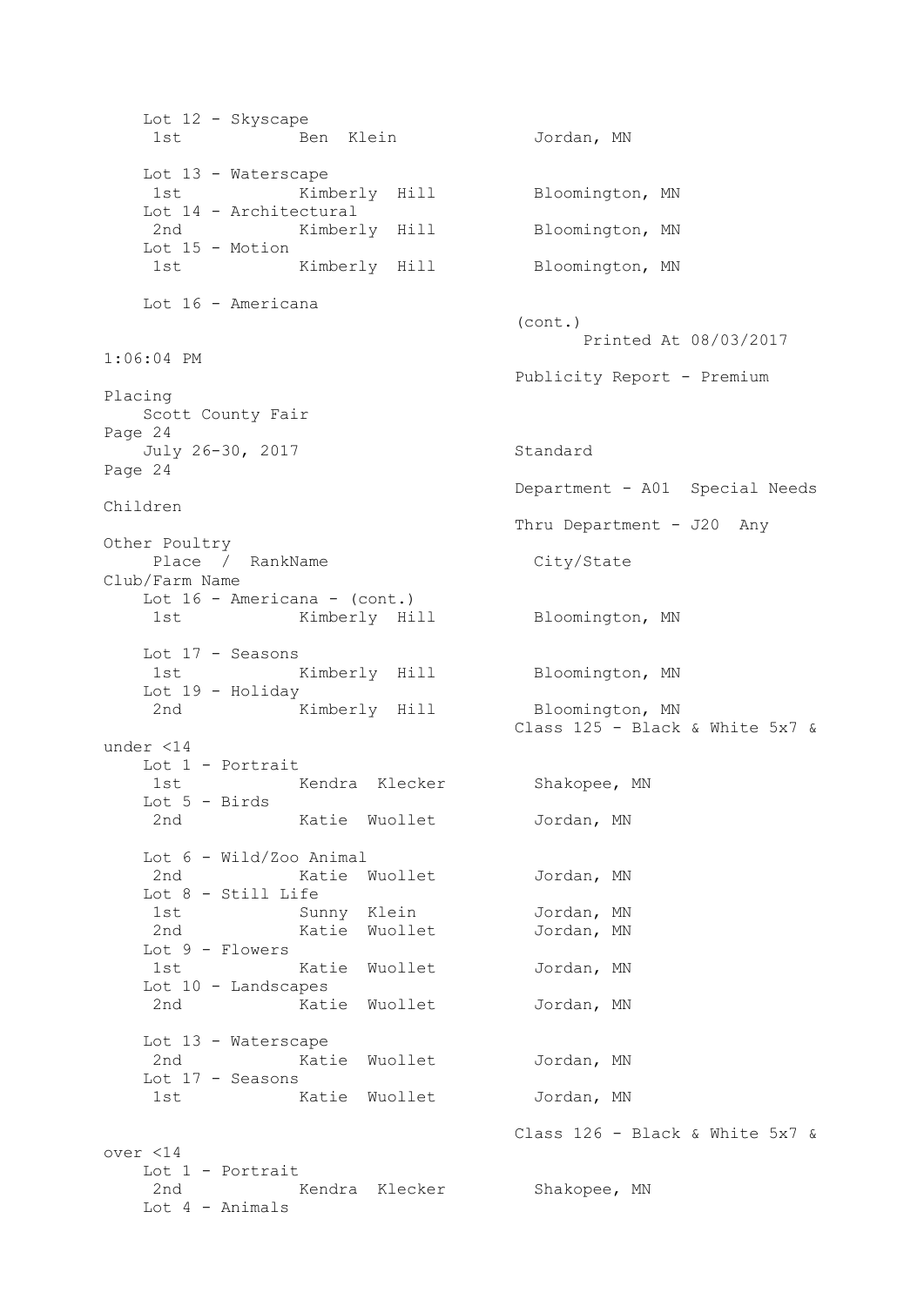Lot 12 - Skyscape

| Place / Rank | Name | City/State | Club/Farm Name |
|---|---|---|---|
| 1st | Ben Klein | Jordan, MN | |

Lot 13 - Waterscape

| Place / Rank | Name | City/State | Club/Farm Name |
|---|---|---|---|
| 1st | Kimberly Hill | Bloomington, MN | |

Lot 14 - Architectural

| Place / Rank | Name | City/State | Club/Farm Name |
|---|---|---|---|
| 2nd | Kimberly Hill | Bloomington, MN | |

Lot 15 - Motion

| Place / Rank | Name | City/State | Club/Farm Name |
|---|---|---|---|
| 1st | Kimberly Hill | Bloomington, MN | |

Lot 16 - Americana

(cont.)

Publicity Report - Premium Placing

Scott County Fair

July 26-30, 2017

Standard

Department - A01 Special Needs Children

Thru Department - J20 Any Other Poultry

Lot 16 - Americana - (cont.)

| Place / Rank | Name | City/State | Club/Farm Name |
|---|---|---|---|
| 1st | Kimberly Hill | Bloomington, MN | |

Lot 17 - Seasons

| Place / Rank | Name | City/State | Club/Farm Name |
|---|---|---|---|
| 1st | Kimberly Hill | Bloomington, MN | |

Lot 19 - Holiday

| Place / Rank | Name | City/State | Club/Farm Name |
|---|---|---|---|
| 2nd | Kimberly Hill | Bloomington, MN | |

## Class 125 - Black & White 5x7 & under <14

Lot 1 - Portrait

| Place / Rank | Name | City/State | Club/Farm Name |
|---|---|---|---|
| 1st | Kendra Klecker | Shakopee, MN | |

Lot 5 - Birds

| Place / Rank | Name | City/State | Club/Farm Name |
|---|---|---|---|
| 2nd | Katie Wuollet | Jordan, MN | |

Lot 6 - Wild/Zoo Animal

| Place / Rank | Name | City/State | Club/Farm Name |
|---|---|---|---|
| 2nd | Katie Wuollet | Jordan, MN | |

Lot 8 - Still Life

| Place / Rank | Name | City/State | Club/Farm Name |
|---|---|---|---|
| 1st | Sunny Klein | Jordan, MN | |
| 2nd | Katie Wuollet | Jordan, MN | |

Lot 9 - Flowers

| Place / Rank | Name | City/State | Club/Farm Name |
|---|---|---|---|
| 1st | Katie Wuollet | Jordan, MN | |

Lot 10 - Landscapes

| Place / Rank | Name | City/State | Club/Farm Name |
|---|---|---|---|
| 2nd | Katie Wuollet | Jordan, MN | |

Lot 13 - Waterscape

| Place / Rank | Name | City/State | Club/Farm Name |
|---|---|---|---|
| 2nd | Katie Wuollet | Jordan, MN | |

Lot 17 - Seasons

| Place / Rank | Name | City/State | Club/Farm Name |
|---|---|---|---|
| 1st | Katie Wuollet | Jordan, MN | |

## Class 126 - Black & White 5x7 & over <14

Lot 1 - Portrait

| Place / Rank | Name | City/State | Club/Farm Name |
|---|---|---|---|
| 2nd | Kendra Klecker | Shakopee, MN | |

Lot 4 - Animals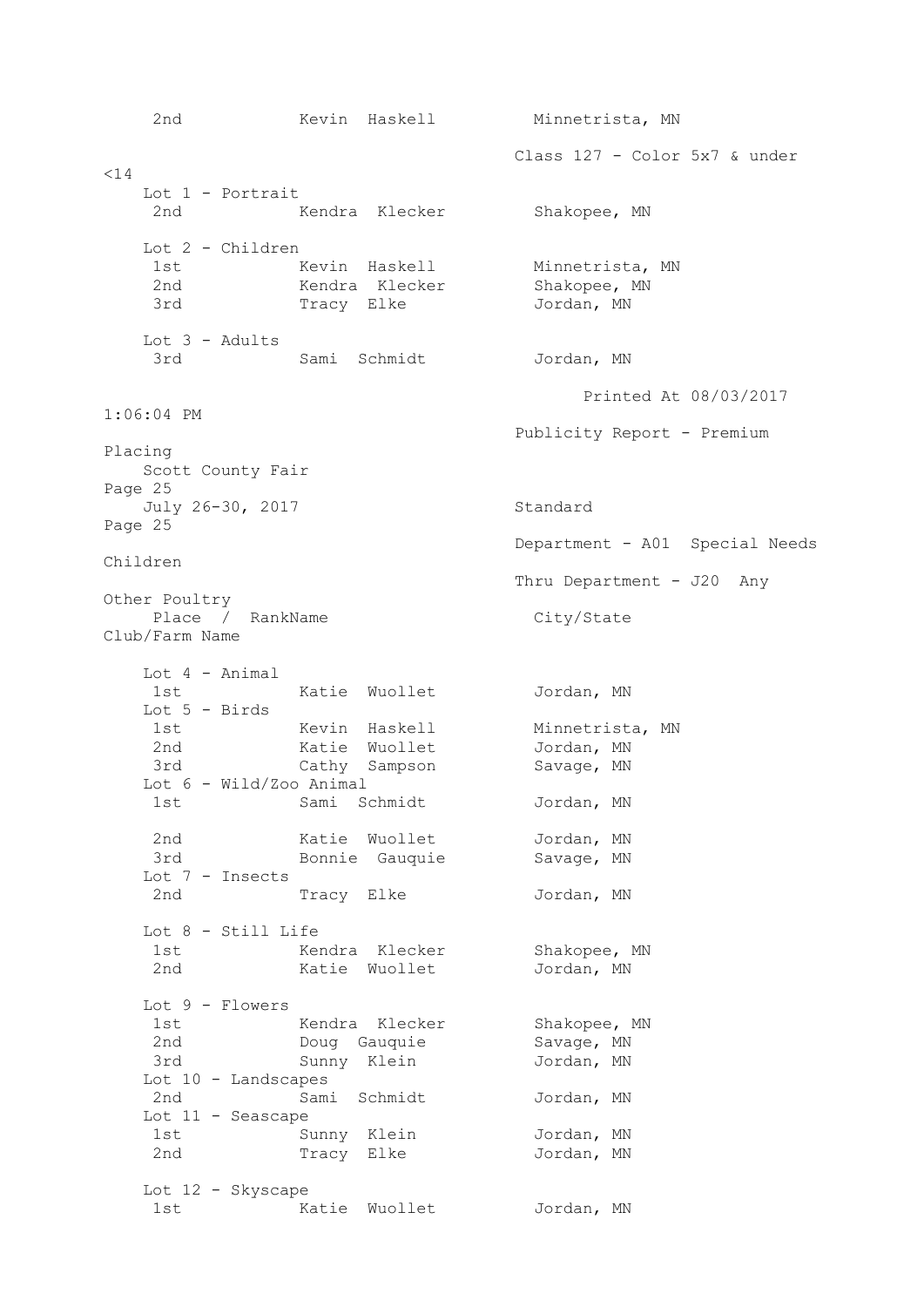| Place / Rank | Name | City/State |
|---|---|---|
| 2nd | Kevin Haskell | Minnetrista, MN |

### Class 127 - Color 5x7 & under <14

**Lot 1 - Portrait**

| Place / Rank | Name | City/State |
|---|---|---|
| 2nd | Kendra Klecker | Shakopee, MN |

**Lot 2 - Children**

| Place / Rank | Name | City/State |
|---|---|---|
| 1st | Kevin Haskell | Minnetrista, MN |
| 2nd | Kendra Klecker | Shakopee, MN |
| 3rd | Tracy Elke | Jordan, MN |

**Lot 3 - Adults**

| Place / Rank | Name | City/State |
|---|---|---|
| 3rd | Sami Schmidt | Jordan, MN |

**Lot 4 - Animal**

| Place / Rank | Name | City/State |
|---|---|---|
| 1st | Katie Wuollet | Jordan, MN |

**Lot 5 - Birds**

| Place / Rank | Name | City/State |
|---|---|---|
| 1st | Kevin Haskell | Minnetrista, MN |
| 2nd | Katie Wuollet | Jordan, MN |
| 3rd | Cathy Sampson | Savage, MN |

**Lot 6 - Wild/Zoo Animal**

| Place / Rank | Name | City/State |
|---|---|---|
| 1st | Sami Schmidt | Jordan, MN |
| 2nd | Katie Wuollet | Jordan, MN |
| 3rd | Bonnie Gauquie | Savage, MN |

**Lot 7 - Insects**

| Place / Rank | Name | City/State |
|---|---|---|
| 2nd | Tracy Elke | Jordan, MN |

**Lot 8 - Still Life**

| Place / Rank | Name | City/State |
|---|---|---|
| 1st | Kendra Klecker | Shakopee, MN |
| 2nd | Katie Wuollet | Jordan, MN |

**Lot 9 - Flowers**

| Place / Rank | Name | City/State |
|---|---|---|
| 1st | Kendra Klecker | Shakopee, MN |
| 2nd | Doug Gauquie | Savage, MN |
| 3rd | Sunny Klein | Jordan, MN |

**Lot 10 - Landscapes**

| Place / Rank | Name | City/State |
|---|---|---|
| 2nd | Sami Schmidt | Jordan, MN |

**Lot 11 - Seascape**

| Place / Rank | Name | City/State |
|---|---|---|
| 1st | Sunny Klein | Jordan, MN |
| 2nd | Tracy Elke | Jordan, MN |

**Lot 12 - Skyscape**

| Place / Rank | Name | City/State |
|---|---|---|
| 1st | Katie Wuollet | Jordan, MN |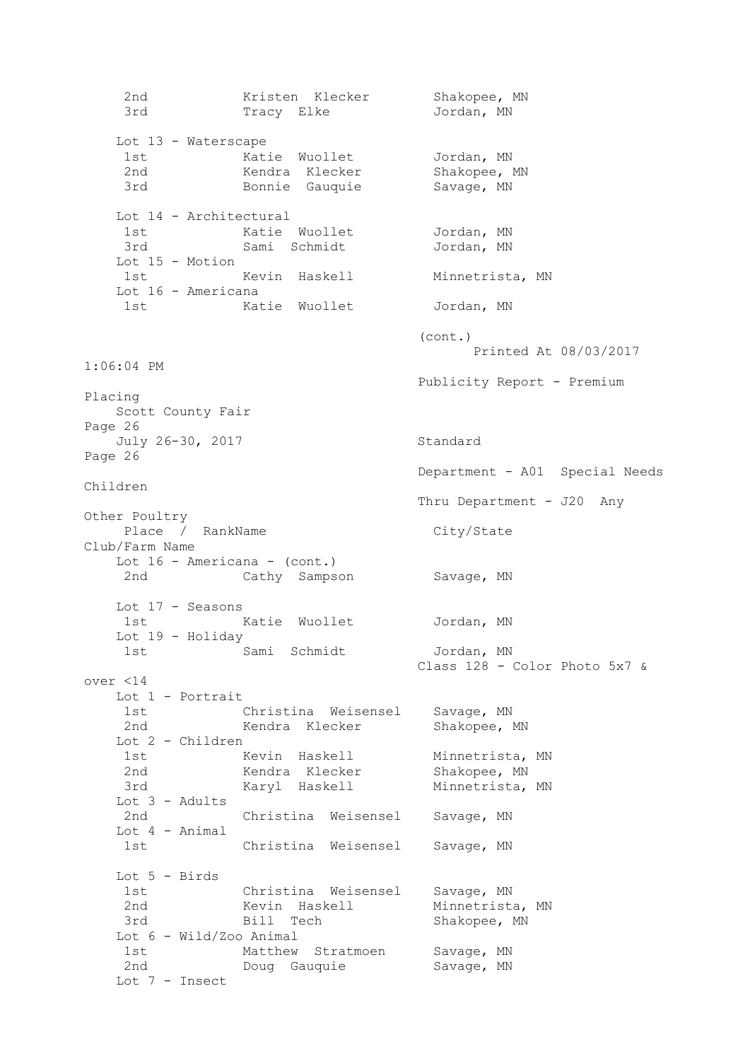| Place / Rank | Name | City/State | Club/Farm Name |
|---|---|---|---|
| 2nd | Kristen Klecker | Shakopee, MN | |
| 3rd | Tracy Elke | Jordan, MN | |

Lot 13 - Waterscape

| Place / Rank | Name | City/State | Club/Farm Name |
|---|---|---|---|
| 1st | Katie Wuollet | Jordan, MN | |
| 2nd | Kendra Klecker | Shakopee, MN | |
| 3rd | Bonnie Gauquie | Savage, MN | |

Lot 14 - Architectural

| Place / Rank | Name | City/State | Club/Farm Name |
|---|---|---|---|
| 1st | Katie Wuollet | Jordan, MN | |
| 3rd | Sami Schmidt | Jordan, MN | |

Lot 15 - Motion

| Place / Rank | Name | City/State | Club/Farm Name |
|---|---|---|---|
| 1st | Kevin Haskell | Minnetrista, MN | |

Lot 16 - Americana

| Place / Rank | Name | City/State | Club/Farm Name |
|---|---|---|---|
| 1st | Katie Wuollet | Jordan, MN | |

(cont.)

Printed At 08/03/2017 1:06:04 PM

Publicity Report - Premium Placing

Scott County Fair

July 26-30, 2017

Standard

Department - A01 Special Needs Children

Thru Department - J20 Any Other Poultry

Lot 16 - Americana - (cont.)

| Place / Rank | Name | City/State | Club/Farm Name |
|---|---|---|---|
| 2nd | Cathy Sampson | Savage, MN | |

Lot 17 - Seasons

| Place / Rank | Name | City/State | Club/Farm Name |
|---|---|---|---|
| 1st | Katie Wuollet | Jordan, MN | |

Lot 19 - Holiday

| Place / Rank | Name | City/State | Club/Farm Name |
|---|---|---|---|
| 1st | Sami Schmidt | Jordan, MN | |

## Class 128 - Color Photo 5x7 & over <14

Lot 1 - Portrait

| Place / Rank | Name | City/State | Club/Farm Name |
|---|---|---|---|
| 1st | Christina Weisensel | Savage, MN | |
| 2nd | Kendra Klecker | Shakopee, MN | |

Lot 2 - Children

| Place / Rank | Name | City/State | Club/Farm Name |
|---|---|---|---|
| 1st | Kevin Haskell | Minnetrista, MN | |
| 2nd | Kendra Klecker | Shakopee, MN | |
| 3rd | Karyl Haskell | Minnetrista, MN | |

Lot 3 - Adults

| Place / Rank | Name | City/State | Club/Farm Name |
|---|---|---|---|
| 2nd | Christina Weisensel | Savage, MN | |

Lot 4 - Animal

| Place / Rank | Name | City/State | Club/Farm Name |
|---|---|---|---|
| 1st | Christina Weisensel | Savage, MN | |

Lot 5 - Birds

| Place / Rank | Name | City/State | Club/Farm Name |
|---|---|---|---|
| 1st | Christina Weisensel | Savage, MN | |
| 2nd | Kevin Haskell | Minnetrista, MN | |
| 3rd | Bill Tech | Shakopee, MN | |

Lot 6 - Wild/Zoo Animal

| Place / Rank | Name | City/State | Club/Farm Name |
|---|---|---|---|
| 1st | Matthew Stratmoen | Savage, MN | |
| 2nd | Doug Gauquie | Savage, MN | |

Lot 7 - Insect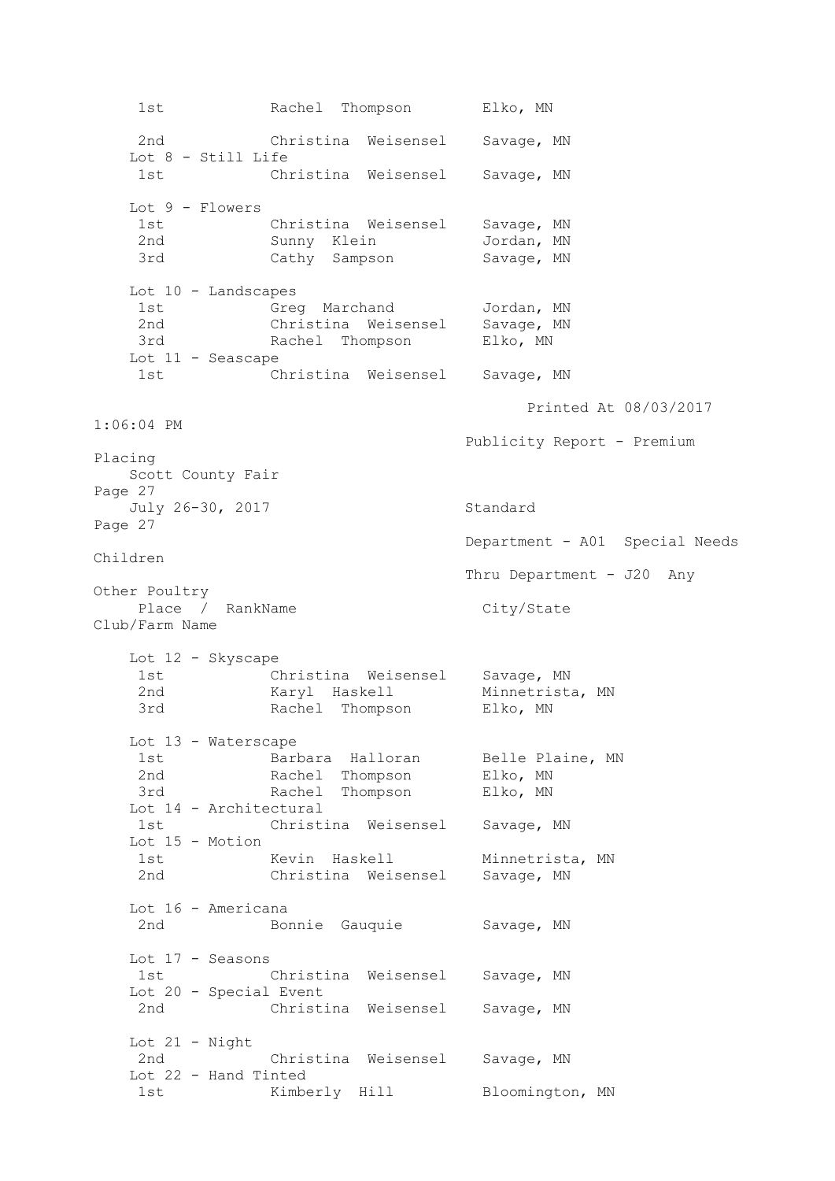| Place / Rank | Name | City/State |
|---|---|---|
| 1st | Rachel Thompson | Elko, MN |
| 2nd | Christina Weisensel | Savage, MN |

Lot 8 - Still Life

| Place / Rank | Name | City/State |
|---|---|---|
| 1st | Christina Weisensel | Savage, MN |

Lot 9 - Flowers

| Place / Rank | Name | City/State |
|---|---|---|
| 1st | Christina Weisensel | Savage, MN |
| 2nd | Sunny Klein | Jordan, MN |
| 3rd | Cathy Sampson | Savage, MN |

Lot 10 - Landscapes

| Place / Rank | Name | City/State |
|---|---|---|
| 1st | Greg Marchand | Jordan, MN |
| 2nd | Christina Weisensel | Savage, MN |
| 3rd | Rachel Thompson | Elko, MN |

Lot 11 - Seascape

| Place / Rank | Name | City/State |
|---|---|---|
| 1st | Christina Weisensel | Savage, MN |

Printed At 08/03/2017 1:06:04 PM

Publicity Report - Premium Placing

Scott County Fair

July 26-30, 2017

Standard

Department - A01 Special Needs Children

Thru Department - J20 Any Other Poultry

Lot 12 - Skyscape

| Place / Rank | Name | City/State | Club/Farm Name |
|---|---|---|---|
| 1st | Christina Weisensel | Savage, MN | |
| 2nd | Karyl Haskell | Minnetrista, MN | |
| 3rd | Rachel Thompson | Elko, MN | |

Lot 13 - Waterscape

| Place / Rank | Name | City/State | Club/Farm Name |
|---|---|---|---|
| 1st | Barbara Halloran | Belle Plaine, MN | |
| 2nd | Rachel Thompson | Elko, MN | |
| 3rd | Rachel Thompson | Elko, MN | |

Lot 14 - Architectural

| Place / Rank | Name | City/State | Club/Farm Name |
|---|---|---|---|
| 1st | Christina Weisensel | Savage, MN | |

Lot 15 - Motion

| Place / Rank | Name | City/State | Club/Farm Name |
|---|---|---|---|
| 1st | Kevin Haskell | Minnetrista, MN | |
| 2nd | Christina Weisensel | Savage, MN | |

Lot 16 - Americana

| Place / Rank | Name | City/State | Club/Farm Name |
|---|---|---|---|
| 2nd | Bonnie Gauquie | Savage, MN | |

Lot 17 - Seasons

| Place / Rank | Name | City/State | Club/Farm Name |
|---|---|---|---|
| 1st | Christina Weisensel | Savage, MN | |

Lot 20 - Special Event

| Place / Rank | Name | City/State | Club/Farm Name |
|---|---|---|---|
| 2nd | Christina Weisensel | Savage, MN | |

Lot 21 - Night

| Place / Rank | Name | City/State | Club/Farm Name |
|---|---|---|---|
| 2nd | Christina Weisensel | Savage, MN | |

Lot 22 - Hand Tinted

| Place / Rank | Name | City/State | Club/Farm Name |
|---|---|---|---|
| 1st | Kimberly Hill | Bloomington, MN | |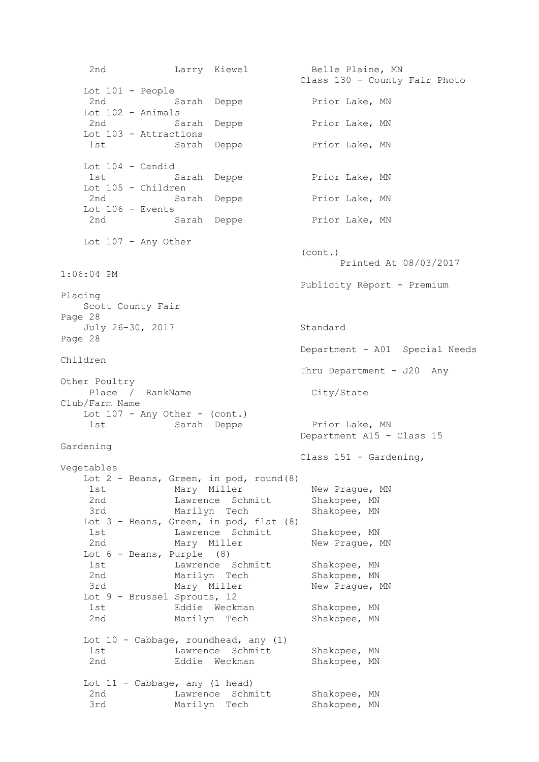| Place | Name | City/State |
|---|---|---|
| 2nd | Larry Kiewel | Belle Plaine, MN |

Class 130 - County Fair Photo

Lot 101 - People

| Place | Name | City/State |
|---|---|---|
| 2nd | Sarah Deppe | Prior Lake, MN |

Lot 102 - Animals

| Place | Name | City/State |
|---|---|---|
| 2nd | Sarah Deppe | Prior Lake, MN |

Lot 103 - Attractions

| Place | Name | City/State |
|---|---|---|
| 1st | Sarah Deppe | Prior Lake, MN |

Lot 104 - Candid

| Place | Name | City/State |
|---|---|---|
| 1st | Sarah Deppe | Prior Lake, MN |

Lot 105 - Children

| Place | Name | City/State |
|---|---|---|
| 2nd | Sarah Deppe | Prior Lake, MN |

Lot 106 - Events

| Place | Name | City/State |
|---|---|---|
| 2nd | Sarah Deppe | Prior Lake, MN |

Lot 107 - Any Other

(cont.)

Printed At 08/03/2017 1:06:04 PM

Publicity Report - Premium Placing

Scott County Fair

July 26-30, 2017

Standard

Department - A01 Special Needs Children

Thru Department - J20 Any Other Poultry

Lot 107 - Any Other - (cont.)

| Place / Rank | Name | City/State | Club/Farm Name |
|---|---|---|---|
| 1st | Sarah Deppe | Prior Lake, MN | |

Department A15 - Class 15 Gardening

Class 151 - Gardening, Vegetables

Lot 2 - Beans, Green, in pod, round(8)

| Place | Name | City/State |
|---|---|---|
| 1st | Mary Miller | New Prague, MN |
| 2nd | Lawrence Schmitt | Shakopee, MN |
| 3rd | Marilyn Tech | Shakopee, MN |

Lot 3 - Beans, Green, in pod, flat (8)

| Place | Name | City/State |
|---|---|---|
| 1st | Lawrence Schmitt | Shakopee, MN |
| 2nd | Mary Miller | New Prague, MN |

Lot 6 - Beans, Purple (8)

| Place | Name | City/State |
|---|---|---|
| 1st | Lawrence Schmitt | Shakopee, MN |
| 2nd | Marilyn Tech | Shakopee, MN |
| 3rd | Mary Miller | New Prague, MN |

Lot 9 - Brussel Sprouts, 12

| Place | Name | City/State |
|---|---|---|
| 1st | Eddie Weckman | Shakopee, MN |
| 2nd | Marilyn Tech | Shakopee, MN |

Lot 10 - Cabbage, roundhead, any (1)

| Place | Name | City/State |
|---|---|---|
| 1st | Lawrence Schmitt | Shakopee, MN |
| 2nd | Eddie Weckman | Shakopee, MN |

Lot 11 - Cabbage, any (1 head)

| Place | Name | City/State |
|---|---|---|
| 2nd | Lawrence Schmitt | Shakopee, MN |
| 3rd | Marilyn Tech | Shakopee, MN |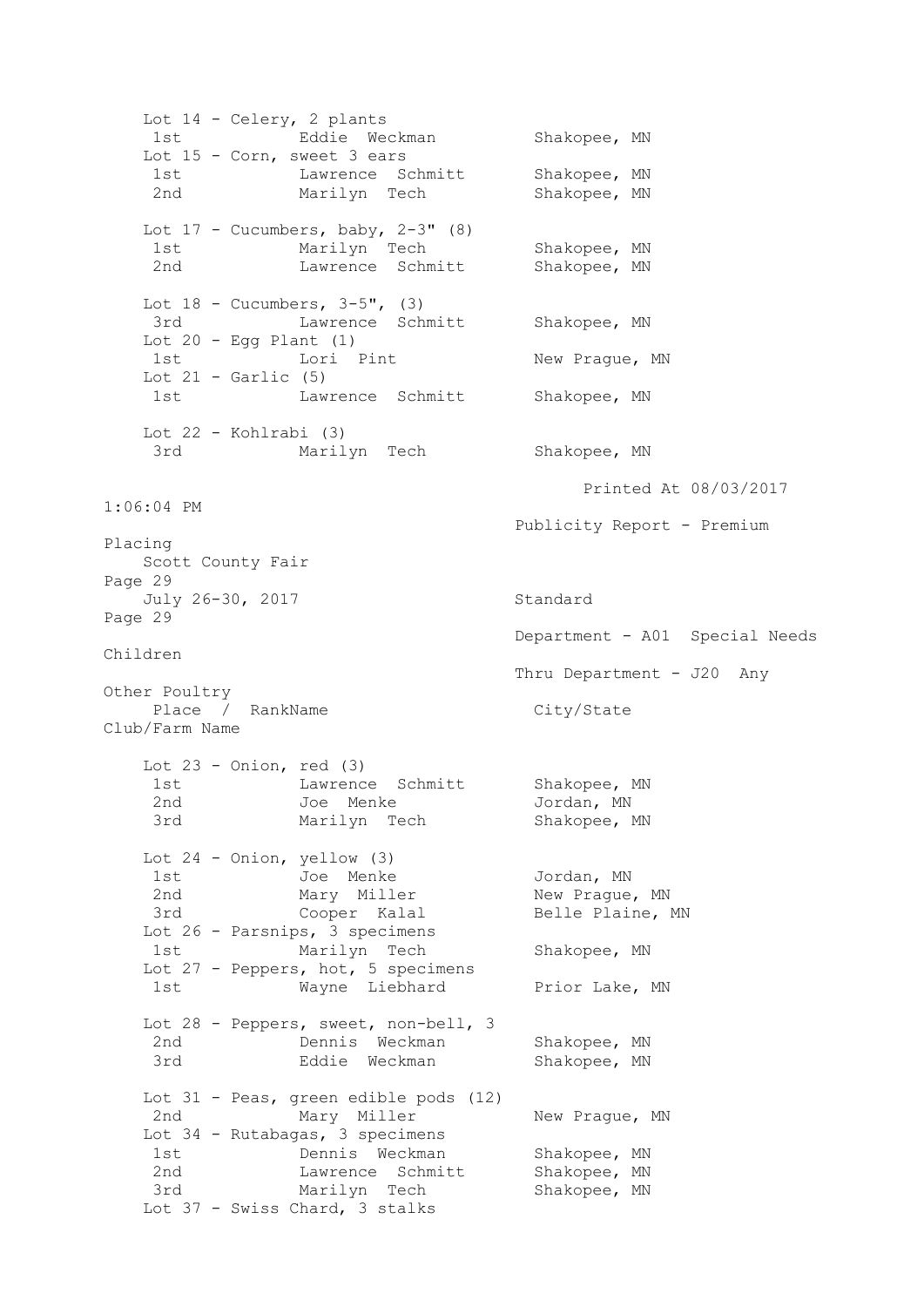Lot 14 - Celery, 2 plants

| Place / Rank | Name | City/State | Club/Farm Name |
|---|---|---|---|
| 1st | Eddie Weckman | Shakopee, MN | |

Lot 15 - Corn, sweet 3 ears

| Place / Rank | Name | City/State | Club/Farm Name |
|---|---|---|---|
| 1st | Lawrence Schmitt | Shakopee, MN | |
| 2nd | Marilyn Tech | Shakopee, MN | |

Lot 17 - Cucumbers, baby, 2-3" (8)

| Place / Rank | Name | City/State | Club/Farm Name |
|---|---|---|---|
| 1st | Marilyn Tech | Shakopee, MN | |
| 2nd | Lawrence Schmitt | Shakopee, MN | |

Lot 18 - Cucumbers, 3-5", (3)

| Place / Rank | Name | City/State | Club/Farm Name |
|---|---|---|---|
| 3rd | Lawrence Schmitt | Shakopee, MN | |

Lot 20 - Egg Plant (1)

| Place / Rank | Name | City/State | Club/Farm Name |
|---|---|---|---|
| 1st | Lori Pint | New Prague, MN | |

Lot 21 - Garlic (5)

| Place / Rank | Name | City/State | Club/Farm Name |
|---|---|---|---|
| 1st | Lawrence Schmitt | Shakopee, MN | |

Lot 22 - Kohlrabi (3)

| Place / Rank | Name | City/State | Club/Farm Name |
|---|---|---|---|
| 3rd | Marilyn Tech | Shakopee, MN | |

Printed At 08/03/2017 1:06:04 PM

Publicity Report - Premium Placing

Scott County Fair

July 26-30, 2017

Standard

Department - A01 Special Needs Children

Thru Department - J20 Any Other Poultry

Lot 23 - Onion, red (3)

| Place / Rank | Name | City/State | Club/Farm Name |
|---|---|---|---|
| 1st | Lawrence Schmitt | Shakopee, MN | |
| 2nd | Joe Menke | Jordan, MN | |
| 3rd | Marilyn Tech | Shakopee, MN | |

Lot 24 - Onion, yellow (3)

| Place / Rank | Name | City/State | Club/Farm Name |
|---|---|---|---|
| 1st | Joe Menke | Jordan, MN | |
| 2nd | Mary Miller | New Prague, MN | |
| 3rd | Cooper Kalal | Belle Plaine, MN | |

Lot 26 - Parsnips, 3 specimens

| Place / Rank | Name | City/State | Club/Farm Name |
|---|---|---|---|
| 1st | Marilyn Tech | Shakopee, MN | |

Lot 27 - Peppers, hot, 5 specimens

| Place / Rank | Name | City/State | Club/Farm Name |
|---|---|---|---|
| 1st | Wayne Liebhard | Prior Lake, MN | |

Lot 28 - Peppers, sweet, non-bell, 3

| Place / Rank | Name | City/State | Club/Farm Name |
|---|---|---|---|
| 2nd | Dennis Weckman | Shakopee, MN | |
| 3rd | Eddie Weckman | Shakopee, MN | |

Lot 31 - Peas, green edible pods (12)

| Place / Rank | Name | City/State | Club/Farm Name |
|---|---|---|---|
| 2nd | Mary Miller | New Prague, MN | |

Lot 34 - Rutabagas, 3 specimens

| Place / Rank | Name | City/State | Club/Farm Name |
|---|---|---|---|
| 1st | Dennis Weckman | Shakopee, MN | |
| 2nd | Lawrence Schmitt | Shakopee, MN | |
| 3rd | Marilyn Tech | Shakopee, MN | |

Lot 37 - Swiss Chard, 3 stalks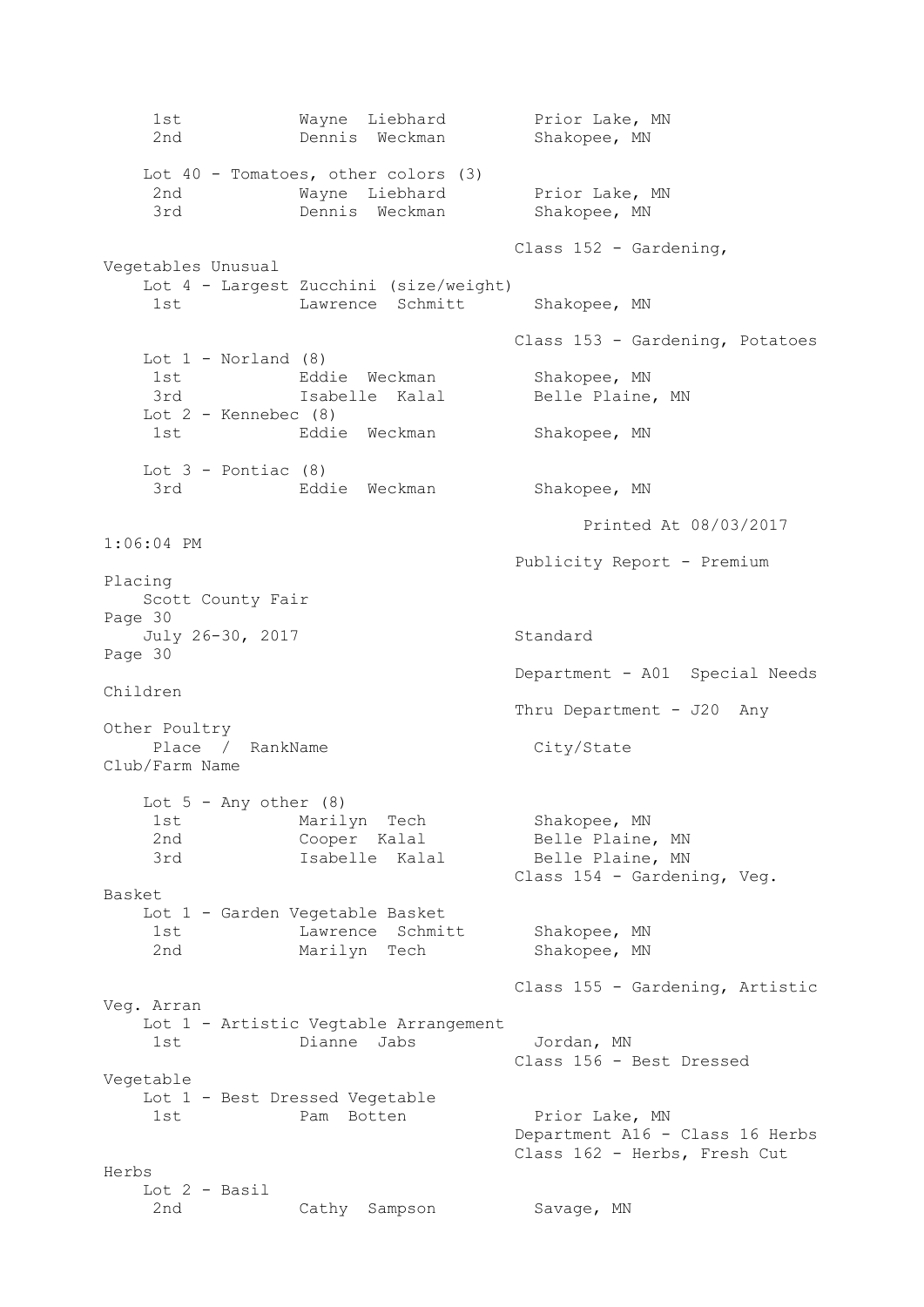| Place | Name | City/State |
|---|---|---|
| 1st | Wayne Liebhard | Prior Lake, MN |
| 2nd | Dennis Weckman | Shakopee, MN |

Lot 40 - Tomatoes, other colors (3)

| Place | Name | City/State |
|---|---|---|
| 2nd | Wayne Liebhard | Prior Lake, MN |
| 3rd | Dennis Weckman | Shakopee, MN |

### Class 152 - Gardening, Vegetables Unusual

Lot 4 - Largest Zucchini (size/weight)

| Place | Name | City/State |
|---|---|---|
| 1st | Lawrence Schmitt | Shakopee, MN |

### Class 153 - Gardening, Potatoes

Lot 1 - Norland (8)

| Place | Name | City/State |
|---|---|---|
| 1st | Eddie Weckman | Shakopee, MN |
| 3rd | Isabelle Kalal | Belle Plaine, MN |

Lot 2 - Kennebec (8)

| Place | Name | City/State |
|---|---|---|
| 1st | Eddie Weckman | Shakopee, MN |

Lot 3 - Pontiac (8)

| Place | Name | City/State |
|---|---|---|
| 3rd | Eddie Weckman | Shakopee, MN |

Printed At 08/03/2017 1:06:04 PM

Publicity Report - Premium Placing

Scott County Fair

July 26-30, 2017

Standard

Department - A01 Special Needs Children

Thru Department - J20 Any Other Poultry

Lot 5 - Any other (8)

| Place / Rank | Name | City/State | Club/Farm Name |
|---|---|---|---|
| 1st | Marilyn Tech | Shakopee, MN | |
| 2nd | Cooper Kalal | Belle Plaine, MN | |
| 3rd | Isabelle Kalal | Belle Plaine, MN | |

### Class 154 - Gardening, Veg. Basket

Lot 1 - Garden Vegetable Basket

| Place | Name | City/State |
|---|---|---|
| 1st | Lawrence Schmitt | Shakopee, MN |
| 2nd | Marilyn Tech | Shakopee, MN |

### Class 155 - Gardening, Artistic Veg. Arran

Lot 1 - Artistic Vegtable Arrangement

| Place | Name | City/State |
|---|---|---|
| 1st | Dianne Jabs | Jordan, MN |

### Class 156 - Best Dressed Vegetable

Lot 1 - Best Dressed Vegetable

| Place | Name | City/State |
|---|---|---|
| 1st | Pam Botten | Prior Lake, MN |

## Department A16 - Class 16 Herbs

### Class 162 - Herbs, Fresh Cut Herbs

Lot 2 - Basil

| Place | Name | City/State |
|---|---|---|
| 2nd | Cathy Sampson | Savage, MN |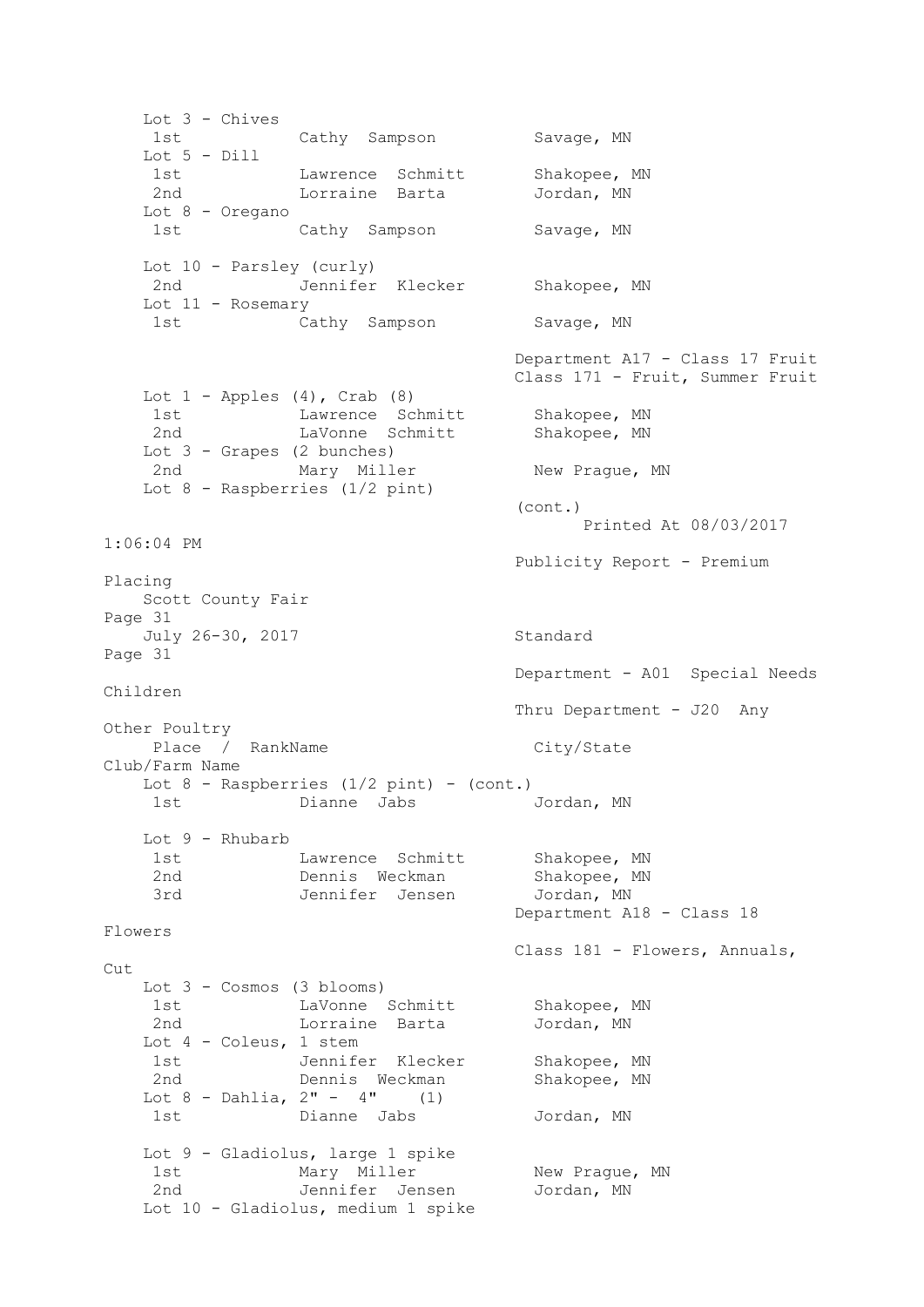Lot 3 - Chives

| Place | Name | City/State |
|---|---|---|
| 1st | Cathy Sampson | Savage, MN |

Lot 5 - Dill

| Place | Name | City/State |
|---|---|---|
| 1st | Lawrence Schmitt | Shakopee, MN |
| 2nd | Lorraine Barta | Jordan, MN |

Lot 8 - Oregano

| Place | Name | City/State |
|---|---|---|
| 1st | Cathy Sampson | Savage, MN |

Lot 10 - Parsley (curly)

| Place | Name | City/State |
|---|---|---|
| 2nd | Jennifer Klecker | Shakopee, MN |

Lot 11 - Rosemary

| Place | Name | City/State |
|---|---|---|
| 1st | Cathy Sampson | Savage, MN |

## Department A17 - Class 17 Fruit

### Class 171 - Fruit, Summer Fruit

Lot 1 - Apples (4), Crab (8)

| Place | Name | City/State |
|---|---|---|
| 1st | Lawrence Schmitt | Shakopee, MN |
| 2nd | LaVonne Schmitt | Shakopee, MN |

Lot 3 - Grapes (2 bunches)

| Place | Name | City/State |
|---|---|---|
| 2nd | Mary Miller | New Prague, MN |

Lot 8 - Raspberries (1/2 pint)

(cont.)

Printed At 08/03/2017 1:06:04 PM

Publicity Report - Premium Placing

Scott County Fair

July 26-30, 2017

Standard

Department - A01 Special Needs Children

Thru Department - J20 Any Other Poultry

| Place / Rank | Name | City/State | Club/Farm Name |
|---|---|---|---|

Lot 8 - Raspberries (1/2 pint) - (cont.)

| Place | Name | City/State |
|---|---|---|
| 1st | Dianne Jabs | Jordan, MN |

Lot 9 - Rhubarb

| Place | Name | City/State |
|---|---|---|
| 1st | Lawrence Schmitt | Shakopee, MN |
| 2nd | Dennis Weckman | Shakopee, MN |
| 3rd | Jennifer Jensen | Jordan, MN |

## Department A18 - Class 18 Flowers

### Class 181 - Flowers, Annuals, Cut

Lot 3 - Cosmos (3 blooms)

| Place | Name | City/State |
|---|---|---|
| 1st | LaVonne Schmitt | Shakopee, MN |
| 2nd | Lorraine Barta | Jordan, MN |

Lot 4 - Coleus, 1 stem

| Place | Name | City/State |
|---|---|---|
| 1st | Jennifer Klecker | Shakopee, MN |
| 2nd | Dennis Weckman | Shakopee, MN |

Lot 8 - Dahlia, 2" - 4" (1)

| Place | Name | City/State |
|---|---|---|
| 1st | Dianne Jabs | Jordan, MN |

Lot 9 - Gladiolus, large 1 spike

| Place | Name | City/State |
|---|---|---|
| 1st | Mary Miller | New Prague, MN |
| 2nd | Jennifer Jensen | Jordan, MN |

Lot 10 - Gladiolus, medium 1 spike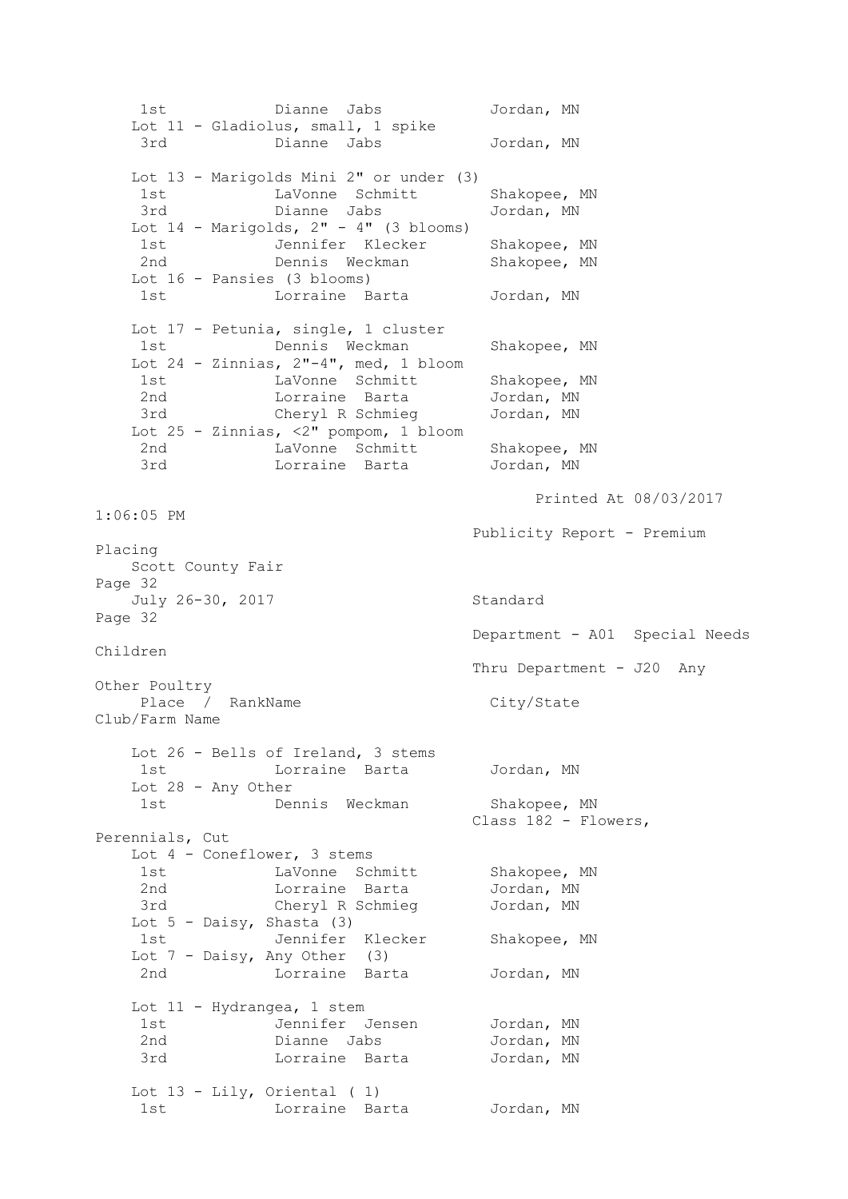| Place / Rank | Name | City/State | Club/Farm Name |
|---|---|---|---|
| 1st | Dianne Jabs | Jordan, MN | |

**Lot 11 - Gladiolus, small, 1 spike**

| Place / Rank | Name | City/State | Club/Farm Name |
|---|---|---|---|
| 3rd | Dianne Jabs | Jordan, MN | |

**Lot 13 - Marigolds Mini 2" or under (3)**

| Place / Rank | Name | City/State | Club/Farm Name |
|---|---|---|---|
| 1st | LaVonne Schmitt | Shakopee, MN | |
| 3rd | Dianne Jabs | Jordan, MN | |

**Lot 14 - Marigolds, 2" - 4" (3 blooms)**

| Place / Rank | Name | City/State | Club/Farm Name |
|---|---|---|---|
| 1st | Jennifer Klecker | Shakopee, MN | |
| 2nd | Dennis Weckman | Shakopee, MN | |

**Lot 16 - Pansies (3 blooms)**

| Place / Rank | Name | City/State | Club/Farm Name |
|---|---|---|---|
| 1st | Lorraine Barta | Jordan, MN | |

**Lot 17 - Petunia, single, 1 cluster**

| Place / Rank | Name | City/State | Club/Farm Name |
|---|---|---|---|
| 1st | Dennis Weckman | Shakopee, MN | |

**Lot 24 - Zinnias, 2"-4", med, 1 bloom**

| Place / Rank | Name | City/State | Club/Farm Name |
|---|---|---|---|
| 1st | LaVonne Schmitt | Shakopee, MN | |
| 2nd | Lorraine Barta | Jordan, MN | |
| 3rd | Cheryl R Schmieg | Jordan, MN | |

**Lot 25 - Zinnias, <2" pompom, 1 bloom**

| Place / Rank | Name | City/State | Club/Farm Name |
|---|---|---|---|
| 2nd | LaVonne Schmitt | Shakopee, MN | |
| 3rd | Lorraine Barta | Jordan, MN | |

Printed At 08/03/2017 1:06:05 PM

Publicity Report - Premium Placing

Scott County Fair

July 26-30, 2017

Standard

Department - A01 Special Needs Children

Thru Department - J20 Any Other Poultry

**Lot 26 - Bells of Ireland, 3 stems**

| Place / Rank | Name | City/State | Club/Farm Name |
|---|---|---|---|
| 1st | Lorraine Barta | Jordan, MN | |

**Lot 28 - Any Other**

| Place / Rank | Name | City/State | Club/Farm Name |
|---|---|---|---|
| 1st | Dennis Weckman | Shakopee, MN | |

## Class 182 - Flowers, Perennials, Cut

**Lot 4 - Coneflower, 3 stems**

| Place / Rank | Name | City/State | Club/Farm Name |
|---|---|---|---|
| 1st | LaVonne Schmitt | Shakopee, MN | |
| 2nd | Lorraine Barta | Jordan, MN | |
| 3rd | Cheryl R Schmieg | Jordan, MN | |

**Lot 5 - Daisy, Shasta (3)**

| Place / Rank | Name | City/State | Club/Farm Name |
|---|---|---|---|
| 1st | Jennifer Klecker | Shakopee, MN | |

**Lot 7 - Daisy, Any Other (3)**

| Place / Rank | Name | City/State | Club/Farm Name |
|---|---|---|---|
| 2nd | Lorraine Barta | Jordan, MN | |

**Lot 11 - Hydrangea, 1 stem**

| Place / Rank | Name | City/State | Club/Farm Name |
|---|---|---|---|
| 1st | Jennifer Jensen | Jordan, MN | |
| 2nd | Dianne Jabs | Jordan, MN | |
| 3rd | Lorraine Barta | Jordan, MN | |

**Lot 13 - Lily, Oriental ( 1)**

| Place / Rank | Name | City/State | Club/Farm Name |
|---|---|---|---|
| 1st | Lorraine Barta | Jordan, MN | |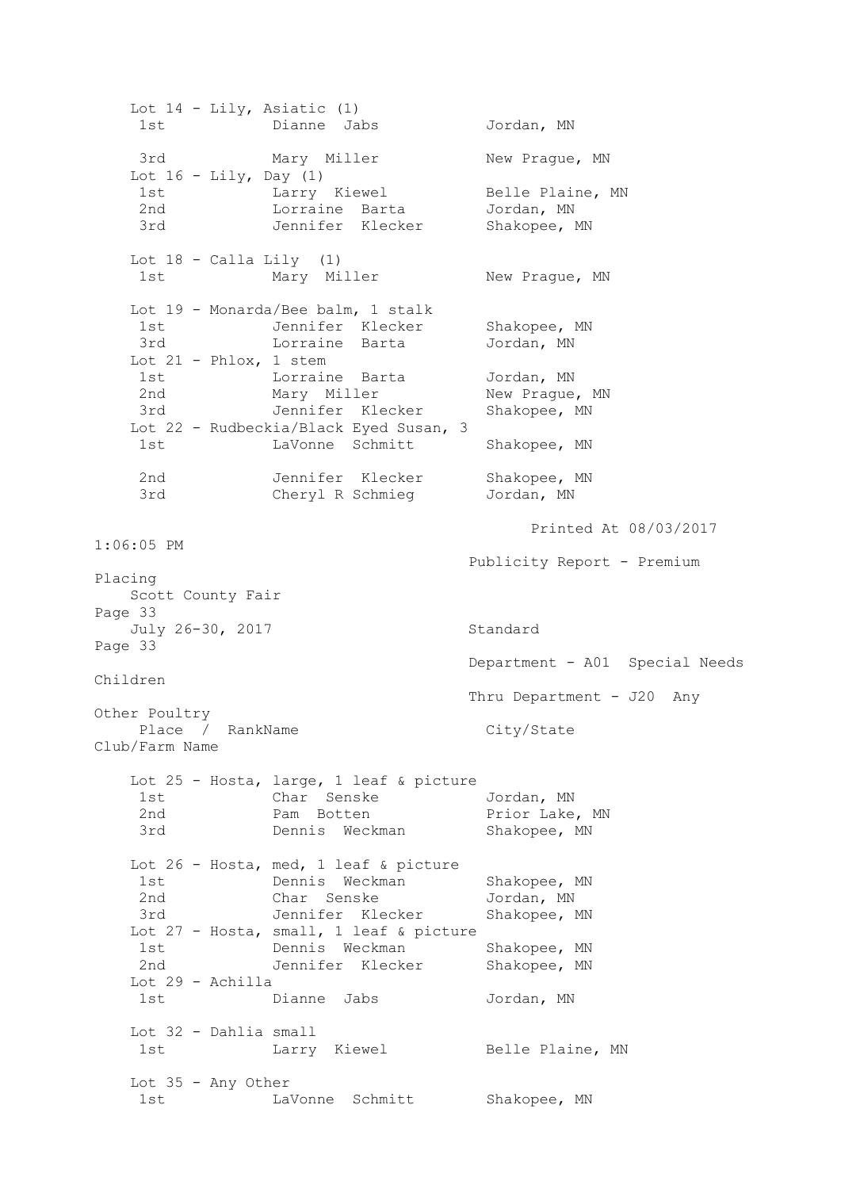Lot 14 - Lily, Asiatic (1)

| Place | Name | City/State |
|---|---|---|
| 1st | Dianne Jabs | Jordan, MN |
| 3rd | Mary Miller | New Prague, MN |

Lot 16 - Lily, Day (1)

| Place | Name | City/State |
|---|---|---|
| 1st | Larry Kiewel | Belle Plaine, MN |
| 2nd | Lorraine Barta | Jordan, MN |
| 3rd | Jennifer Klecker | Shakopee, MN |

Lot 18 - Calla Lily (1)

| Place | Name | City/State |
|---|---|---|
| 1st | Mary Miller | New Prague, MN |

Lot 19 - Monarda/Bee balm, 1 stalk

| Place | Name | City/State |
|---|---|---|
| 1st | Jennifer Klecker | Shakopee, MN |
| 3rd | Lorraine Barta | Jordan, MN |

Lot 21 - Phlox, 1 stem

| Place | Name | City/State |
|---|---|---|
| 1st | Lorraine Barta | Jordan, MN |
| 2nd | Mary Miller | New Prague, MN |
| 3rd | Jennifer Klecker | Shakopee, MN |

Lot 22 - Rudbeckia/Black Eyed Susan, 3

| Place | Name | City/State |
|---|---|---|
| 1st | LaVonne Schmitt | Shakopee, MN |
| 2nd | Jennifer Klecker | Shakopee, MN |
| 3rd | Cheryl R Schmieg | Jordan, MN |

Printed At 08/03/2017 1:06:05 PM

Publicity Report - Premium Placing
Scott County Fair
July 26-30, 2017
Standard
Department - A01 Special Needs Children
Thru Department - J20 Any Other Poultry

Lot 25 - Hosta, large, 1 leaf & picture

| Place / Rank | Name | City/State | Club/Farm Name |
|---|---|---|---|
| 1st | Char Senske | Jordan, MN | |
| 2nd | Pam Botten | Prior Lake, MN | |
| 3rd | Dennis Weckman | Shakopee, MN | |

Lot 26 - Hosta, med, 1 leaf & picture

| Place / Rank | Name | City/State | Club/Farm Name |
|---|---|---|---|
| 1st | Dennis Weckman | Shakopee, MN | |
| 2nd | Char Senske | Jordan, MN | |
| 3rd | Jennifer Klecker | Shakopee, MN | |

Lot 27 - Hosta, small, 1 leaf & picture

| Place / Rank | Name | City/State | Club/Farm Name |
|---|---|---|---|
| 1st | Dennis Weckman | Shakopee, MN | |
| 2nd | Jennifer Klecker | Shakopee, MN | |

Lot 29 - Achilla

| Place / Rank | Name | City/State | Club/Farm Name |
|---|---|---|---|
| 1st | Dianne Jabs | Jordan, MN | |

Lot 32 - Dahlia small

| Place / Rank | Name | City/State | Club/Farm Name |
|---|---|---|---|
| 1st | Larry Kiewel | Belle Plaine, MN | |

Lot 35 - Any Other

| Place / Rank | Name | City/State | Club/Farm Name |
|---|---|---|---|
| 1st | LaVonne Schmitt | Shakopee, MN | |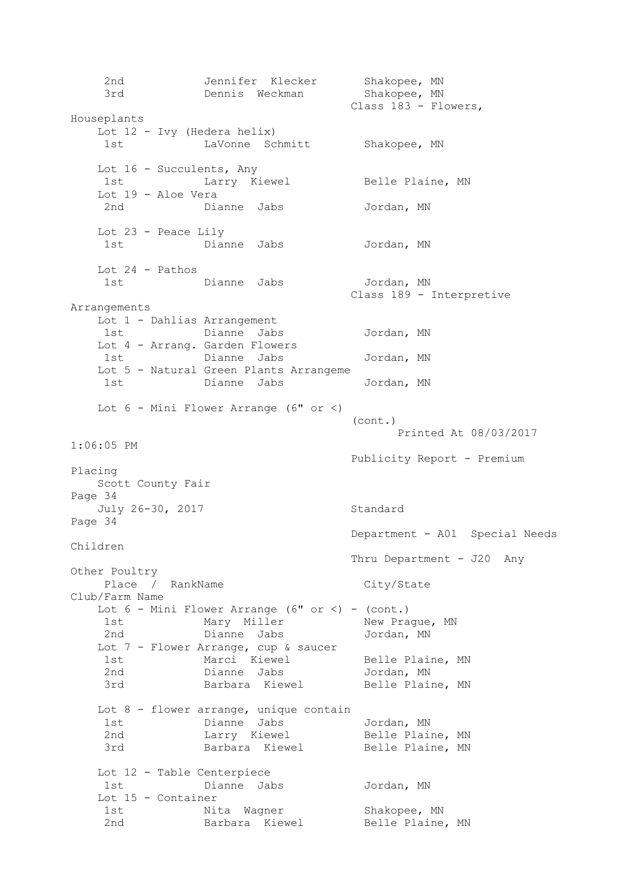| Place / Rank | Name | City/State |
|---|---|---|
| 2nd | Jennifer Klecker | Shakopee, MN |
| 3rd | Dennis Weckman | Shakopee, MN |

### Class 183 - Flowers, Houseplants

Lot 12 - Ivy (Hedera helix)

| Place / Rank | Name | City/State |
|---|---|---|
| 1st | LaVonne Schmitt | Shakopee, MN |

Lot 16 - Succulents, Any

| Place / Rank | Name | City/State |
|---|---|---|
| 1st | Larry Kiewel | Belle Plaine, MN |

Lot 19 - Aloe Vera

| Place / Rank | Name | City/State |
|---|---|---|
| 2nd | Dianne Jabs | Jordan, MN |

Lot 23 - Peace Lily

| Place / Rank | Name | City/State |
|---|---|---|
| 1st | Dianne Jabs | Jordan, MN |

Lot 24 - Pathos

| Place / Rank | Name | City/State |
|---|---|---|
| 1st | Dianne Jabs | Jordan, MN |

### Class 189 - Interpretive Arrangements

Lot 1 - Dahlias Arrangement

| Place / Rank | Name | City/State |
|---|---|---|
| 1st | Dianne Jabs | Jordan, MN |

Lot 4 - Arrang. Garden Flowers

| Place / Rank | Name | City/State |
|---|---|---|
| 1st | Dianne Jabs | Jordan, MN |

Lot 5 - Natural Green Plants Arrangeme

| Place / Rank | Name | City/State |
|---|---|---|
| 1st | Dianne Jabs | Jordan, MN |

Lot 6 - Mini Flower Arrange (6" or <)

(cont.)

Printed At 08/03/2017 1:06:05 PM

Publicity Report - Premium Placing

Scott County Fair

July 26-30, 2017

Standard

Department - A01 Special Needs Children

Thru Department - J20 Any Other Poultry

Lot 6 - Mini Flower Arrange (6" or <) - (cont.)

| Place / Rank | Name | City/State | Club/Farm Name |
|---|---|---|---|
| 1st | Mary Miller | New Prague, MN | |
| 2nd | Dianne Jabs | Jordan, MN | |

Lot 7 - Flower Arrange, cup & saucer

| Place / Rank | Name | City/State | Club/Farm Name |
|---|---|---|---|
| 1st | Marci Kiewel | Belle Plaine, MN | |
| 2nd | Dianne Jabs | Jordan, MN | |
| 3rd | Barbara Kiewel | Belle Plaine, MN | |

Lot 8 - flower arrange, unique contain

| Place / Rank | Name | City/State | Club/Farm Name |
|---|---|---|---|
| 1st | Dianne Jabs | Jordan, MN | |
| 2nd | Larry Kiewel | Belle Plaine, MN | |
| 3rd | Barbara Kiewel | Belle Plaine, MN | |

Lot 12 - Table Centerpiece

| Place / Rank | Name | City/State | Club/Farm Name |
|---|---|---|---|
| 1st | Dianne Jabs | Jordan, MN | |

Lot 15 - Container

| Place / Rank | Name | City/State | Club/Farm Name |
|---|---|---|---|
| 1st | Nita Wagner | Shakopee, MN | |
| 2nd | Barbara Kiewel | Belle Plaine, MN | |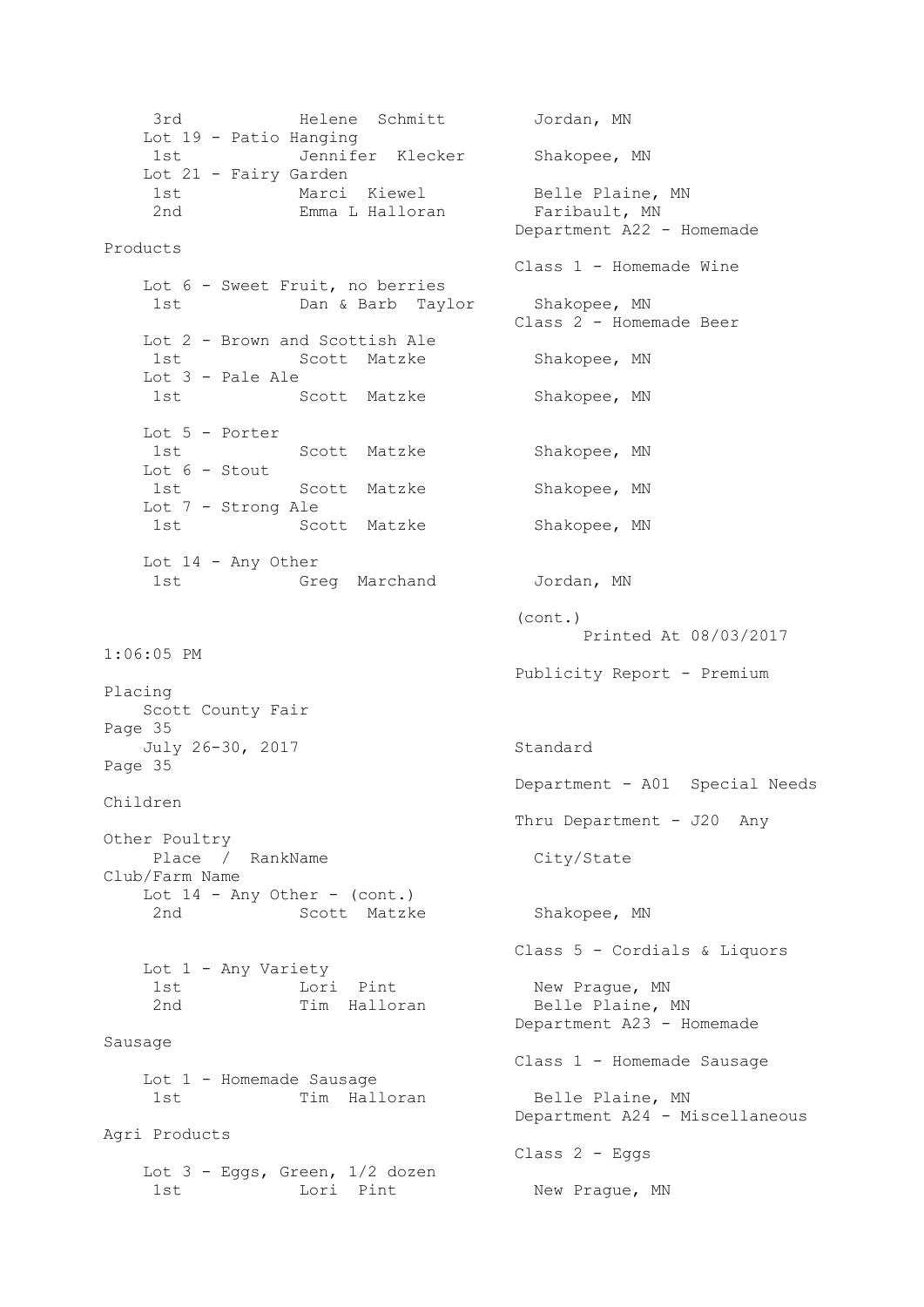| Place | Name | City/State |
|---|---|---|
| 3rd | Helene Schmitt | Jordan, MN |

Lot 19 - Patio Hanging

| Place | Name | City/State |
|---|---|---|
| 1st | Jennifer Klecker | Shakopee, MN |

Lot 21 - Fairy Garden

| Place | Name | City/State |
|---|---|---|
| 1st | Marci Kiewel | Belle Plaine, MN |
| 2nd | Emma L Halloran | Faribault, MN |

## Department A22 - Homemade Products

### Class 1 - Homemade Wine

Lot 6 - Sweet Fruit, no berries

| Place | Name | City/State |
|---|---|---|
| 1st | Dan & Barb Taylor | Shakopee, MN |

### Class 2 - Homemade Beer

Lot 2 - Brown and Scottish Ale

| Place | Name | City/State |
|---|---|---|
| 1st | Scott Matzke | Shakopee, MN |

Lot 3 - Pale Ale

| Place | Name | City/State |
|---|---|---|
| 1st | Scott Matzke | Shakopee, MN |

Lot 5 - Porter

| Place | Name | City/State |
|---|---|---|
| 1st | Scott Matzke | Shakopee, MN |

Lot 6 - Stout

| Place | Name | City/State |
|---|---|---|
| 1st | Scott Matzke | Shakopee, MN |

Lot 7 - Strong Ale

| Place | Name | City/State |
|---|---|---|
| 1st | Scott Matzke | Shakopee, MN |

Lot 14 - Any Other

| Place | Name | City/State |
|---|---|---|
| 1st | Greg Marchand | Jordan, MN |

(cont.)

Printed At 08/03/2017 1:06:05 PM

Publicity Report - Premium Placing

Scott County Fair

July 26-30, 2017

Standard

Department - A01 Special Needs Children

Thru Department - J20 Any Other Poultry

| Place / Rank | Name | City/State | Club/Farm Name |
|---|---|---|---|

Lot 14 - Any Other - (cont.)

| Place | Name | City/State |
|---|---|---|
| 2nd | Scott Matzke | Shakopee, MN |

### Class 5 - Cordials & Liquors

Lot 1 - Any Variety

| Place | Name | City/State |
|---|---|---|
| 1st | Lori Pint | New Prague, MN |
| 2nd | Tim Halloran | Belle Plaine, MN |

## Department A23 - Homemade Sausage

### Class 1 - Homemade Sausage

Lot 1 - Homemade Sausage

| Place | Name | City/State |
|---|---|---|
| 1st | Tim Halloran | Belle Plaine, MN |

## Department A24 - Miscellaneous Agri Products

### Class 2 - Eggs

Lot 3 - Eggs, Green, 1/2 dozen

| Place | Name | City/State |
|---|---|---|
| 1st | Lori Pint | New Prague, MN |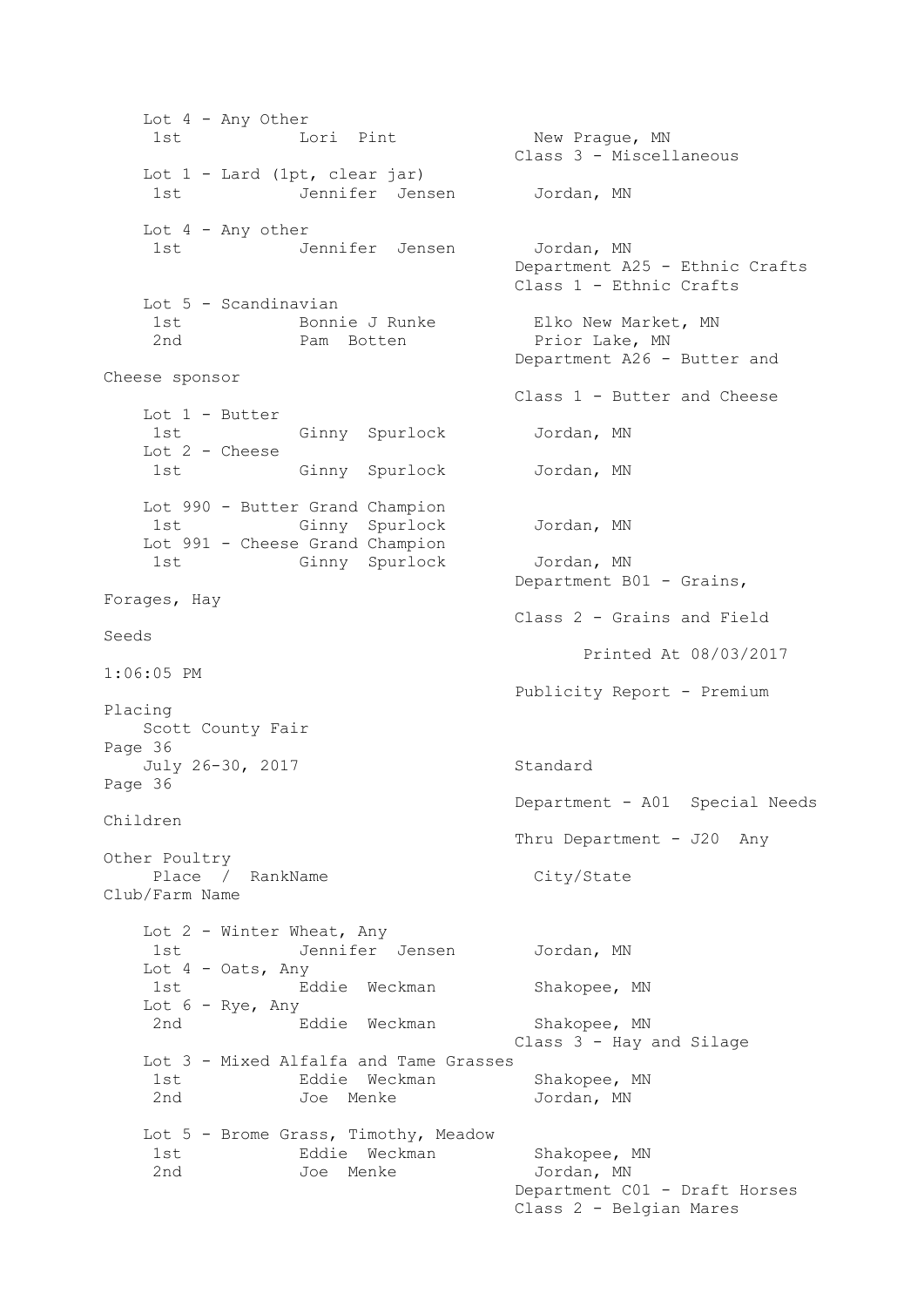Lot 4 - Any Other

| Place | Name | City/State |
|---|---|---|
| 1st | Lori Pint | New Prague, MN |

Class 3 - Miscellaneous

Lot 1 - Lard (1pt, clear jar)

| Place | Name | City/State |
|---|---|---|
| 1st | Jennifer Jensen | Jordan, MN |

Lot 4 - Any other

| Place | Name | City/State |
|---|---|---|
| 1st | Jennifer Jensen | Jordan, MN |

Department A25 - Ethnic Crafts

Class 1 - Ethnic Crafts

Lot 5 - Scandinavian

| Place | Name | City/State |
|---|---|---|
| 1st | Bonnie J Runke | Elko New Market, MN |
| 2nd | Pam Botten | Prior Lake, MN |

Department A26 - Butter and Cheese sponsor

Class 1 - Butter and Cheese

Lot 1 - Butter

| Place | Name | City/State |
|---|---|---|
| 1st | Ginny Spurlock | Jordan, MN |

Lot 2 - Cheese

| Place | Name | City/State |
|---|---|---|
| 1st | Ginny Spurlock | Jordan, MN |

Lot 990 - Butter Grand Champion

| Place | Name | City/State |
|---|---|---|
| 1st | Ginny Spurlock | Jordan, MN |

Lot 991 - Cheese Grand Champion

| Place | Name | City/State |
|---|---|---|
| 1st | Ginny Spurlock | Jordan, MN |

Department B01 - Grains, Forages, Hay

Class 2 - Grains and Field Seeds

Printed At 08/03/2017 1:06:05 PM

Publicity Report - Premium Placing

Scott County Fair

July 26-30, 2017

Standard

Department - A01 Special Needs Children

Thru Department - J20 Any Other Poultry

Lot 2 - Winter Wheat, Any

| Place / Rank | Name | City/State | Club/Farm Name |
|---|---|---|---|
| 1st | Jennifer Jensen | Jordan, MN | |

Lot 4 - Oats, Any

| Place / Rank | Name | City/State | Club/Farm Name |
|---|---|---|---|
| 1st | Eddie Weckman | Shakopee, MN | |

Lot 6 - Rye, Any

| Place / Rank | Name | City/State | Club/Farm Name |
|---|---|---|---|
| 2nd | Eddie Weckman | Shakopee, MN | |

Class 3 - Hay and Silage

Lot 3 - Mixed Alfalfa and Tame Grasses

| Place / Rank | Name | City/State | Club/Farm Name |
|---|---|---|---|
| 1st | Eddie Weckman | Shakopee, MN | |
| 2nd | Joe Menke | Jordan, MN | |

Lot 5 - Brome Grass, Timothy, Meadow

| Place / Rank | Name | City/State | Club/Farm Name |
|---|---|---|---|
| 1st | Eddie Weckman | Shakopee, MN | |
| 2nd | Joe Menke | Jordan, MN | |

Department C01 - Draft Horses

Class 2 - Belgian Mares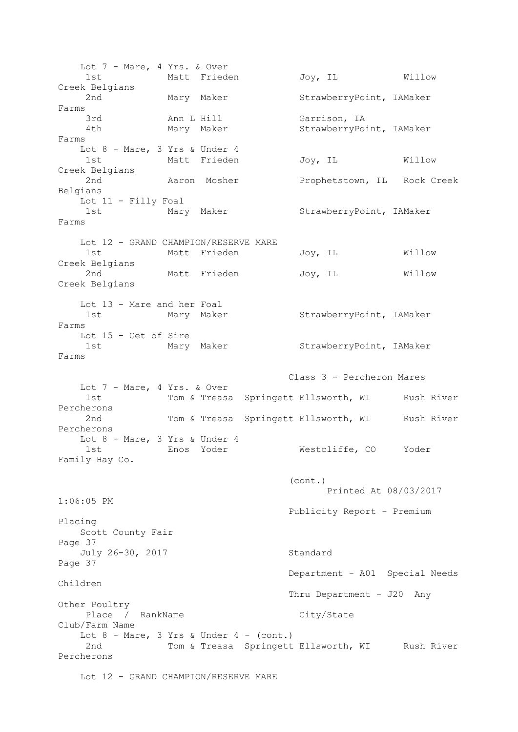Lot 7 - Mare, 4 Yrs. & Over

| Place / Rank | Name | City/State | Club/Farm Name |
|---|---|---|---|
| 1st | Matt Frieden | Joy, IL | Willow Creek Belgians |
| 2nd | Mary Maker | StrawberryPoint, IA | Maker Farms |
| 3rd | Ann L Hill | Garrison, IA | |
| 4th | Mary Maker | StrawberryPoint, IA | Maker Farms |

Lot 8 - Mare, 3 Yrs & Under 4

| Place / Rank | Name | City/State | Club/Farm Name |
|---|---|---|---|
| 1st | Matt Frieden | Joy, IL | Willow Creek Belgians |
| 2nd | Aaron Mosher | Prophetstown, IL | Rock Creek Belgians |

Lot 11 - Filly Foal

| Place / Rank | Name | City/State | Club/Farm Name |
|---|---|---|---|
| 1st | Mary Maker | StrawberryPoint, IA | Maker Farms |

Lot 12 - GRAND CHAMPION/RESERVE MARE

| Place / Rank | Name | City/State | Club/Farm Name |
|---|---|---|---|
| 1st | Matt Frieden | Joy, IL | Willow Creek Belgians |
| 2nd | Matt Frieden | Joy, IL | Willow Creek Belgians |

Lot 13 - Mare and her Foal

| Place / Rank | Name | City/State | Club/Farm Name |
|---|---|---|---|
| 1st | Mary Maker | StrawberryPoint, IA | Maker Farms |

Lot 15 - Get of Sire

| Place / Rank | Name | City/State | Club/Farm Name |
|---|---|---|---|
| 1st | Mary Maker | StrawberryPoint, IA | Maker Farms |

## Class 3 - Percheron Mares

Lot 7 - Mare, 4 Yrs. & Over

| Place / Rank | Name | City/State | Club/Farm Name |
|---|---|---|---|
| 1st | Tom & Treasa Springett | Ellsworth, WI | Rush River Percherons |
| 2nd | Tom & Treasa Springett | Ellsworth, WI | Rush River Percherons |

Lot 8 - Mare, 3 Yrs & Under 4

| Place / Rank | Name | City/State | Club/Farm Name |
|---|---|---|---|
| 1st | Enos Yoder | Westcliffe, CO | Yoder Family Hay Co. |

(cont.)

Lot 8 - Mare, 3 Yrs & Under 4 - (cont.)

| Place / Rank | Name | City/State | Club/Farm Name |
|---|---|---|---|
| 2nd | Tom & Treasa Springett | Ellsworth, WI | Rush River Percherons |

Lot 12 - GRAND CHAMPION/RESERVE MARE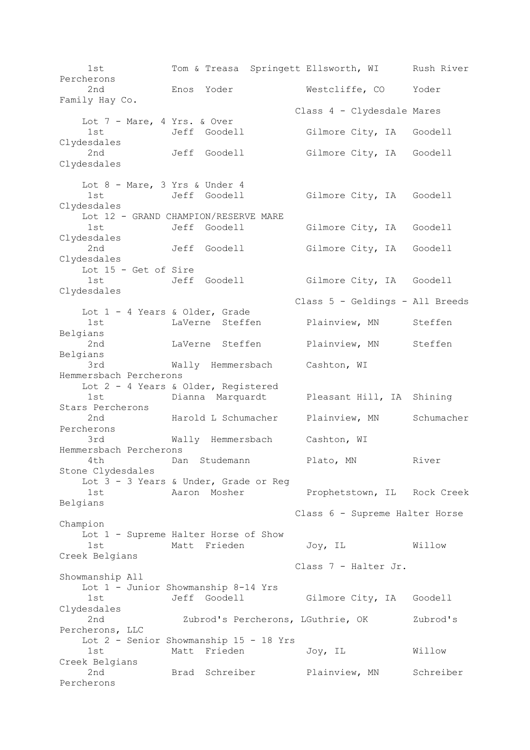| Place | Name | Location | Farm |
|---|---|---|---|
| 1st | Tom & Treasa Springett | Ellsworth, WI | Rush River Percherons |
| 2nd | Enos Yoder | Westcliffe, CO | Yoder Family Hay Co. |

### Class 4 - Clydesdale Mares

**Lot 7 - Mare, 4 Yrs. & Over**

| Place | Name | Location | Farm |
|---|---|---|---|
| 1st | Jeff Goodell | Gilmore City, IA | Goodell Clydesdales |
| 2nd | Jeff Goodell | Gilmore City, IA | Goodell Clydesdales |

**Lot 8 - Mare, 3 Yrs & Under 4**

| Place | Name | Location | Farm |
|---|---|---|---|
| 1st | Jeff Goodell | Gilmore City, IA | Goodell Clydesdales |

**Lot 12 - GRAND CHAMPION/RESERVE MARE**

| Place | Name | Location | Farm |
|---|---|---|---|
| 1st | Jeff Goodell | Gilmore City, IA | Goodell Clydesdales |
| 2nd | Jeff Goodell | Gilmore City, IA | Goodell Clydesdales |

**Lot 15 - Get of Sire**

| Place | Name | Location | Farm |
|---|---|---|---|
| 1st | Jeff Goodell | Gilmore City, IA | Goodell Clydesdales |

### Class 5 - Geldings - All Breeds

**Lot 1 - 4 Years & Older, Grade**

| Place | Name | Location | Farm |
|---|---|---|---|
| 1st | LaVerne Steffen | Plainview, MN | Steffen Belgians |
| 2nd | LaVerne Steffen | Plainview, MN | Steffen Belgians |
| 3rd | Wally Hemmersbach | Cashton, WI | Hemmersbach Percherons |

**Lot 2 - 4 Years & Older, Registered**

| Place | Name | Location | Farm |
|---|---|---|---|
| 1st | Dianna Marquardt | Pleasant Hill, IA | Shining Stars Percherons |
| 2nd | Harold L Schumacher | Plainview, MN | Schumacher Percherons |
| 3rd | Wally Hemmersbach | Cashton, WI | Hemmersbach Percherons |
| 4th | Dan Studemann | Plato, MN | River Stone Clydesdales |

**Lot 3 - 3 Years & Under, Grade or Reg**

| Place | Name | Location | Farm |
|---|---|---|---|
| 1st | Aaron Mosher | Prophetstown, IL | Rock Creek Belgians |

### Class 6 - Supreme Halter Horse Champion

**Lot 1 - Supreme Halter Horse of Show**

| Place | Name | Location | Farm |
|---|---|---|---|
| 1st | Matt Frieden | Joy, IL | Willow Creek Belgians |

### Class 7 - Halter Jr. Showmanship All

**Lot 1 - Junior Showmanship 8-14 Yrs**

| Place | Name | Location | Farm |
|---|---|---|---|
| 1st | Jeff Goodell | Gilmore City, IA | Goodell Clydesdales |
| 2nd | Zubrod's Percherons, L | Guthrie, OK | Zubrod's Percherons, LLC |

**Lot 2 - Senior Showmanship 15 - 18 Yrs**

| Place | Name | Location | Farm |
|---|---|---|---|
| 1st | Matt Frieden | Joy, IL | Willow Creek Belgians |
| 2nd | Brad Schreiber | Plainview, MN | Schreiber Percherons |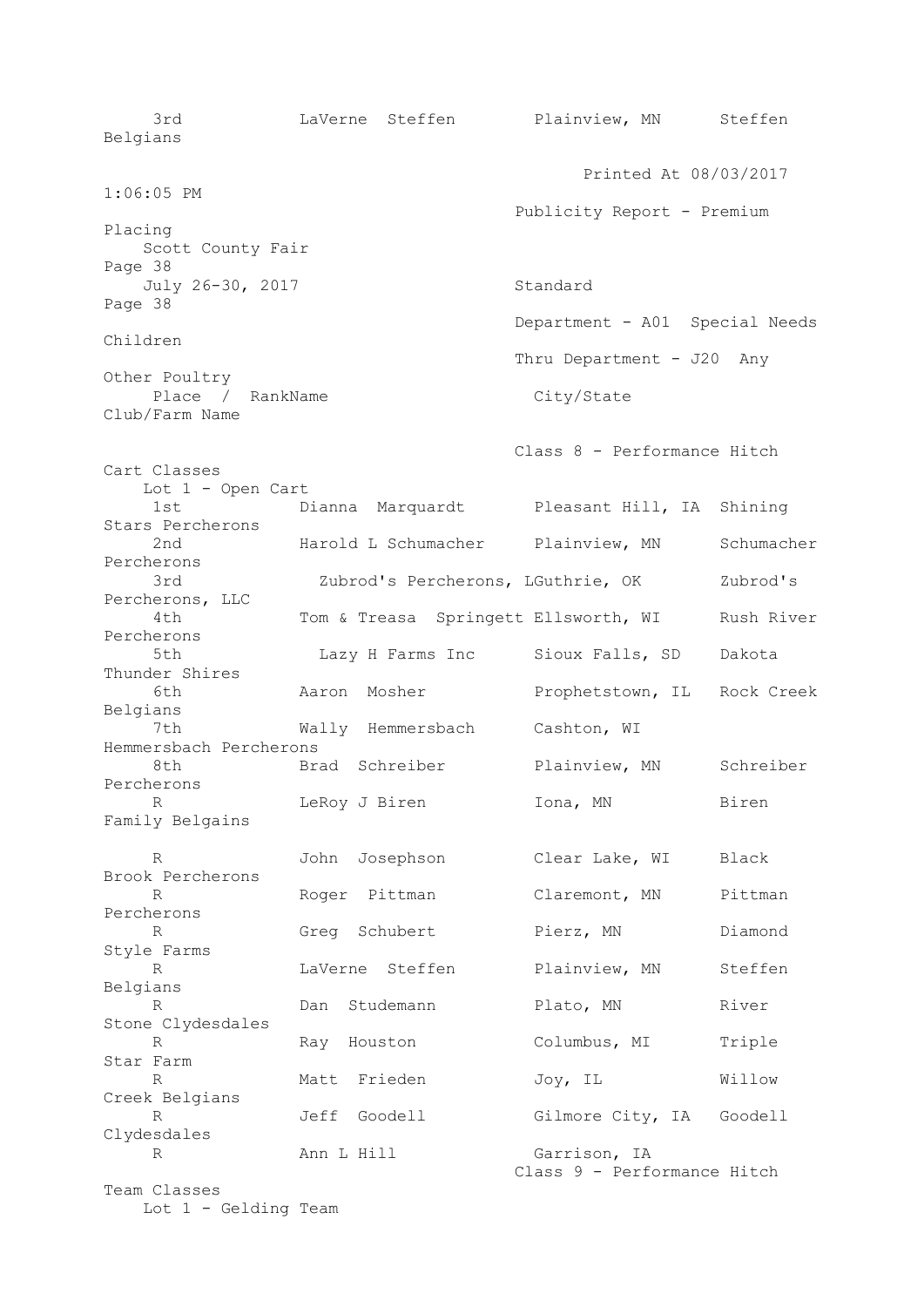| Place / Rank | Name | City/State | Club/Farm Name |
|---|---|---|---|
| 3rd | LaVerne Steffen | Plainview, MN | Steffen Belgians |

Department - A01 Special Needs Children
Thru Department - J20 Any Other Poultry

## Class 8 - Performance Hitch Cart Classes

### Lot 1 - Open Cart

| Place / Rank | Name | City/State | Club/Farm Name |
|---|---|---|---|
| 1st | Dianna Marquardt | Pleasant Hill, IA | Shining Stars Percherons |
| 2nd | Harold L Schumacher | Plainview, MN | Schumacher Percherons |
| 3rd | Zubrod's Percherons, L | Guthrie, OK | Zubrod's Percherons, LLC |
| 4th | Tom & Treasa Springett | Ellsworth, WI | Rush River Percherons |
| 5th | Lazy H Farms Inc | Sioux Falls, SD | Dakota Thunder Shires |
| 6th | Aaron Mosher | Prophetstown, IL | Rock Creek Belgians |
| 7th | Wally Hemmersbach | Cashton, WI | Hemmersbach Percherons |
| 8th | Brad Schreiber | Plainview, MN | Schreiber Percherons |
| R | LeRoy J Biren | Iona, MN | Biren Family Belgains |
| R | John Josephson | Clear Lake, WI | Black Brook Percherons |
| R | Roger Pittman | Claremont, MN | Pittman Percherons |
| R | Greg Schubert | Pierz, MN | Diamond Style Farms |
| R | LaVerne Steffen | Plainview, MN | Steffen Belgians |
| R | Dan Studemann | Plato, MN | River Stone Clydesdales |
| R | Ray Houston | Columbus, MI | Triple Star Farm |
| R | Matt Frieden | Joy, IL | Willow Creek Belgians |
| R | Jeff Goodell | Gilmore City, IA | Goodell Clydesdales |
| R | Ann L Hill | Garrison, IA | |

## Class 9 - Performance Hitch Team Classes

### Lot 1 - Gelding Team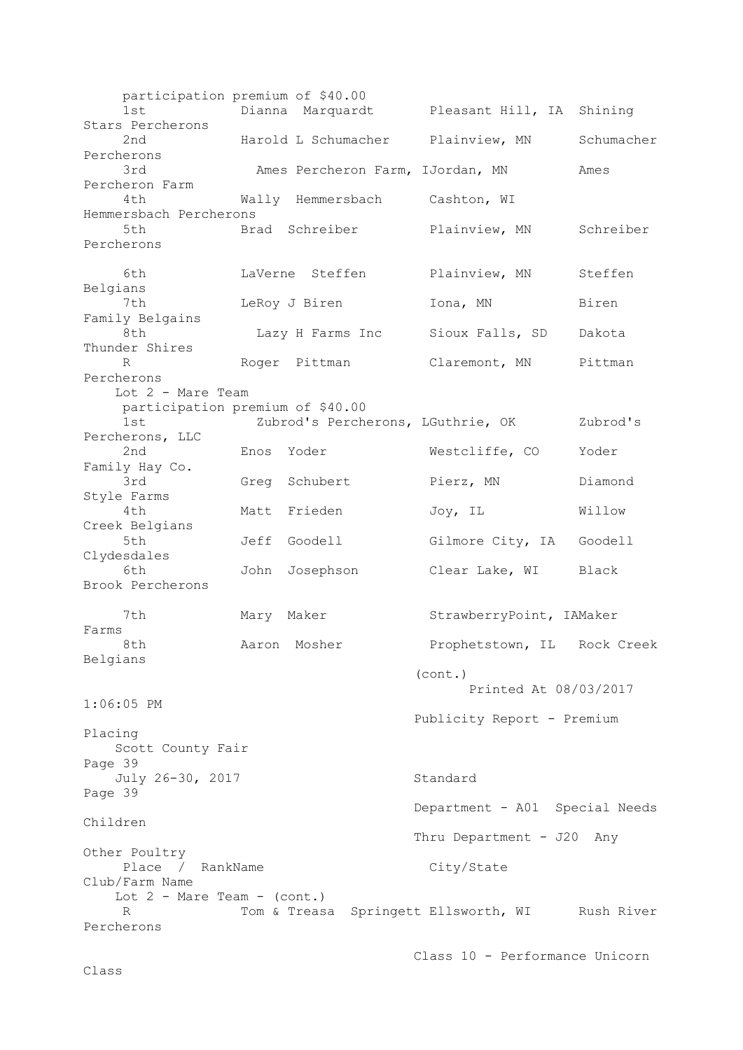participation premium of $40.00

| Place / Rank | Name | City/State | Club/Farm Name |
|---|---|---|---|
| 1st | Dianna Marquardt | Pleasant Hill, IA | Shining Stars Percherons |
| 2nd | Harold L Schumacher | Plainview, MN | Schumacher Percherons |
| 3rd | Ames Percheron Farm, I | Jordan, MN | Ames Percheron Farm |
| 4th | Wally Hemmersbach | Cashton, WI | Hemmersbach Percherons |
| 5th | Brad Schreiber | Plainview, MN | Schreiber Percherons |
| 6th | LaVerne Steffen | Plainview, MN | Steffen Belgians |
| 7th | LeRoy J Biren | Iona, MN | Biren Family Belgains |
| 8th | Lazy H Farms Inc | Sioux Falls, SD | Dakota Thunder Shires |
| R | Roger Pittman | Claremont, MN | Pittman Percherons |

Lot 2 - Mare Team

participation premium of $40.00

| Place / Rank | Name | City/State | Club/Farm Name |
|---|---|---|---|
| 1st | Zubrod's Percherons, L | Guthrie, OK | Zubrod's Percherons, LLC |
| 2nd | Enos Yoder | Westcliffe, CO | Yoder Family Hay Co. |
| 3rd | Greg Schubert | Pierz, MN | Diamond Style Farms |
| 4th | Matt Frieden | Joy, IL | Willow Creek Belgians |
| 5th | Jeff Goodell | Gilmore City, IA | Goodell Clydesdales |
| 6th | John Josephson | Clear Lake, WI | Black Brook Percherons |
| 7th | Mary Maker | StrawberryPoint, IA | Maker Farms |
| 8th | Aaron Mosher | Prophetstown, IL | Rock Creek Belgians |

(cont.)

Printed At 08/03/2017 1:06:05 PM

Publicity Report - Premium Placing

Scott County Fair

July 26-30, 2017

Standard

Department - A01 Special Needs Children

Thru Department - J20 Any Other Poultry

Lot 2 - Mare Team - (cont.)

| Place / Rank | Name | City/State | Club/Farm Name |
|---|---|---|---|
| R | Tom & Treasa Springett | Ellsworth, WI | Rush River Percherons |

Class 10 - Performance Unicorn Class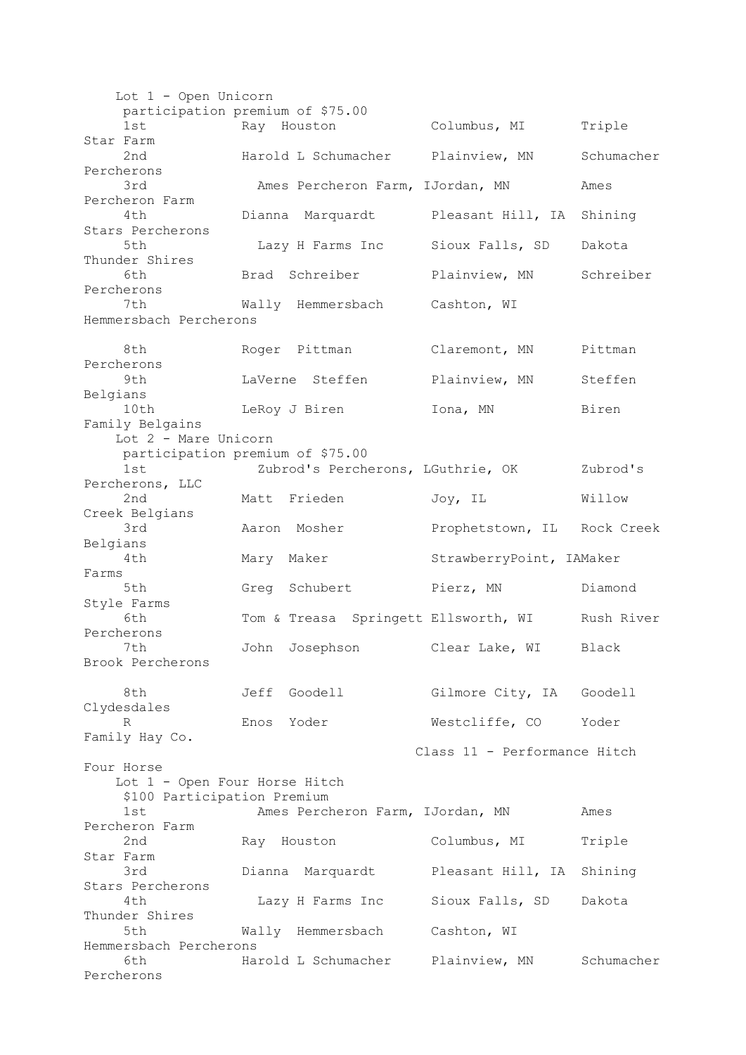Lot 1 - Open Unicorn

participation premium of $75.00

| Place | Name | Location | Farm |
|---|---|---|---|
| 1st | Ray Houston | Columbus, MI | Triple Star Farm |
| 2nd | Harold L Schumacher | Plainview, MN | Schumacher Percherons |
| 3rd | Ames Percheron Farm, I | Jordan, MN | Ames Percheron Farm |
| 4th | Dianna Marquardt | Pleasant Hill, IA | Shining Stars Percherons |
| 5th | Lazy H Farms Inc | Sioux Falls, SD | Dakota Thunder Shires |
| 6th | Brad Schreiber | Plainview, MN | Schreiber Percherons |
| 7th | Wally Hemmersbach | Cashton, WI | Hemmersbach Percherons |
| 8th | Roger Pittman | Claremont, MN | Pittman Percherons |
| 9th | LaVerne Steffen | Plainview, MN | Steffen Belgians |
| 10th | LeRoy J Biren | Iona, MN | Biren Family Belgains |

Lot 2 - Mare Unicorn

participation premium of $75.00

| Place | Name | Location | Farm |
|---|---|---|---|
| 1st | Zubrod's Percherons, L | Guthrie, OK | Zubrod's Percherons, LLC |
| 2nd | Matt Frieden | Joy, IL | Willow Creek Belgians |
| 3rd | Aaron Mosher | Prophetstown, IL | Rock Creek Belgians |
| 4th | Mary Maker | StrawberryPoint, IA | Maker Farms |
| 5th | Greg Schubert | Pierz, MN | Diamond Style Farms |
| 6th | Tom & Treasa Springett | Ellsworth, WI | Rush River Percherons |
| 7th | John Josephson | Clear Lake, WI | Black Brook Percherons |
| 8th | Jeff Goodell | Gilmore City, IA | Goodell Clydesdales |
| R | Enos Yoder | Westcliffe, CO | Yoder Family Hay Co. |

Class 11 - Performance Hitch Four Horse

Lot 1 - Open Four Horse Hitch

$100 Participation Premium

| Place | Name | Location | Farm |
|---|---|---|---|
| 1st | Ames Percheron Farm, I | Jordan, MN | Ames Percheron Farm |
| 2nd | Ray Houston | Columbus, MI | Triple Star Farm |
| 3rd | Dianna Marquardt | Pleasant Hill, IA | Shining Stars Percherons |
| 4th | Lazy H Farms Inc | Sioux Falls, SD | Dakota Thunder Shires |
| 5th | Wally Hemmersbach | Cashton, WI | Hemmersbach Percherons |
| 6th | Harold L Schumacher | Plainview, MN | Schumacher Percherons |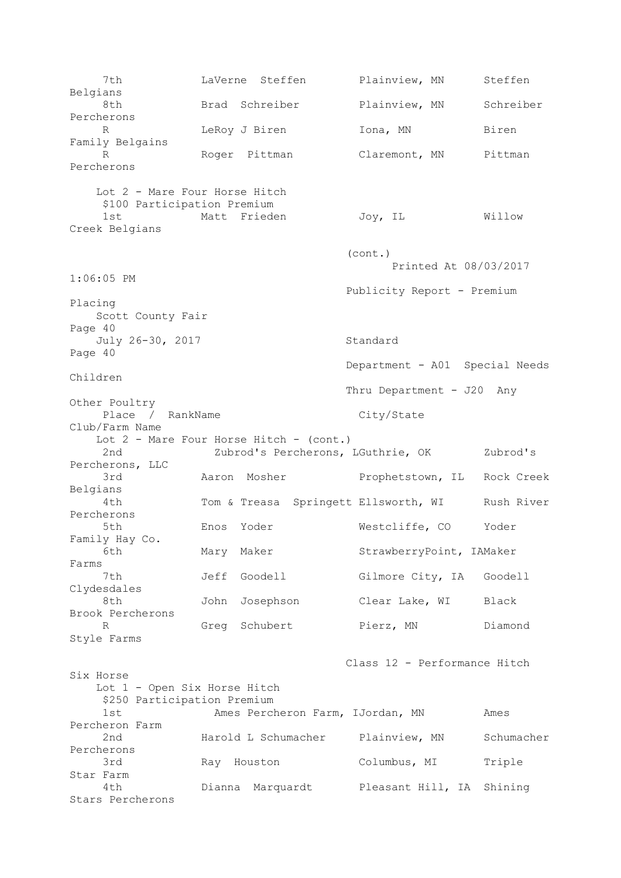| Place / Rank | Name | City/State | Club/Farm Name |
|---|---|---|---|
| 7th | LaVerne Steffen | Plainview, MN | Steffen Belgians |
| 8th | Brad Schreiber | Plainview, MN | Schreiber Percherons |
| R | LeRoy J Biren | Iona, MN | Biren Family Belgains |
| R | Roger Pittman | Claremont, MN | Pittman Percherons |

Lot 2 - Mare Four Horse Hitch
$100 Participation Premium

| Place / Rank | Name | City/State | Club/Farm Name |
|---|---|---|---|
| 1st | Matt Frieden | Joy, IL | Willow Creek Belgians |

(cont.)

Printed At 08/03/2017 1:06:05 PM

Publicity Report - Premium Placing

Scott County Fair

July 26-30, 2017

Standard

Department - A01 Special Needs Children

Thru Department - J20 Any Other Poultry

Lot 2 - Mare Four Horse Hitch - (cont.)

| Place / Rank | Name | City/State | Club/Farm Name |
|---|---|---|---|
| 2nd | Zubrod's Percherons, L | Guthrie, OK | Zubrod's Percherons, LLC |
| 3rd | Aaron Mosher | Prophetstown, IL | Rock Creek Belgians |
| 4th | Tom & Treasa Springett | Ellsworth, WI | Rush River Percherons |
| 5th | Enos Yoder | Westcliffe, CO | Yoder Family Hay Co. |
| 6th | Mary Maker | StrawberryPoint, IA | Maker Farms |
| 7th | Jeff Goodell | Gilmore City, IA | Goodell Clydesdales |
| 8th | John Josephson | Clear Lake, WI | Black Brook Percherons |
| R | Greg Schubert | Pierz, MN | Diamond Style Farms |

Class 12 - Performance Hitch Six Horse

Lot 1 - Open Six Horse Hitch
$250 Participation Premium

| Place / Rank | Name | City/State | Club/Farm Name |
|---|---|---|---|
| 1st | Ames Percheron Farm, I | Jordan, MN | Ames Percheron Farm |
| 2nd | Harold L Schumacher | Plainview, MN | Schumacher Percherons |
| 3rd | Ray Houston | Columbus, MI | Triple Star Farm |
| 4th | Dianna Marquardt | Pleasant Hill, IA | Shining Stars Percherons |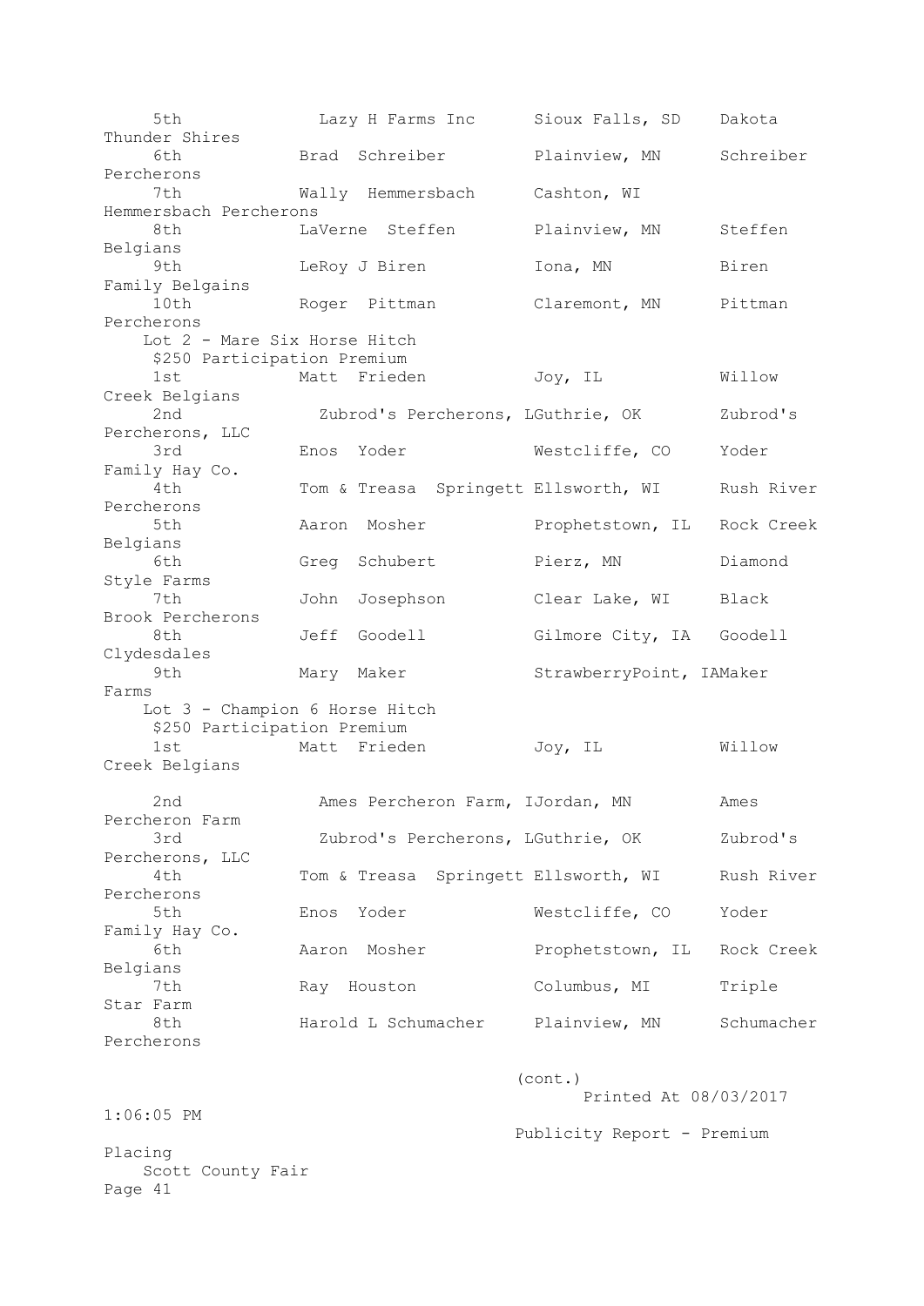| Place | Name | Location | Farm |
|---|---|---|---|
| 5th | Lazy H Farms Inc | Sioux Falls, SD | Dakota Thunder Shires |
| 6th | Brad Schreiber | Plainview, MN | Schreiber Percherons |
| 7th | Wally Hemmersbach | Cashton, WI | Hemmersbach Percherons |
| 8th | LaVerne Steffen | Plainview, MN | Steffen Belgians |
| 9th | LeRoy J Biren | Iona, MN | Biren Family Belgains |
| 10th | Roger Pittman | Claremont, MN | Pittman Percherons |

Lot 2 - Mare Six Horse Hitch

$250 Participation Premium

| Place | Name | Location | Farm |
|---|---|---|---|
| 1st | Matt Frieden | Joy, IL | Willow Creek Belgians |
| 2nd | Zubrod's Percherons, L | Guthrie, OK | Zubrod's Percherons, LLC |
| 3rd | Enos Yoder | Westcliffe, CO | Yoder Family Hay Co. |
| 4th | Tom & Treasa Springett | Ellsworth, WI | Rush River Percherons |
| 5th | Aaron Mosher | Prophetstown, IL | Rock Creek Belgians |
| 6th | Greg Schubert | Pierz, MN | Diamond Style Farms |
| 7th | John Josephson | Clear Lake, WI | Black Brook Percherons |
| 8th | Jeff Goodell | Gilmore City, IA | Goodell Clydesdales |
| 9th | Mary Maker | StrawberryPoint, IA | Maker Farms |

Lot 3 - Champion 6 Horse Hitch

$250 Participation Premium

| Place | Name | Location | Farm |
|---|---|---|---|
| 1st | Matt Frieden | Joy, IL | Willow Creek Belgians |
| 2nd | Ames Percheron Farm, I | Jordan, MN | Ames Percheron Farm |
| 3rd | Zubrod's Percherons, L | Guthrie, OK | Zubrod's Percherons, LLC |
| 4th | Tom & Treasa Springett | Ellsworth, WI | Rush River Percherons |
| 5th | Enos Yoder | Westcliffe, CO | Yoder Family Hay Co. |
| 6th | Aaron Mosher | Prophetstown, IL | Rock Creek Belgians |
| 7th | Ray Houston | Columbus, MI | Triple Star Farm |
| 8th | Harold L Schumacher | Plainview, MN | Schumacher Percherons |

(cont.)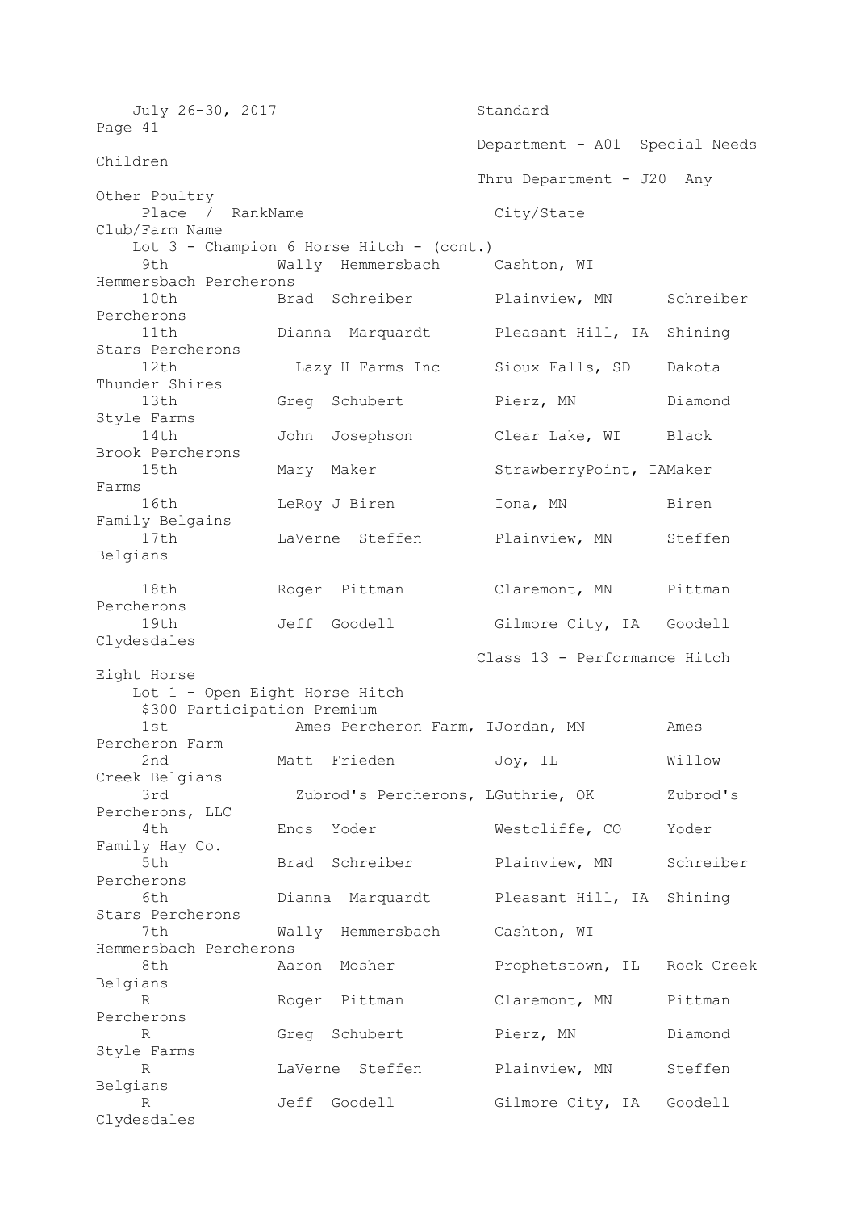Place / RankName | City/State | Club/Farm Name

Lot 3 - Champion 6 Horse Hitch - (cont.)

| Place | Name | City/State | Club/Farm Name |
|---|---|---|---|
| 9th | Wally Hemmersbach | Cashton, WI | Hemmersbach Percherons |
| 10th | Brad Schreiber | Plainview, MN | Schreiber Percherons |
| 11th | Dianna Marquardt | Pleasant Hill, IA | Shining Stars Percherons |
| 12th | Lazy H Farms Inc | Sioux Falls, SD | Dakota Thunder Shires |
| 13th | Greg Schubert | Pierz, MN | Diamond Style Farms |
| 14th | John Josephson | Clear Lake, WI | Black Brook Percherons |
| 15th | Mary Maker | StrawberryPoint, IA | Maker Farms |
| 16th | LeRoy J Biren | Iona, MN | Biren Family Belgains |
| 17th | LaVerne Steffen | Plainview, MN | Steffen Belgians |
| 18th | Roger Pittman | Claremont, MN | Pittman Percherons |
| 19th | Jeff Goodell | Gilmore City, IA | Goodell Clydesdales |

Class 13 - Performance Hitch Eight Horse

Lot 1 - Open Eight Horse Hitch

$300 Participation Premium

| Place | Name | City/State | Club/Farm Name |
|---|---|---|---|
| 1st | Ames Percheron Farm, I | Jordan, MN | Ames Percheron Farm |
| 2nd | Matt Frieden | Joy, IL | Willow Creek Belgians |
| 3rd | Zubrod's Percherons, L | Guthrie, OK | Zubrod's Percherons, LLC |
| 4th | Enos Yoder | Westcliffe, CO | Yoder Family Hay Co. |
| 5th | Brad Schreiber | Plainview, MN | Schreiber Percherons |
| 6th | Dianna Marquardt | Pleasant Hill, IA | Shining Stars Percherons |
| 7th | Wally Hemmersbach | Cashton, WI | Hemmersbach Percherons |
| 8th | Aaron Mosher | Prophetstown, IL | Rock Creek Belgians |
| R | Roger Pittman | Claremont, MN | Pittman Percherons |
| R | Greg Schubert | Pierz, MN | Diamond Style Farms |
| R | LaVerne Steffen | Plainview, MN | Steffen Belgians |
| R | Jeff Goodell | Gilmore City, IA | Goodell Clydesdales |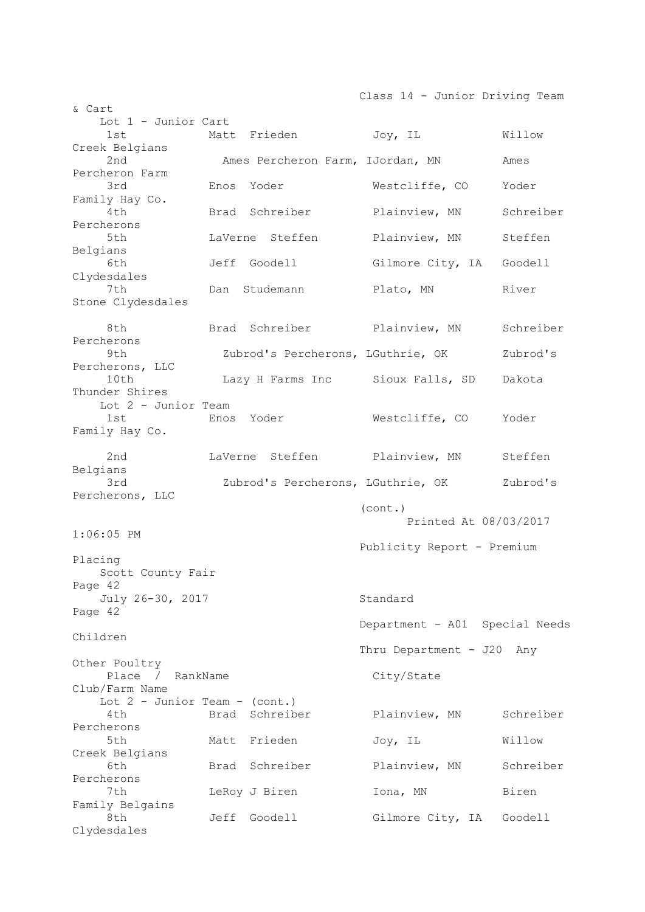## Class 14 - Junior Driving Team & Cart

### Lot 1 - Junior Cart

| Place / Rank | Name | City/State | Club/Farm Name |
|---|---|---|---|
| 1st | Matt Frieden | Joy, IL | Willow Creek Belgians |
| 2nd | Ames Percheron Farm, I | Jordan, MN | Ames Percheron Farm |
| 3rd | Enos Yoder | Westcliffe, CO | Yoder Family Hay Co. |
| 4th | Brad Schreiber | Plainview, MN | Schreiber Percherons |
| 5th | LaVerne Steffen | Plainview, MN | Steffen Belgians |
| 6th | Jeff Goodell | Gilmore City, IA | Goodell Clydesdales |
| 7th | Dan Studemann | Plato, MN | River Stone Clydesdales |
| 8th | Brad Schreiber | Plainview, MN | Schreiber Percherons |
| 9th | Zubrod's Percherons, L | Guthrie, OK | Zubrod's Percherons, LLC |
| 10th | Lazy H Farms Inc | Sioux Falls, SD | Dakota Thunder Shires |

### Lot 2 - Junior Team

| Place / Rank | Name | City/State | Club/Farm Name |
|---|---|---|---|
| 1st | Enos Yoder | Westcliffe, CO | Yoder Family Hay Co. |
| 2nd | LaVerne Steffen | Plainview, MN | Steffen Belgians |
| 3rd | Zubrod's Percherons, L | Guthrie, OK | Zubrod's Percherons, LLC |
| 4th | Brad Schreiber | Plainview, MN | Schreiber Percherons |
| 5th | Matt Frieden | Joy, IL | Willow Creek Belgians |
| 6th | Brad Schreiber | Plainview, MN | Schreiber Percherons |
| 7th | LeRoy J Biren | Iona, MN | Biren Family Belgains |
| 8th | Jeff Goodell | Gilmore City, IA | Goodell Clydesdales |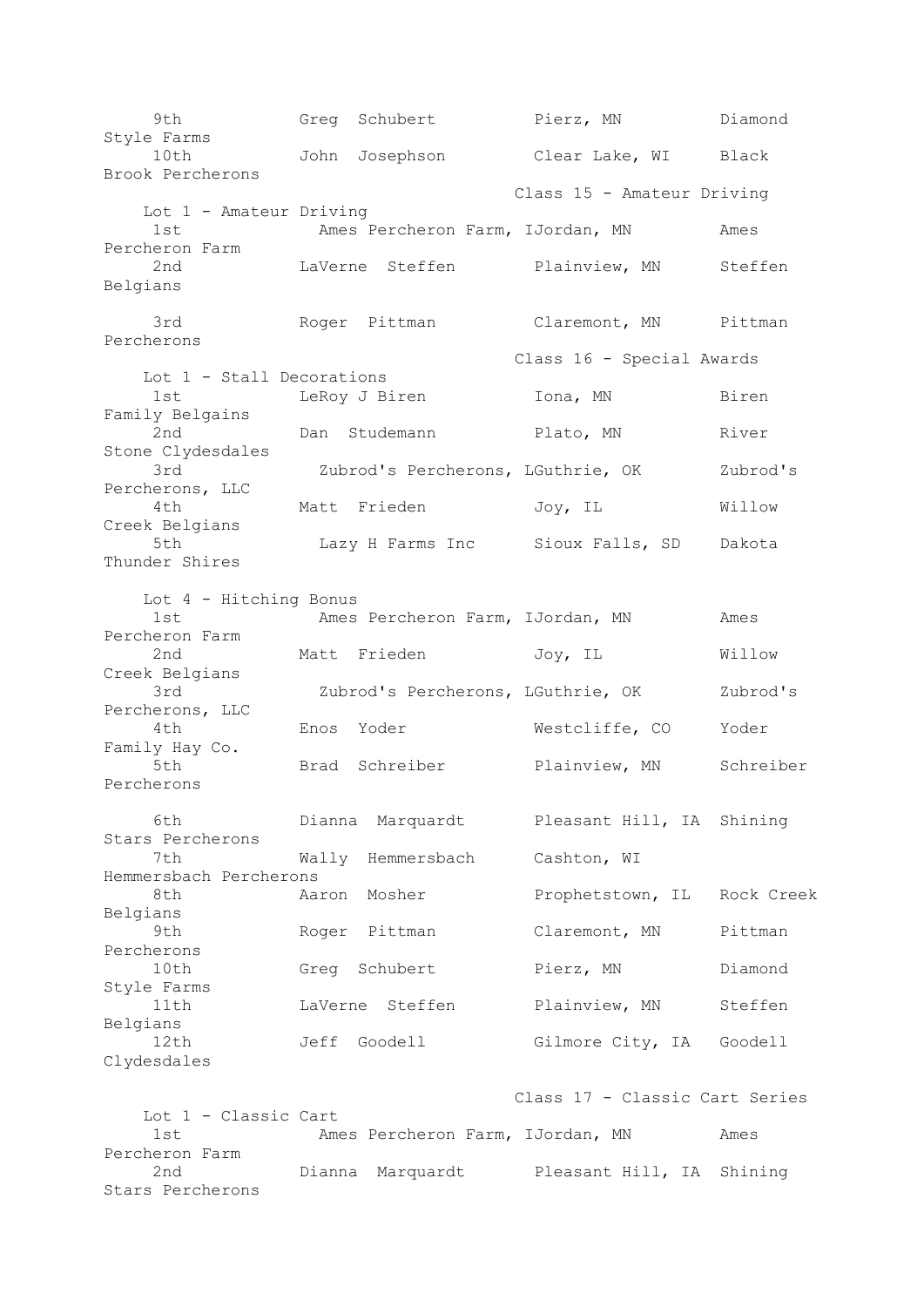| Place | Name | Location | Farm |
| --- | --- | --- | --- |
| 9th | Greg Schubert | Pierz, MN | Diamond Style Farms |
| 10th | John Josephson | Clear Lake, WI | Black Brook Percherons |

### Class 15 - Amateur Driving

**Lot 1 - Amateur Driving**

| Place | Name | Location | Farm |
| --- | --- | --- | --- |
| 1st | Ames Percheron Farm, I | Jordan, MN | Ames Percheron Farm |
| 2nd | LaVerne Steffen | Plainview, MN | Steffen Belgians |
| 3rd | Roger Pittman | Claremont, MN | Pittman Percherons |

### Class 16 - Special Awards

**Lot 1 - Stall Decorations**

| Place | Name | Location | Farm |
| --- | --- | --- | --- |
| 1st | LeRoy J Biren | Iona, MN | Biren Family Belgains |
| 2nd | Dan Studemann | Plato, MN | River Stone Clydesdales |
| 3rd | Zubrod's Percherons, L | Guthrie, OK | Zubrod's Percherons, LLC |
| 4th | Matt Frieden | Joy, IL | Willow Creek Belgians |
| 5th | Lazy H Farms Inc | Sioux Falls, SD | Dakota Thunder Shires |

**Lot 4 - Hitching Bonus**

| Place | Name | Location | Farm |
| --- | --- | --- | --- |
| 1st | Ames Percheron Farm, I | Jordan, MN | Ames Percheron Farm |
| 2nd | Matt Frieden | Joy, IL | Willow Creek Belgians |
| 3rd | Zubrod's Percherons, L | Guthrie, OK | Zubrod's Percherons, LLC |
| 4th | Enos Yoder | Westcliffe, CO | Yoder Family Hay Co. |
| 5th | Brad Schreiber | Plainview, MN | Schreiber Percherons |
| 6th | Dianna Marquardt | Pleasant Hill, IA | Shining Stars Percherons |
| 7th | Wally Hemmersbach | Cashton, WI | Hemmersbach Percherons |
| 8th | Aaron Mosher | Prophetstown, IL | Rock Creek Belgians |
| 9th | Roger Pittman | Claremont, MN | Pittman Percherons |
| 10th | Greg Schubert | Pierz, MN | Diamond Style Farms |
| 11th | LaVerne Steffen | Plainview, MN | Steffen Belgians |
| 12th | Jeff Goodell | Gilmore City, IA | Goodell Clydesdales |

### Class 17 - Classic Cart Series

**Lot 1 - Classic Cart**

| Place | Name | Location | Farm |
| --- | --- | --- | --- |
| 1st | Ames Percheron Farm, I | Jordan, MN | Ames Percheron Farm |
| 2nd | Dianna Marquardt | Pleasant Hill, IA | Shining Stars Percherons |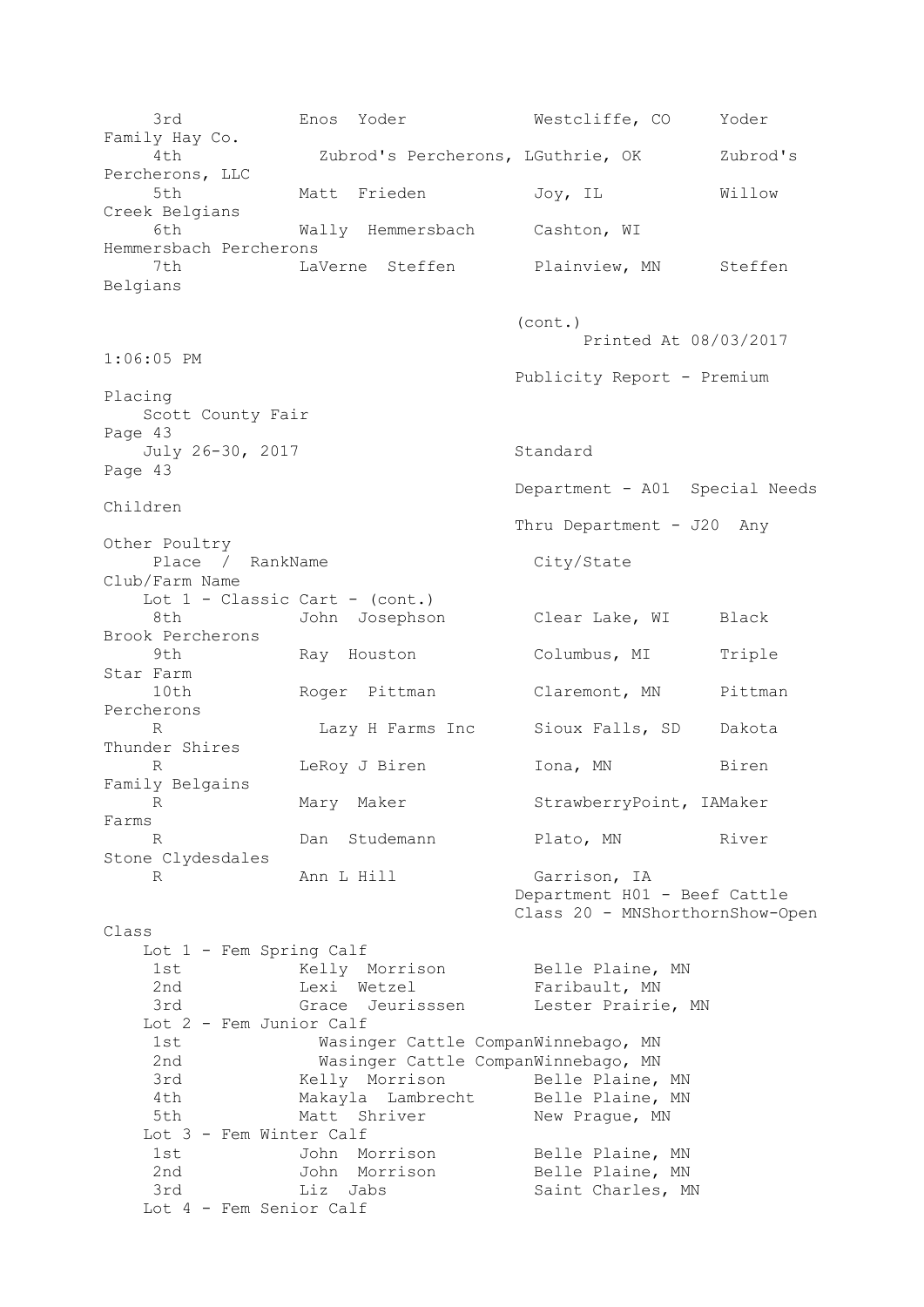| Place / Rank | Name | City/State | Club/Farm Name |
|---|---|---|---|
| 3rd | Enos Yoder | Westcliffe, CO | Yoder Family Hay Co. |
| 4th | Zubrod's Percherons, L | Guthrie, OK | Zubrod's Percherons, LLC |
| 5th | Matt Frieden | Joy, IL | Willow Creek Belgians |
| 6th | Wally Hemmersbach | Cashton, WI | Hemmersbach Percherons |
| 7th | LaVerne Steffen | Plainview, MN | Steffen Belgians |

(cont.)

Printed At 08/03/2017 1:06:05 PM

Publicity Report - Premium Placing

Scott County Fair

July 26-30, 2017

Standard

Department - A01 Special Needs Children

Thru Department - J20 Any Other Poultry

Lot 1 - Classic Cart - (cont.)

| Place / Rank | Name | City/State | Club/Farm Name |
|---|---|---|---|
| 8th | John Josephson | Clear Lake, WI | Black Brook Percherons |
| 9th | Ray Houston | Columbus, MI | Triple Star Farm |
| 10th | Roger Pittman | Claremont, MN | Pittman Percherons |
| R | Lazy H Farms Inc | Sioux Falls, SD | Dakota Thunder Shires |
| R | LeRoy J Biren | Iona, MN | Biren Family Belgains |
| R | Mary Maker | StrawberryPoint, IA | Maker Farms |
| R | Dan Studemann | Plato, MN | River Stone Clydesdales |
| R | Ann L Hill | Garrison, IA | |

Department H01 - Beef Cattle

Class 20 - MNShorthornShow-Open Class

Lot 1 - Fem Spring Calf

| Place / Rank | Name | City/State |
|---|---|---|
| 1st | Kelly Morrison | Belle Plaine, MN |
| 2nd | Lexi Wetzel | Faribault, MN |
| 3rd | Grace Jeurisssen | Lester Prairie, MN |

Lot 2 - Fem Junior Calf

| Place / Rank | Name | City/State |
|---|---|---|
| 1st | Wasinger Cattle Compan | Winnebago, MN |
| 2nd | Wasinger Cattle Compan | Winnebago, MN |
| 3rd | Kelly Morrison | Belle Plaine, MN |
| 4th | Makayla Lambrecht | Belle Plaine, MN |
| 5th | Matt Shriver | New Prague, MN |

Lot 3 - Fem Winter Calf

| Place / Rank | Name | City/State |
|---|---|---|
| 1st | John Morrison | Belle Plaine, MN |
| 2nd | John Morrison | Belle Plaine, MN |
| 3rd | Liz Jabs | Saint Charles, MN |

Lot 4 - Fem Senior Calf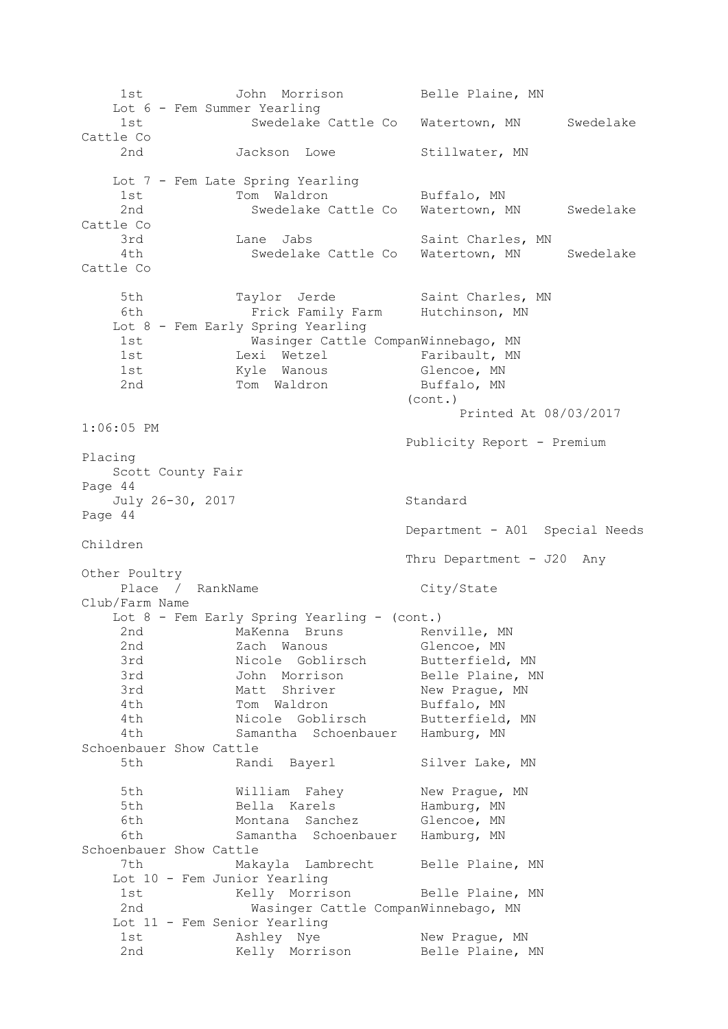| Place / Rank | Name | City/State | Club/Farm Name |
|---|---|---|---|
| 1st | John Morrison | Belle Plaine, MN | |
| **Lot 6 - Fem Summer Yearling** | | | |
| 1st | Swedelake Cattle Co | Watertown, MN | Swedelake Cattle Co |
| 2nd | Jackson Lowe | Stillwater, MN | |
| **Lot 7 - Fem Late Spring Yearling** | | | |
| 1st | Tom Waldron | Buffalo, MN | |
| 2nd | Swedelake Cattle Co | Watertown, MN | Swedelake Cattle Co |
| 3rd | Lane Jabs | Saint Charles, MN | |
| 4th | Swedelake Cattle Co | Watertown, MN | Swedelake Cattle Co |
| 5th | Taylor Jerde | Saint Charles, MN | |
| 6th | Frick Family Farm | Hutchinson, MN | |
| **Lot 8 - Fem Early Spring Yearling** | | | |
| 1st | Wasinger Cattle Compan | Winnebago, MN | |
| 1st | Lexi Wetzel | Faribault, MN | |
| 1st | Kyle Wanous | Glencoe, MN | |
| 2nd | Tom Waldron | Buffalo, MN | |

(cont.)

Printed At 08/03/2017 1:06:05 PM

Publicity Report - Premium Placing

Scott County Fair

July 26-30, 2017

Standard

Department - A01 Special Needs Children

Thru Department - J20 Any Other Poultry

| Place / Rank | Name | City/State | Club/Farm Name |
|---|---|---|---|
| **Lot 8 - Fem Early Spring Yearling - (cont.)** | | | |
| 2nd | MaKenna Bruns | Renville, MN | |
| 2nd | Zach Wanous | Glencoe, MN | |
| 3rd | Nicole Goblirsch | Butterfield, MN | |
| 3rd | John Morrison | Belle Plaine, MN | |
| 3rd | Matt Shriver | New Prague, MN | |
| 4th | Tom Waldron | Buffalo, MN | |
| 4th | Nicole Goblirsch | Butterfield, MN | |
| 4th | Samantha Schoenbauer | Hamburg, MN | Schoenbauer Show Cattle |
| 5th | Randi Bayerl | Silver Lake, MN | |
| 5th | William Fahey | New Prague, MN | |
| 5th | Bella Karels | Hamburg, MN | |
| 6th | Montana Sanchez | Glencoe, MN | |
| 6th | Samantha Schoenbauer | Hamburg, MN | Schoenbauer Show Cattle |
| 7th | Makayla Lambrecht | Belle Plaine, MN | |
| **Lot 10 - Fem Junior Yearling** | | | |
| 1st | Kelly Morrison | Belle Plaine, MN | |
| 2nd | Wasinger Cattle Compan | Winnebago, MN | |
| **Lot 11 - Fem Senior Yearling** | | | |
| 1st | Ashley Nye | New Prague, MN | |
| 2nd | Kelly Morrison | Belle Plaine, MN | |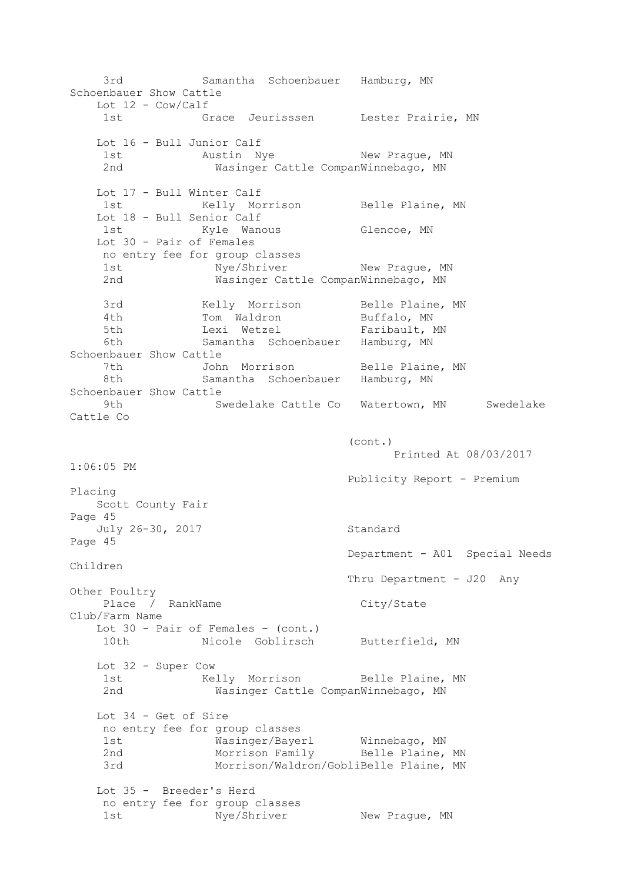| Place / Rank | Name | City/State | Club/Farm Name |
|---|---|---|---|
| 3rd | Samantha Schoenbauer | Hamburg, MN | Schoenbauer Show Cattle |

**Lot 12 - Cow/Calf**

| Place / Rank | Name | City/State | Club/Farm Name |
|---|---|---|---|
| 1st | Grace Jeurisssen | Lester Prairie, MN | |

**Lot 16 - Bull Junior Calf**

| Place / Rank | Name | City/State | Club/Farm Name |
|---|---|---|---|
| 1st | Austin Nye | New Prague, MN | |
| 2nd | Wasinger Cattle Compan | Winnebago, MN | |

**Lot 17 - Bull Winter Calf**

| Place / Rank | Name | City/State | Club/Farm Name |
|---|---|---|---|
| 1st | Kelly Morrison | Belle Plaine, MN | |

**Lot 18 - Bull Senior Calf**

| Place / Rank | Name | City/State | Club/Farm Name |
|---|---|---|---|
| 1st | Kyle Wanous | Glencoe, MN | |

**Lot 30 - Pair of Females**

no entry fee for group classes

| Place / Rank | Name | City/State | Club/Farm Name |
|---|---|---|---|
| 1st | Nye/Shriver | New Prague, MN | |
| 2nd | Wasinger Cattle Compan | Winnebago, MN | |
| 3rd | Kelly Morrison | Belle Plaine, MN | |
| 4th | Tom Waldron | Buffalo, MN | |
| 5th | Lexi Wetzel | Faribault, MN | |
| 6th | Samantha Schoenbauer | Hamburg, MN | Schoenbauer Show Cattle |
| 7th | John Morrison | Belle Plaine, MN | |
| 8th | Samantha Schoenbauer | Hamburg, MN | Schoenbauer Show Cattle |
| 9th | Swedelake Cattle Co | Watertown, MN | Swedelake Cattle Co |

(cont.)

Printed At 08/03/2017 1:06:05 PM

Publicity Report - Premium Placing

Scott County Fair

July 26-30, 2017

Standard

Department - A01 Special Needs Children

Thru Department - J20 Any Other Poultry

**Lot 30 - Pair of Females - (cont.)**

| Place / Rank | Name | City/State | Club/Farm Name |
|---|---|---|---|
| 10th | Nicole Goblirsch | Butterfield, MN | |

**Lot 32 - Super Cow**

| Place / Rank | Name | City/State | Club/Farm Name |
|---|---|---|---|
| 1st | Kelly Morrison | Belle Plaine, MN | |
| 2nd | Wasinger Cattle Compan | Winnebago, MN | |

**Lot 34 - Get of Sire**

no entry fee for group classes

| Place / Rank | Name | City/State | Club/Farm Name |
|---|---|---|---|
| 1st | Wasinger/Bayerl | Winnebago, MN | |
| 2nd | Morrison Family | Belle Plaine, MN | |
| 3rd | Morrison/Waldron/Gobli | Belle Plaine, MN | |

**Lot 35 - Breeder's Herd**

no entry fee for group classes

| Place / Rank | Name | City/State | Club/Farm Name |
|---|---|---|---|
| 1st | Nye/Shriver | New Prague, MN | |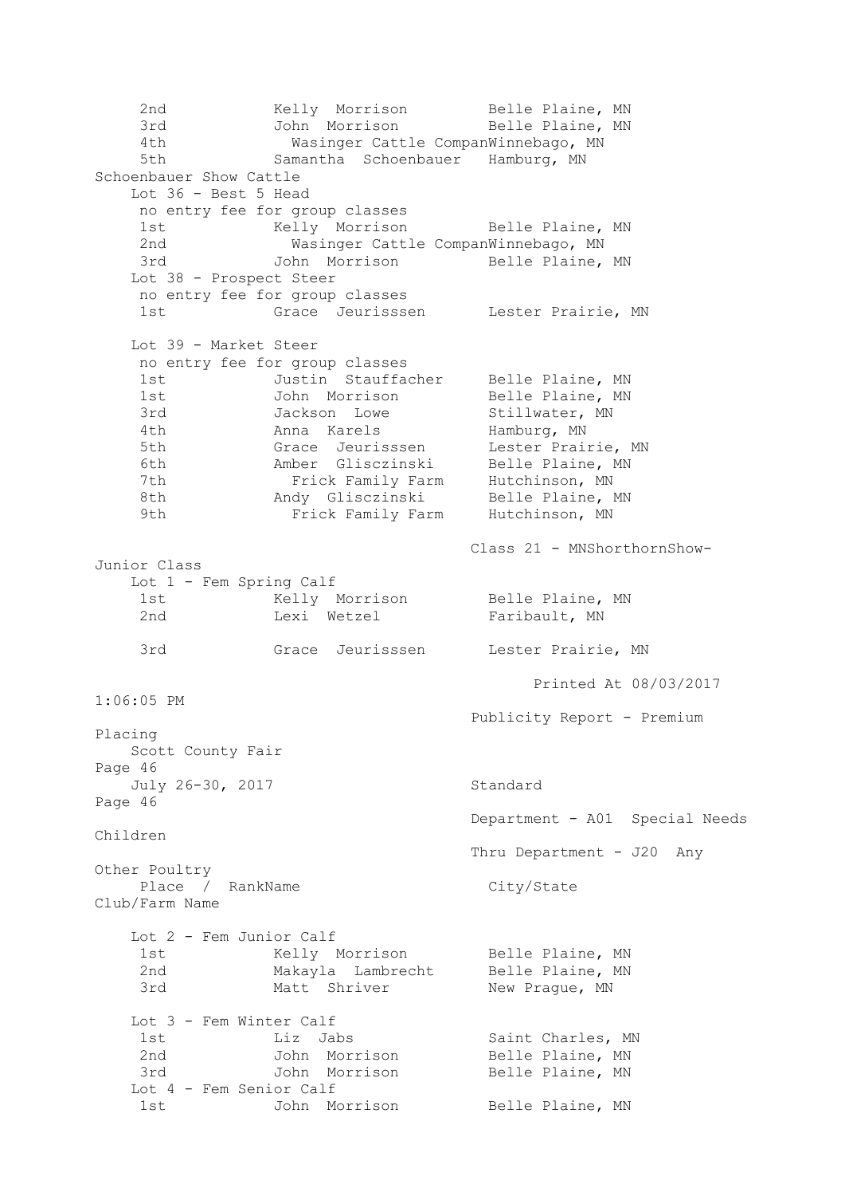| Place | Name | City/State |
|---|---|---|
| 2nd | Kelly Morrison | Belle Plaine, MN |
| 3rd | John Morrison | Belle Plaine, MN |
| 4th | Wasinger Cattle Compan | Winnebago, MN |
| 5th | Samantha Schoenbauer | Hamburg, MN |

Schoenbauer Show Cattle

Lot 36 - Best 5 Head

no entry fee for group classes

| Place | Name | City/State |
|---|---|---|
| 1st | Kelly Morrison | Belle Plaine, MN |
| 2nd | Wasinger Cattle Compan | Winnebago, MN |
| 3rd | John Morrison | Belle Plaine, MN |

Lot 38 - Prospect Steer

no entry fee for group classes

| Place | Name | City/State |
|---|---|---|
| 1st | Grace Jeurisssen | Lester Prairie, MN |

Lot 39 - Market Steer

no entry fee for group classes

| Place | Name | City/State |
|---|---|---|
| 1st | Justin Stauffacher | Belle Plaine, MN |
| 1st | John Morrison | Belle Plaine, MN |
| 3rd | Jackson Lowe | Stillwater, MN |
| 4th | Anna Karels | Hamburg, MN |
| 5th | Grace Jeurisssen | Lester Prairie, MN |
| 6th | Amber Glisczinski | Belle Plaine, MN |
| 7th | Frick Family Farm | Hutchinson, MN |
| 8th | Andy Glisczinski | Belle Plaine, MN |
| 9th | Frick Family Farm | Hutchinson, MN |

Class 21 - MNShorthornShow-Junior Class

Lot 1 - Fem Spring Calf

| Place | Name | City/State |
|---|---|---|
| 1st | Kelly Morrison | Belle Plaine, MN |
| 2nd | Lexi Wetzel | Faribault, MN |
| 3rd | Grace Jeurisssen | Lester Prairie, MN |

Printed At 08/03/2017 1:06:05 PM

Publicity Report - Premium Placing

Scott County Fair

July 26-30, 2017

Standard

Department - A01 Special Needs Children

Thru Department - J20 Any Other Poultry

Lot 2 - Fem Junior Calf

| Place / Rank | Name | City/State | Club/Farm Name |
|---|---|---|---|
| 1st | Kelly Morrison | Belle Plaine, MN | |
| 2nd | Makayla Lambrecht | Belle Plaine, MN | |
| 3rd | Matt Shriver | New Prague, MN | |

Lot 3 - Fem Winter Calf

| Place / Rank | Name | City/State | Club/Farm Name |
|---|---|---|---|
| 1st | Liz Jabs | Saint Charles, MN | |
| 2nd | John Morrison | Belle Plaine, MN | |
| 3rd | John Morrison | Belle Plaine, MN | |

Lot 4 - Fem Senior Calf

| Place / Rank | Name | City/State | Club/Farm Name |
|---|---|---|---|
| 1st | John Morrison | Belle Plaine, MN | |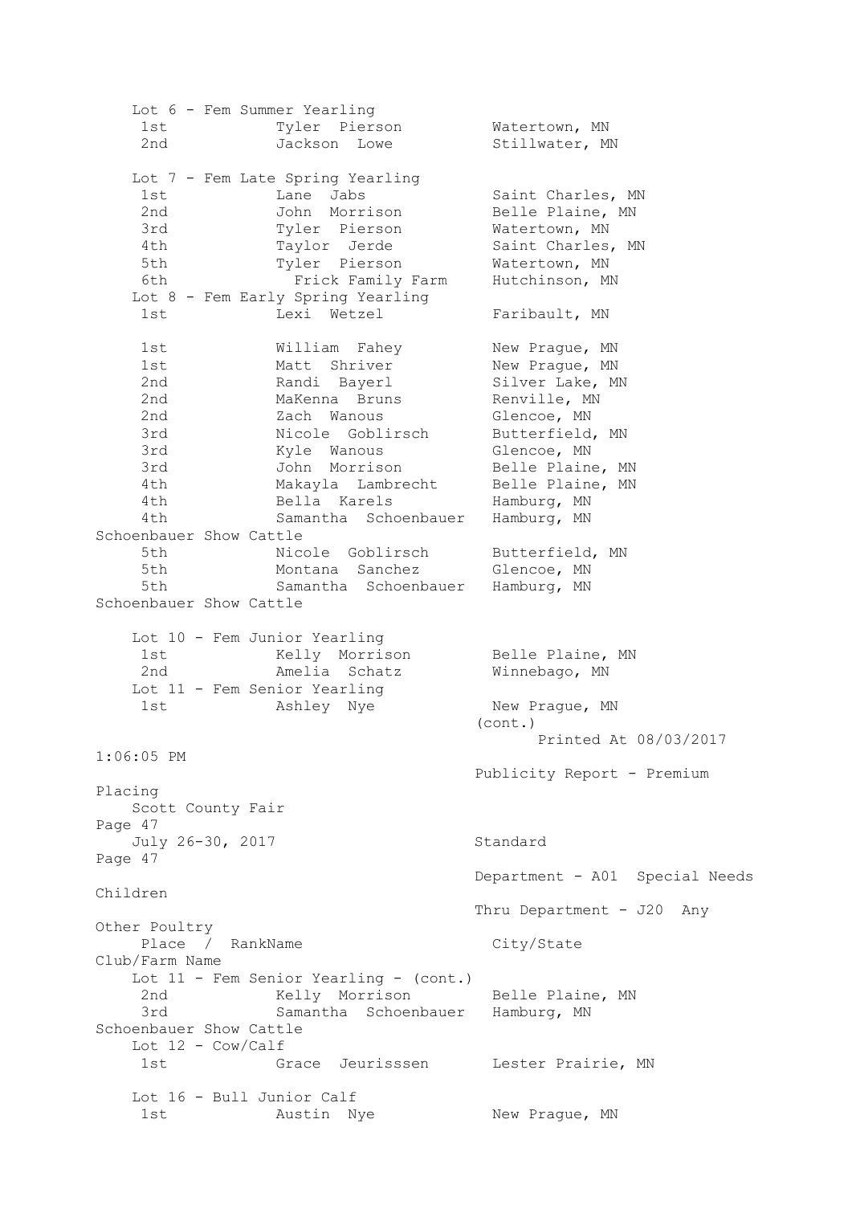Lot 6 - Fem Summer Yearling

| Place / Rank | Name | City/State | Club/Farm Name |
|---|---|---|---|
| 1st | Tyler Pierson | Watertown, MN | |
| 2nd | Jackson Lowe | Stillwater, MN | |

Lot 7 - Fem Late Spring Yearling

| Place / Rank | Name | City/State | Club/Farm Name |
|---|---|---|---|
| 1st | Lane Jabs | Saint Charles, MN | |
| 2nd | John Morrison | Belle Plaine, MN | |
| 3rd | Tyler Pierson | Watertown, MN | |
| 4th | Taylor Jerde | Saint Charles, MN | |
| 5th | Tyler Pierson | Watertown, MN | |
| 6th | Frick Family Farm | Hutchinson, MN | |

Lot 8 - Fem Early Spring Yearling

| Place / Rank | Name | City/State | Club/Farm Name |
|---|---|---|---|
| 1st | Lexi Wetzel | Faribault, MN | |
| 1st | William Fahey | New Prague, MN | |
| 1st | Matt Shriver | New Prague, MN | |
| 2nd | Randi Bayerl | Silver Lake, MN | |
| 2nd | MaKenna Bruns | Renville, MN | |
| 2nd | Zach Wanous | Glencoe, MN | |
| 3rd | Nicole Goblirsch | Butterfield, MN | |
| 3rd | Kyle Wanous | Glencoe, MN | |
| 3rd | John Morrison | Belle Plaine, MN | |
| 4th | Makayla Lambrecht | Belle Plaine, MN | |
| 4th | Bella Karels | Hamburg, MN | |
| 4th | Samantha Schoenbauer | Hamburg, MN | Schoenbauer Show Cattle |
| 5th | Nicole Goblirsch | Butterfield, MN | |
| 5th | Montana Sanchez | Glencoe, MN | |
| 5th | Samantha Schoenbauer | Hamburg, MN | Schoenbauer Show Cattle |

Lot 10 - Fem Junior Yearling

| Place / Rank | Name | City/State | Club/Farm Name |
|---|---|---|---|
| 1st | Kelly Morrison | Belle Plaine, MN | |
| 2nd | Amelia Schatz | Winnebago, MN | |

Lot 11 - Fem Senior Yearling

| Place / Rank | Name | City/State | Club/Farm Name |
|---|---|---|---|
| 1st | Ashley Nye | New Prague, MN | |

(cont.)

Printed At 08/03/2017 1:06:05 PM

Publicity Report - Premium Placing

Scott County Fair

July 26-30, 2017

Standard

Department - A01 Special Needs Children

Thru Department - J20 Any Other Poultry

Lot 11 - Fem Senior Yearling - (cont.)

| Place / Rank | Name | City/State | Club/Farm Name |
|---|---|---|---|
| 2nd | Kelly Morrison | Belle Plaine, MN | |
| 3rd | Samantha Schoenbauer | Hamburg, MN | Schoenbauer Show Cattle |

Lot 12 - Cow/Calf

| Place / Rank | Name | City/State | Club/Farm Name |
|---|---|---|---|
| 1st | Grace Jeurisssen | Lester Prairie, MN | |

Lot 16 - Bull Junior Calf

| Place / Rank | Name | City/State | Club/Farm Name |
|---|---|---|---|
| 1st | Austin Nye | New Prague, MN | |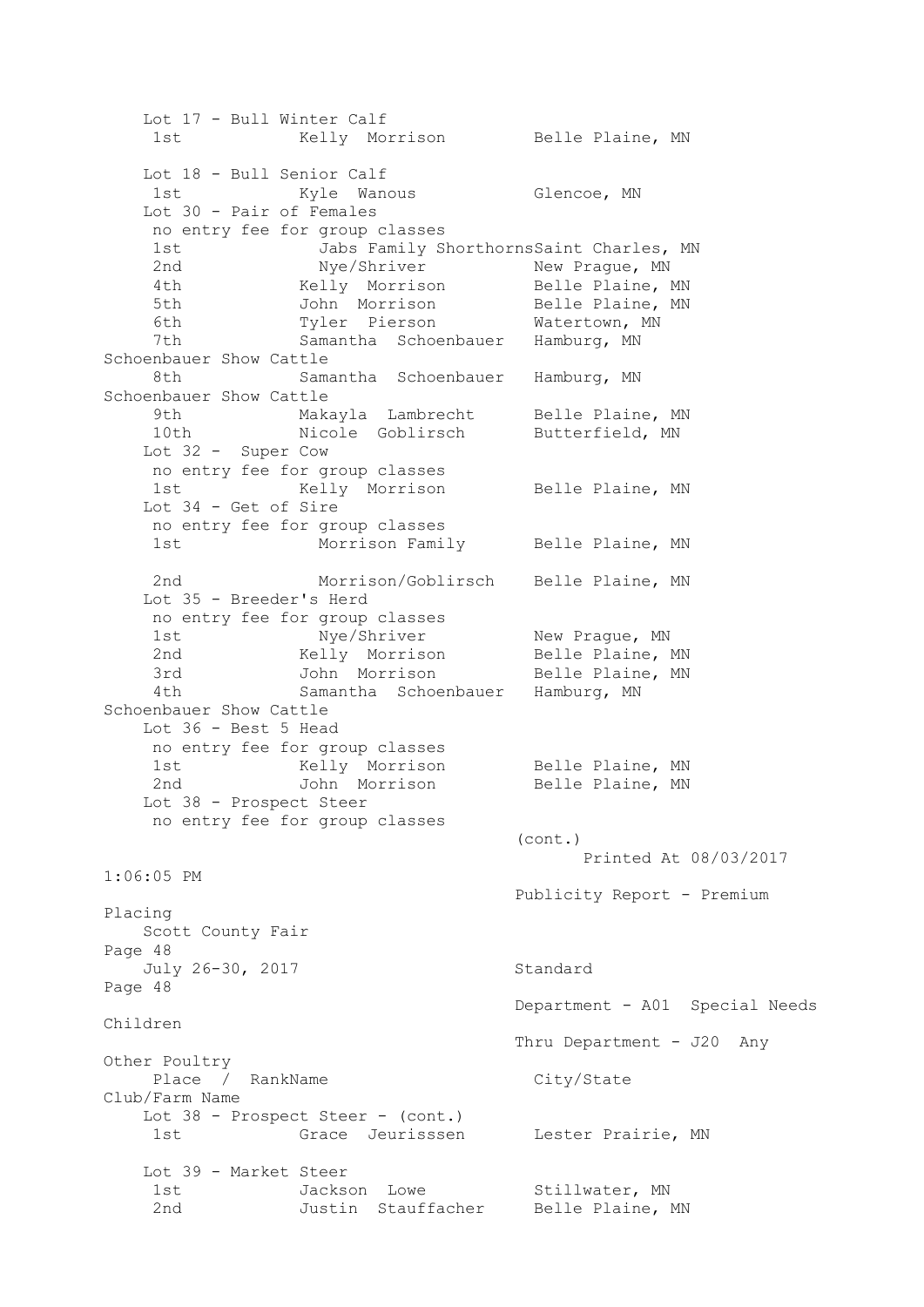Lot 17 - Bull Winter Calf

| Place / Rank | Name | City/State | Club/Farm Name |
|---|---|---|---|
| 1st | Kelly Morrison | Belle Plaine, MN | |

Lot 18 - Bull Senior Calf

| Place / Rank | Name | City/State | Club/Farm Name |
|---|---|---|---|
| 1st | Kyle Wanous | Glencoe, MN | |

Lot 30 - Pair of Females

no entry fee for group classes

| Place / Rank | Name | City/State | Club/Farm Name |
|---|---|---|---|
| 1st | Jabs Family Shorthorns | Saint Charles, MN | |
| 2nd | Nye/Shriver | New Prague, MN | |
| 4th | Kelly Morrison | Belle Plaine, MN | |
| 5th | John Morrison | Belle Plaine, MN | |
| 6th | Tyler Pierson | Watertown, MN | |
| 7th | Samantha Schoenbauer | Hamburg, MN | Schoenbauer Show Cattle |
| 8th | Samantha Schoenbauer | Hamburg, MN | Schoenbauer Show Cattle |
| 9th | Makayla Lambrecht | Belle Plaine, MN | |
| 10th | Nicole Goblirsch | Butterfield, MN | |

Lot 32 - Super Cow

no entry fee for group classes

| Place / Rank | Name | City/State | Club/Farm Name |
|---|---|---|---|
| 1st | Kelly Morrison | Belle Plaine, MN | |

Lot 34 - Get of Sire

no entry fee for group classes

| Place / Rank | Name | City/State | Club/Farm Name |
|---|---|---|---|
| 1st | Morrison Family | Belle Plaine, MN | |
| 2nd | Morrison/Goblirsch | Belle Plaine, MN | |

Lot 35 - Breeder's Herd

no entry fee for group classes

| Place / Rank | Name | City/State | Club/Farm Name |
|---|---|---|---|
| 1st | Nye/Shriver | New Prague, MN | |
| 2nd | Kelly Morrison | Belle Plaine, MN | |
| 3rd | John Morrison | Belle Plaine, MN | |
| 4th | Samantha Schoenbauer | Hamburg, MN | Schoenbauer Show Cattle |

Lot 36 - Best 5 Head

no entry fee for group classes

| Place / Rank | Name | City/State | Club/Farm Name |
|---|---|---|---|
| 1st | Kelly Morrison | Belle Plaine, MN | |
| 2nd | John Morrison | Belle Plaine, MN | |

Lot 38 - Prospect Steer

no entry fee for group classes

(cont.)

Printed At 08/03/2017 1:06:05 PM

Publicity Report - Premium Placing

Scott County Fair

July 26-30, 2017

Standard

Department - A01 Special Needs Children

Thru Department - J20 Any Other Poultry

Lot 38 - Prospect Steer - (cont.)

| Place / Rank | Name | City/State | Club/Farm Name |
|---|---|---|---|
| 1st | Grace Jeurisssen | Lester Prairie, MN | |

Lot 39 - Market Steer

| Place / Rank | Name | City/State | Club/Farm Name |
|---|---|---|---|
| 1st | Jackson Lowe | Stillwater, MN | |
| 2nd | Justin Stauffacher | Belle Plaine, MN | |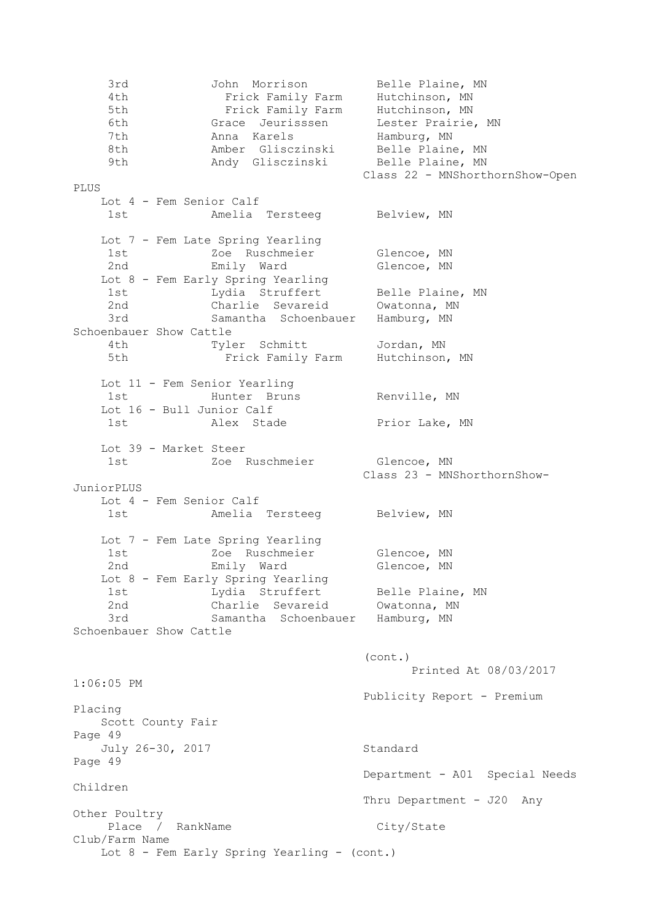| Place / Rank | Name | City/State | Club/Farm Name |
|---|---|---|---|
| 3rd | John Morrison | Belle Plaine, MN | |
| 4th | Frick Family Farm | Hutchinson, MN | |
| 5th | Frick Family Farm | Hutchinson, MN | |
| 6th | Grace Jeurisssen | Lester Prairie, MN | |
| 7th | Anna Karels | Hamburg, MN | |
| 8th | Amber Glisczinski | Belle Plaine, MN | |
| 9th | Andy Glisczinski | Belle Plaine, MN | |

Class 22 - MNShorthornShow-Open PLUS

Lot 4 - Fem Senior Calf

| Place / Rank | Name | City/State | Club/Farm Name |
|---|---|---|---|
| 1st | Amelia Tersteeg | Belview, MN | |

Lot 7 - Fem Late Spring Yearling

| Place / Rank | Name | City/State | Club/Farm Name |
|---|---|---|---|
| 1st | Zoe Ruschmeier | Glencoe, MN | |
| 2nd | Emily Ward | Glencoe, MN | |

Lot 8 - Fem Early Spring Yearling

| Place / Rank | Name | City/State | Club/Farm Name |
|---|---|---|---|
| 1st | Lydia Struffert | Belle Plaine, MN | |
| 2nd | Charlie Sevareid | Owatonna, MN | |
| 3rd | Samantha Schoenbauer | Hamburg, MN | Schoenbauer Show Cattle |
| 4th | Tyler Schmitt | Jordan, MN | |
| 5th | Frick Family Farm | Hutchinson, MN | |

Lot 11 - Fem Senior Yearling

| Place / Rank | Name | City/State | Club/Farm Name |
|---|---|---|---|
| 1st | Hunter Bruns | Renville, MN | |

Lot 16 - Bull Junior Calf

| Place / Rank | Name | City/State | Club/Farm Name |
|---|---|---|---|
| 1st | Alex Stade | Prior Lake, MN | |

Lot 39 - Market Steer

| Place / Rank | Name | City/State | Club/Farm Name |
|---|---|---|---|
| 1st | Zoe Ruschmeier | Glencoe, MN | |

Class 23 - MNShorthornShow-JuniorPLUS

Lot 4 - Fem Senior Calf

| Place / Rank | Name | City/State | Club/Farm Name |
|---|---|---|---|
| 1st | Amelia Tersteeg | Belview, MN | |

Lot 7 - Fem Late Spring Yearling

| Place / Rank | Name | City/State | Club/Farm Name |
|---|---|---|---|
| 1st | Zoe Ruschmeier | Glencoe, MN | |
| 2nd | Emily Ward | Glencoe, MN | |

Lot 8 - Fem Early Spring Yearling

| Place / Rank | Name | City/State | Club/Farm Name |
|---|---|---|---|
| 1st | Lydia Struffert | Belle Plaine, MN | |
| 2nd | Charlie Sevareid | Owatonna, MN | |
| 3rd | Samantha Schoenbauer | Hamburg, MN | Schoenbauer Show Cattle |

(cont.)

Printed At 08/03/2017 1:06:05 PM

Publicity Report - Premium Placing

Scott County Fair

July 26-30, 2017

Standard

Department - A01 Special Needs Children

Thru Department - J20 Any Other Poultry

| Place / Rank | Name | City/State | Club/Farm Name |
|---|---|---|---|

Lot 8 - Fem Early Spring Yearling - (cont.)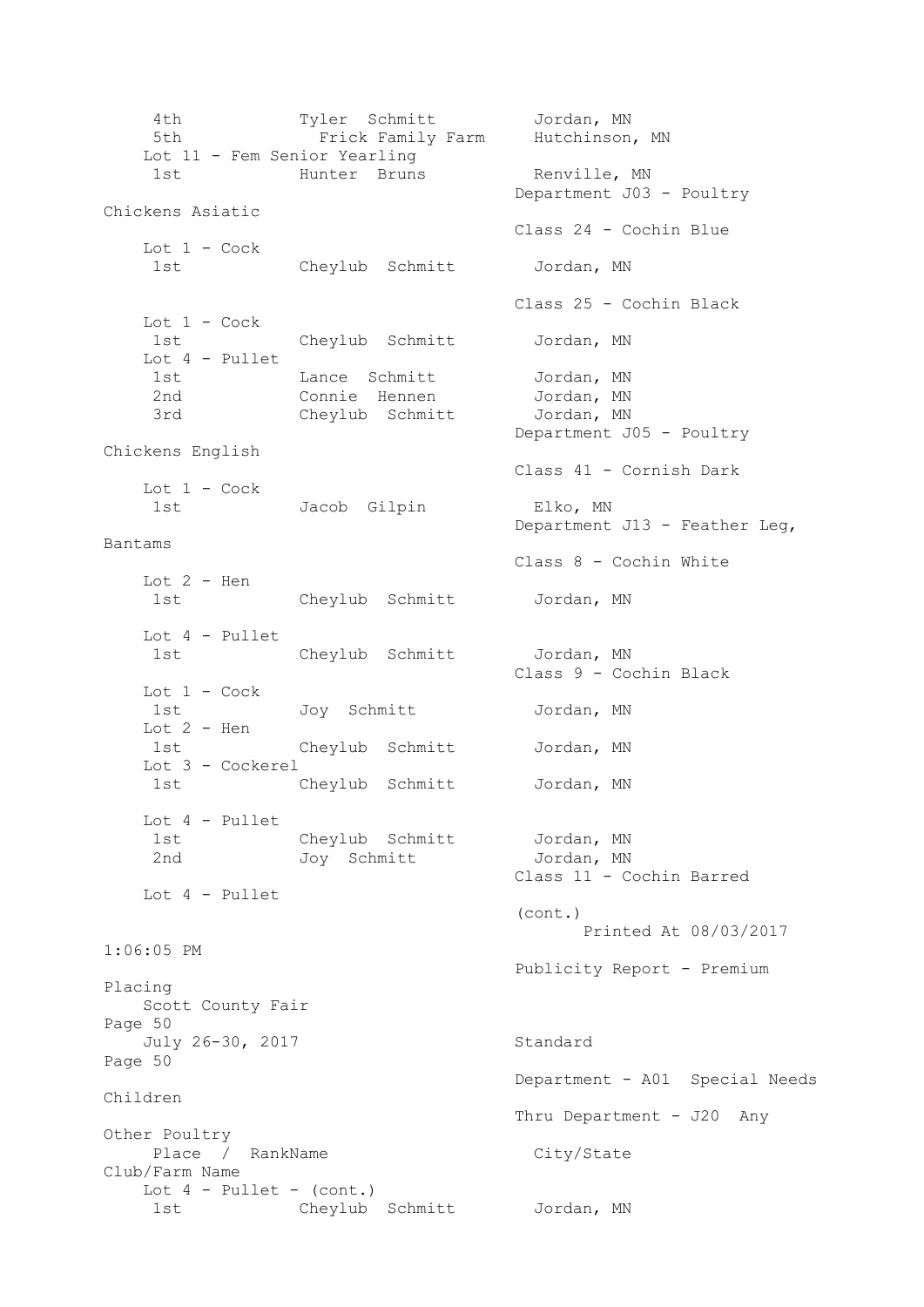| Place / Rank | Name | City/State |
|---|---|---|
| 4th | Tyler Schmitt | Jordan, MN |
| 5th | Frick Family Farm | Hutchinson, MN |

Lot 11 - Fem Senior Yearling

| Place / Rank | Name | City/State |
|---|---|---|
| 1st | Hunter Bruns | Renville, MN |

Department J03 - Poultry Chickens Asiatic

Class 24 - Cochin Blue

Lot 1 - Cock

| Place / Rank | Name | City/State |
|---|---|---|
| 1st | Cheylub Schmitt | Jordan, MN |

Class 25 - Cochin Black

Lot 1 - Cock

| Place / Rank | Name | City/State |
|---|---|---|
| 1st | Cheylub Schmitt | Jordan, MN |

Lot 4 - Pullet

| Place / Rank | Name | City/State |
|---|---|---|
| 1st | Lance Schmitt | Jordan, MN |
| 2nd | Connie Hennen | Jordan, MN |
| 3rd | Cheylub Schmitt | Jordan, MN |

Department J05 - Poultry Chickens English

Class 41 - Cornish Dark

Lot 1 - Cock

| Place / Rank | Name | City/State |
|---|---|---|
| 1st | Jacob Gilpin | Elko, MN |

Department J13 - Feather Leg, Bantams

Class 8 - Cochin White

Lot 2 - Hen

| Place / Rank | Name | City/State |
|---|---|---|
| 1st | Cheylub Schmitt | Jordan, MN |

Lot 4 - Pullet

| Place / Rank | Name | City/State |
|---|---|---|
| 1st | Cheylub Schmitt | Jordan, MN |

Class 9 - Cochin Black

Lot 1 - Cock

| Place / Rank | Name | City/State |
|---|---|---|
| 1st | Joy Schmitt | Jordan, MN |

Lot 2 - Hen

| Place / Rank | Name | City/State |
|---|---|---|
| 1st | Cheylub Schmitt | Jordan, MN |

Lot 3 - Cockerel

| Place / Rank | Name | City/State |
|---|---|---|
| 1st | Cheylub Schmitt | Jordan, MN |

Lot 4 - Pullet

| Place / Rank | Name | City/State |
|---|---|---|
| 1st | Cheylub Schmitt | Jordan, MN |
| 2nd | Joy Schmitt | Jordan, MN |

Class 11 - Cochin Barred

Lot 4 - Pullet

(cont.)

Printed At 08/03/2017 1:06:05 PM

Publicity Report - Premium Placing

Scott County Fair

July 26-30, 2017

Standard

Department - A01 Special Needs Children

Thru Department - J20 Any Other Poultry

Lot 4 - Pullet - (cont.)

| Place / Rank | Name | City/State | Club/Farm Name |
|---|---|---|---|
| 1st | Cheylub Schmitt | Jordan, MN | |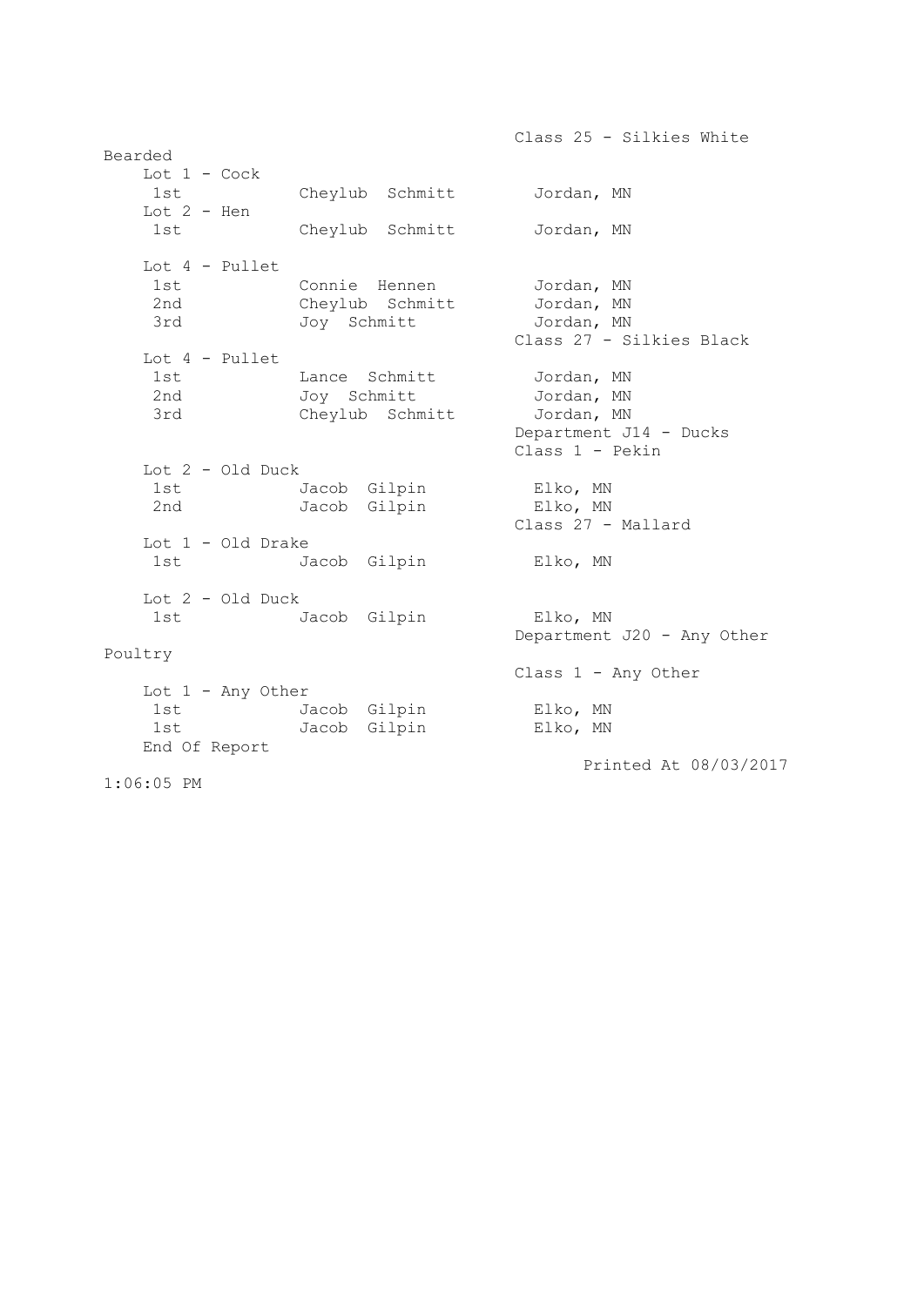Class 25 - Silkies White Bearded

Lot 1 - Cock

| | | |
|---|---|---|
| 1st | Cheylub Schmitt | Jordan, MN |

Lot 2 - Hen

| | | |
|---|---|---|
| 1st | Cheylub Schmitt | Jordan, MN |

Lot 4 - Pullet

| | | |
|---|---|---|
| 1st | Connie Hennen | Jordan, MN |
| 2nd | Cheylub Schmitt | Jordan, MN |
| 3rd | Joy Schmitt | Jordan, MN |

Class 27 - Silkies Black

Lot 4 - Pullet

| | | |
|---|---|---|
| 1st | Lance Schmitt | Jordan, MN |
| 2nd | Joy Schmitt | Jordan, MN |
| 3rd | Cheylub Schmitt | Jordan, MN |

Department J14 - Ducks

Class 1 - Pekin

Lot 2 - Old Duck

| | | |
|---|---|---|
| 1st | Jacob Gilpin | Elko, MN |
| 2nd | Jacob Gilpin | Elko, MN |

Class 27 - Mallard

Lot 1 - Old Drake

| | | |
|---|---|---|
| 1st | Jacob Gilpin | Elko, MN |

Lot 2 - Old Duck

| | | |
|---|---|---|
| 1st | Jacob Gilpin | Elko, MN |

Department J20 - Any Other Poultry

Class 1 - Any Other

Lot 1 - Any Other

| | | |
|---|---|---|
| 1st | Jacob Gilpin | Elko, MN |
| 1st | Jacob Gilpin | Elko, MN |

End Of Report

Printed At 08/03/2017 1:06:05 PM